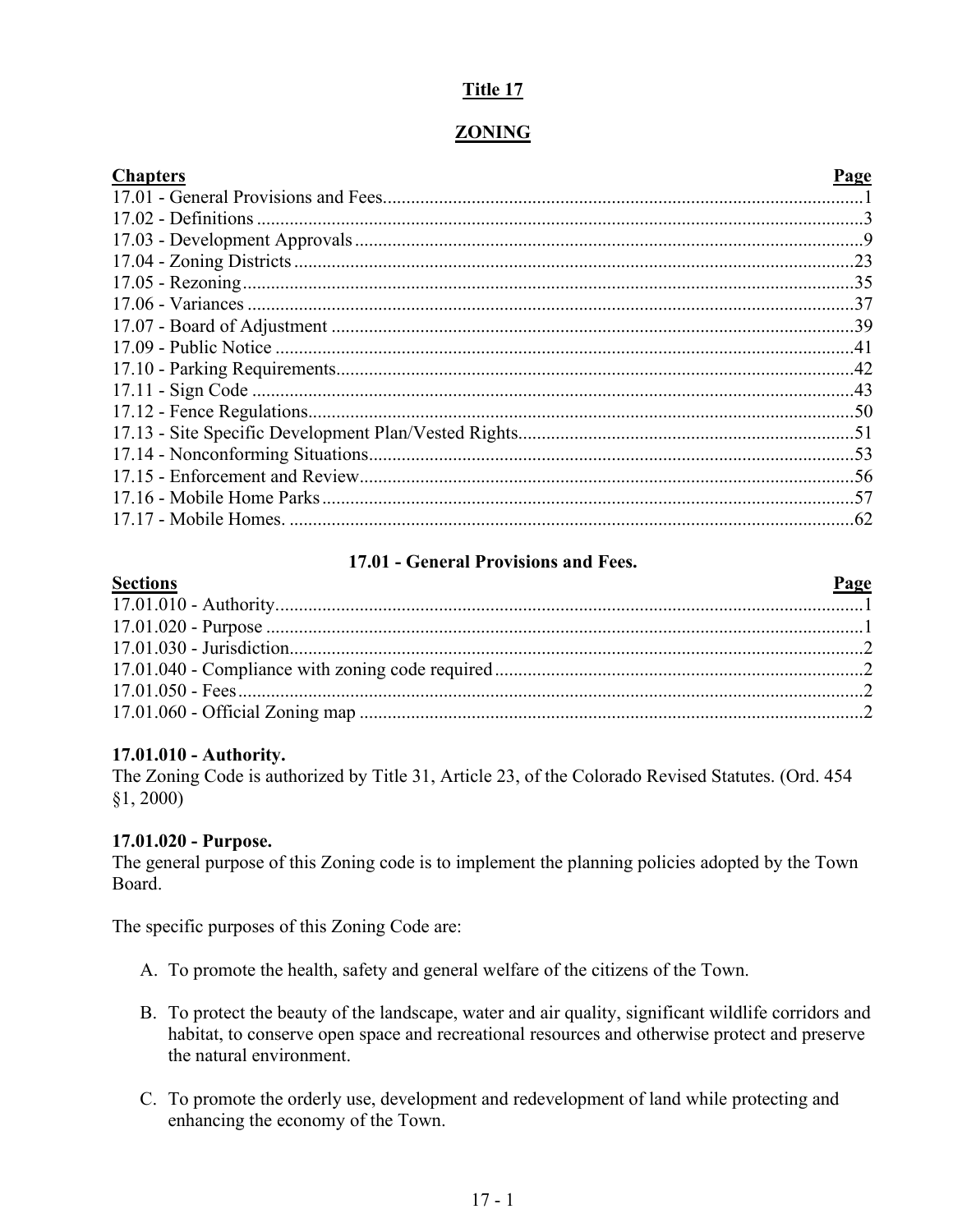# Title 17

# ZONING

| Chapters | Page |
|---|---|
| 17.01 - General Provisions and Fees | 1 |
| 17.02 - Definitions | 3 |
| 17.03 - Development Approvals | 9 |
| 17.04 - Zoning Districts | 23 |
| 17.05 - Rezoning | 35 |
| 17.06 - Variances | 37 |
| 17.07 - Board of Adjustment | 39 |
| 17.09 - Public Notice | 41 |
| 17.10 - Parking Requirements | 42 |
| 17.11 - Sign Code | 43 |
| 17.12 - Fence Regulations | 50 |
| 17.13 - Site Specific Development Plan/Vested Rights | 51 |
| 17.14 - Nonconforming Situations | 53 |
| 17.15 - Enforcement and Review | 56 |
| 17.16 - Mobile Home Parks | 57 |
| 17.17 - Mobile Homes. | 62 |

## 17.01 - General Provisions and Fees.

| Sections | Page |
|---|---|
| 17.01.010 - Authority | 1 |
| 17.01.020 - Purpose | 1 |
| 17.01.030 - Jurisdiction | 2 |
| 17.01.040 - Compliance with zoning code required | 2 |
| 17.01.050 - Fees | 2 |
| 17.01.060 - Official Zoning map | 2 |

### 17.01.010 - Authority.

The Zoning Code is authorized by Title 31, Article 23, of the Colorado Revised Statutes. (Ord. 454 §1, 2000)

### 17.01.020 - Purpose.

The general purpose of this Zoning code is to implement the planning policies adopted by the Town Board.

The specific purposes of this Zoning Code are:

A. To promote the health, safety and general welfare of the citizens of the Town.

B. To protect the beauty of the landscape, water and air quality, significant wildlife corridors and habitat, to conserve open space and recreational resources and otherwise protect and preserve the natural environment.

C. To promote the orderly use, development and redevelopment of land while protecting and enhancing the economy of the Town.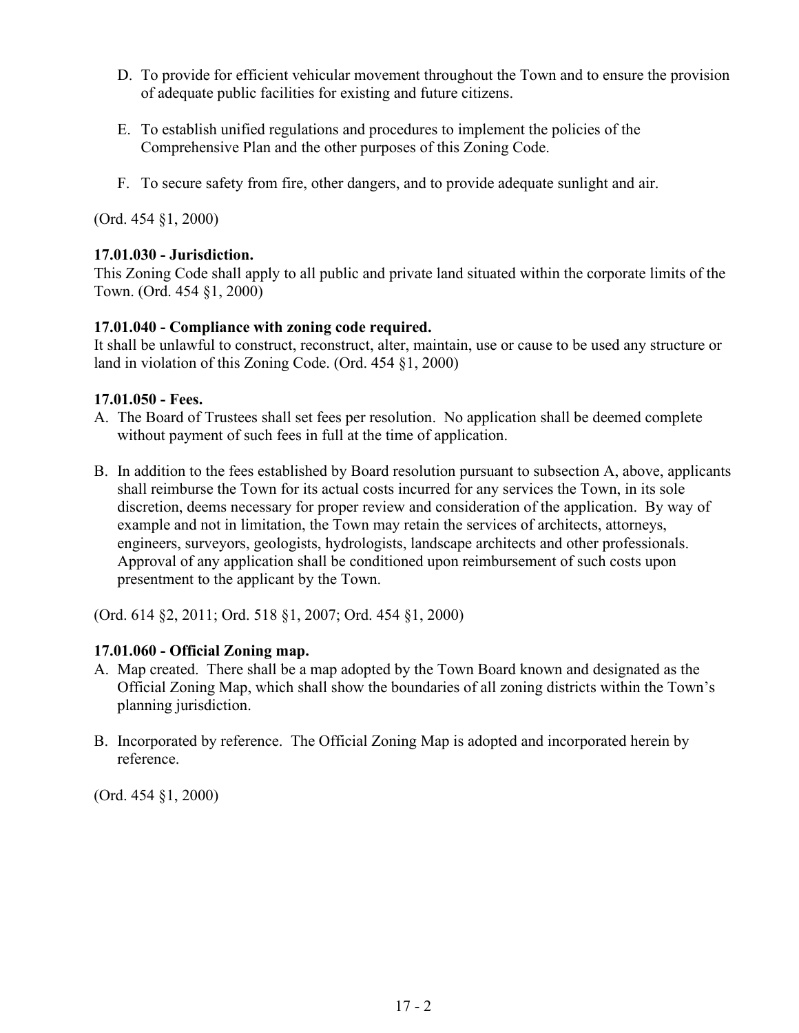D. To provide for efficient vehicular movement throughout the Town and to ensure the provision of adequate public facilities for existing and future citizens.

E. To establish unified regulations and procedures to implement the policies of the Comprehensive Plan and the other purposes of this Zoning Code.

F. To secure safety from fire, other dangers, and to provide adequate sunlight and air.

(Ord. 454 §1, 2000)

**17.01.030 - Jurisdiction.**
This Zoning Code shall apply to all public and private land situated within the corporate limits of the Town. (Ord. 454 §1, 2000)

**17.01.040 - Compliance with zoning code required.**
It shall be unlawful to construct, reconstruct, alter, maintain, use or cause to be used any structure or land in violation of this Zoning Code. (Ord. 454 §1, 2000)

**17.01.050 - Fees.**

A. The Board of Trustees shall set fees per resolution. No application shall be deemed complete without payment of such fees in full at the time of application.

B. In addition to the fees established by Board resolution pursuant to subsection A, above, applicants shall reimburse the Town for its actual costs incurred for any services the Town, in its sole discretion, deems necessary for proper review and consideration of the application. By way of example and not in limitation, the Town may retain the services of architects, attorneys, engineers, surveyors, geologists, hydrologists, landscape architects and other professionals. Approval of any application shall be conditioned upon reimbursement of such costs upon presentment to the applicant by the Town.

(Ord. 614 §2, 2011; Ord. 518 §1, 2007; Ord. 454 §1, 2000)

**17.01.060 - Official Zoning map.**

A. Map created. There shall be a map adopted by the Town Board known and designated as the Official Zoning Map, which shall show the boundaries of all zoning districts within the Town's planning jurisdiction.

B. Incorporated by reference. The Official Zoning Map is adopted and incorporated herein by reference.

(Ord. 454 §1, 2000)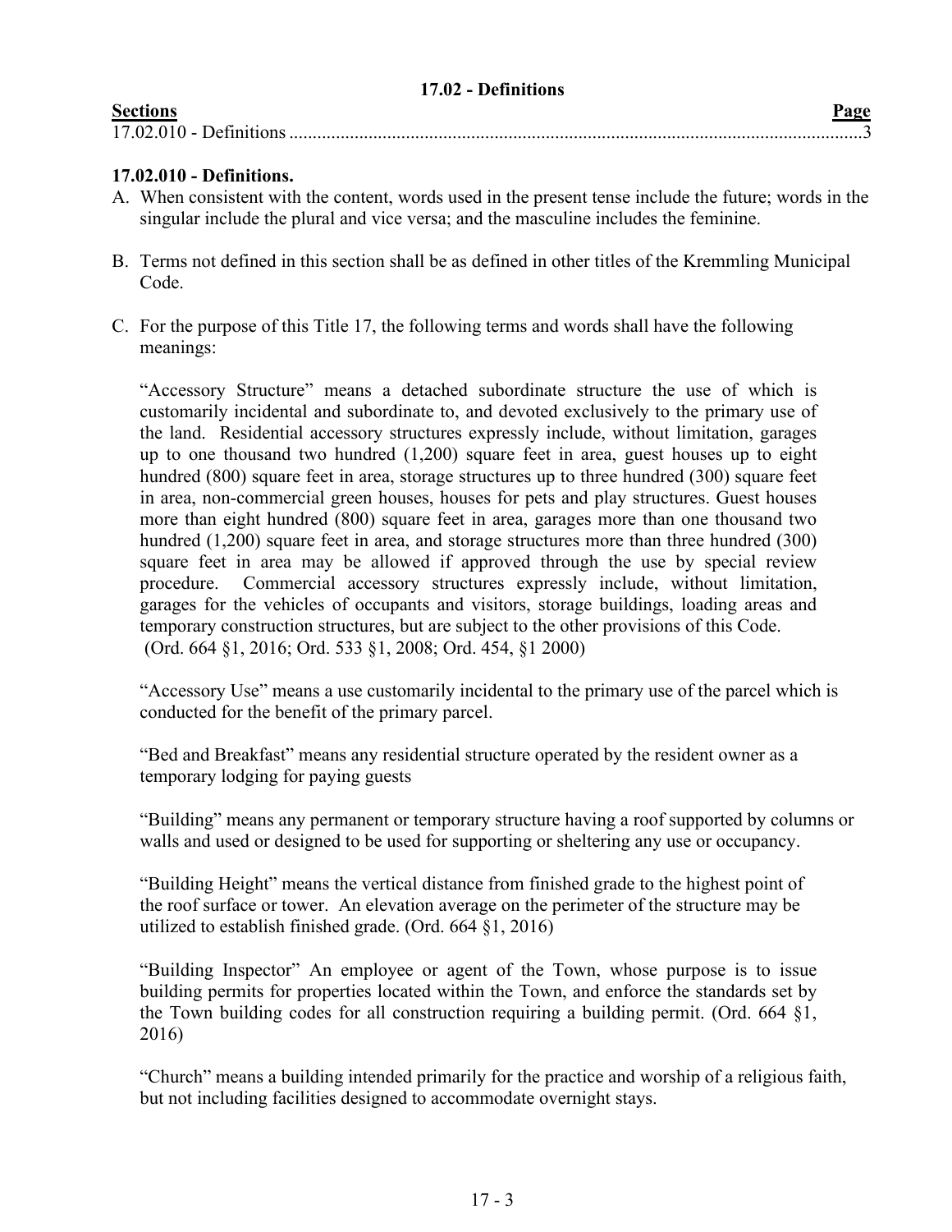## 17.02 - Definitions

| **Sections** | **Page** |
|---|---|
| 17.02.010 - Definitions | 3 |

### 17.02.010 - Definitions.

A. When consistent with the content, words used in the present tense include the future; words in the singular include the plural and vice versa; and the masculine includes the feminine.

B. Terms not defined in this section shall be as defined in other titles of the Kremmling Municipal Code.

C. For the purpose of this Title 17, the following terms and words shall have the following meanings:

"Accessory Structure" means a detached subordinate structure the use of which is customarily incidental and subordinate to, and devoted exclusively to the primary use of the land. Residential accessory structures expressly include, without limitation, garages up to one thousand two hundred (1,200) square feet in area, guest houses up to eight hundred (800) square feet in area, storage structures up to three hundred (300) square feet in area, non-commercial green houses, houses for pets and play structures. Guest houses more than eight hundred (800) square feet in area, garages more than one thousand two hundred (1,200) square feet in area, and storage structures more than three hundred (300) square feet in area may be allowed if approved through the use by special review procedure. Commercial accessory structures expressly include, without limitation, garages for the vehicles of occupants and visitors, storage buildings, loading areas and temporary construction structures, but are subject to the other provisions of this Code. (Ord. 664 §1, 2016; Ord. 533 §1, 2008; Ord. 454, §1 2000)

"Accessory Use" means a use customarily incidental to the primary use of the parcel which is conducted for the benefit of the primary parcel.

"Bed and Breakfast" means any residential structure operated by the resident owner as a temporary lodging for paying guests

"Building" means any permanent or temporary structure having a roof supported by columns or walls and used or designed to be used for supporting or sheltering any use or occupancy.

"Building Height" means the vertical distance from finished grade to the highest point of the roof surface or tower. An elevation average on the perimeter of the structure may be utilized to establish finished grade. (Ord. 664 §1, 2016)

"Building Inspector" An employee or agent of the Town, whose purpose is to issue building permits for properties located within the Town, and enforce the standards set by the Town building codes for all construction requiring a building permit. (Ord. 664 §1, 2016)

"Church" means a building intended primarily for the practice and worship of a religious faith, but not including facilities designed to accommodate overnight stays.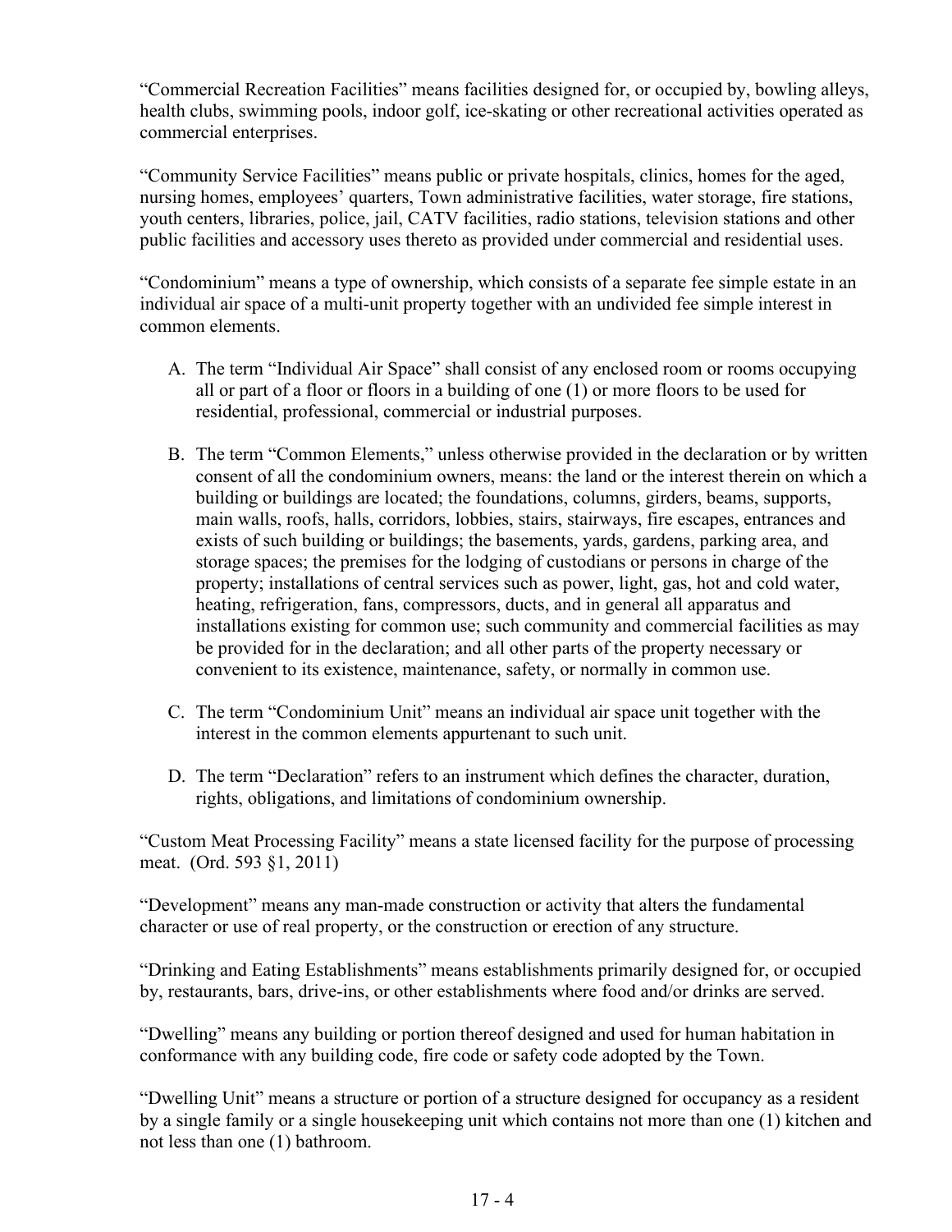"Commercial Recreation Facilities" means facilities designed for, or occupied by, bowling alleys, health clubs, swimming pools, indoor golf, ice-skating or other recreational activities operated as commercial enterprises.

"Community Service Facilities" means public or private hospitals, clinics, homes for the aged, nursing homes, employees' quarters, Town administrative facilities, water storage, fire stations, youth centers, libraries, police, jail, CATV facilities, radio stations, television stations and other public facilities and accessory uses thereto as provided under commercial and residential uses.

"Condominium" means a type of ownership, which consists of a separate fee simple estate in an individual air space of a multi-unit property together with an undivided fee simple interest in common elements.

A. The term "Individual Air Space" shall consist of any enclosed room or rooms occupying all or part of a floor or floors in a building of one (1) or more floors to be used for residential, professional, commercial or industrial purposes.

B. The term "Common Elements," unless otherwise provided in the declaration or by written consent of all the condominium owners, means: the land or the interest therein on which a building or buildings are located; the foundations, columns, girders, beams, supports, main walls, roofs, halls, corridors, lobbies, stairs, stairways, fire escapes, entrances and exists of such building or buildings; the basements, yards, gardens, parking area, and storage spaces; the premises for the lodging of custodians or persons in charge of the property; installations of central services such as power, light, gas, hot and cold water, heating, refrigeration, fans, compressors, ducts, and in general all apparatus and installations existing for common use; such community and commercial facilities as may be provided for in the declaration; and all other parts of the property necessary or convenient to its existence, maintenance, safety, or normally in common use.

C. The term "Condominium Unit" means an individual air space unit together with the interest in the common elements appurtenant to such unit.

D. The term "Declaration" refers to an instrument which defines the character, duration, rights, obligations, and limitations of condominium ownership.

"Custom Meat Processing Facility" means a state licensed facility for the purpose of processing meat. (Ord. 593 §1, 2011)

"Development" means any man-made construction or activity that alters the fundamental character or use of real property, or the construction or erection of any structure.

"Drinking and Eating Establishments" means establishments primarily designed for, or occupied by, restaurants, bars, drive-ins, or other establishments where food and/or drinks are served.

"Dwelling" means any building or portion thereof designed and used for human habitation in conformance with any building code, fire code or safety code adopted by the Town.

"Dwelling Unit" means a structure or portion of a structure designed for occupancy as a resident by a single family or a single housekeeping unit which contains not more than one (1) kitchen and not less than one (1) bathroom.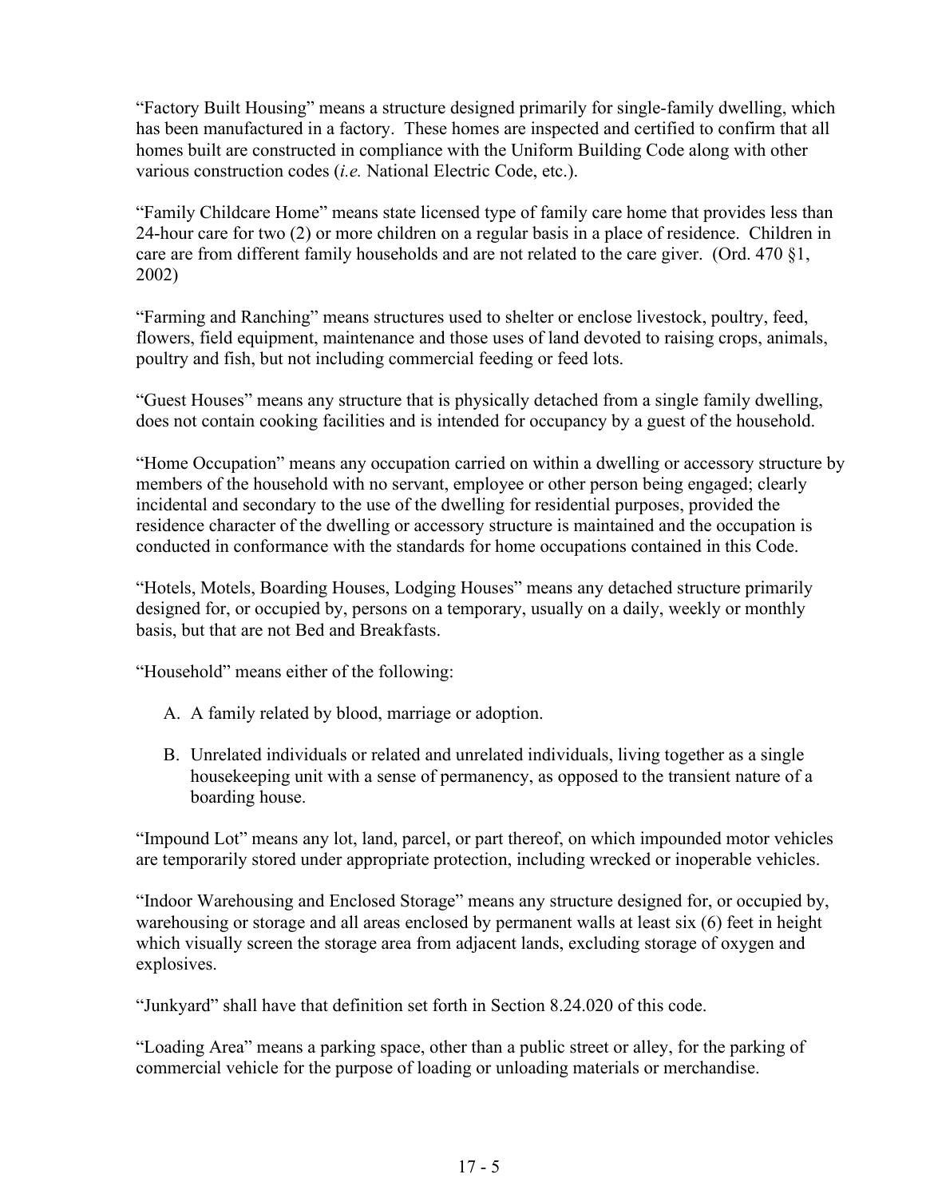"Factory Built Housing" means a structure designed primarily for single-family dwelling, which has been manufactured in a factory. These homes are inspected and certified to confirm that all homes built are constructed in compliance with the Uniform Building Code along with other various construction codes (*i.e.* National Electric Code, etc.).

"Family Childcare Home" means state licensed type of family care home that provides less than 24-hour care for two (2) or more children on a regular basis in a place of residence. Children in care are from different family households and are not related to the care giver. (Ord. 470 §1, 2002)

"Farming and Ranching" means structures used to shelter or enclose livestock, poultry, feed, flowers, field equipment, maintenance and those uses of land devoted to raising crops, animals, poultry and fish, but not including commercial feeding or feed lots.

"Guest Houses" means any structure that is physically detached from a single family dwelling, does not contain cooking facilities and is intended for occupancy by a guest of the household.

"Home Occupation" means any occupation carried on within a dwelling or accessory structure by members of the household with no servant, employee or other person being engaged; clearly incidental and secondary to the use of the dwelling for residential purposes, provided the residence character of the dwelling or accessory structure is maintained and the occupation is conducted in conformance with the standards for home occupations contained in this Code.

"Hotels, Motels, Boarding Houses, Lodging Houses" means any detached structure primarily designed for, or occupied by, persons on a temporary, usually on a daily, weekly or monthly basis, but that are not Bed and Breakfasts.

"Household" means either of the following:

A. A family related by blood, marriage or adoption.

B. Unrelated individuals or related and unrelated individuals, living together as a single housekeeping unit with a sense of permanency, as opposed to the transient nature of a boarding house.

"Impound Lot" means any lot, land, parcel, or part thereof, on which impounded motor vehicles are temporarily stored under appropriate protection, including wrecked or inoperable vehicles.

"Indoor Warehousing and Enclosed Storage" means any structure designed for, or occupied by, warehousing or storage and all areas enclosed by permanent walls at least six (6) feet in height which visually screen the storage area from adjacent lands, excluding storage of oxygen and explosives.

"Junkyard" shall have that definition set forth in Section 8.24.020 of this code.

"Loading Area" means a parking space, other than a public street or alley, for the parking of commercial vehicle for the purpose of loading or unloading materials or merchandise.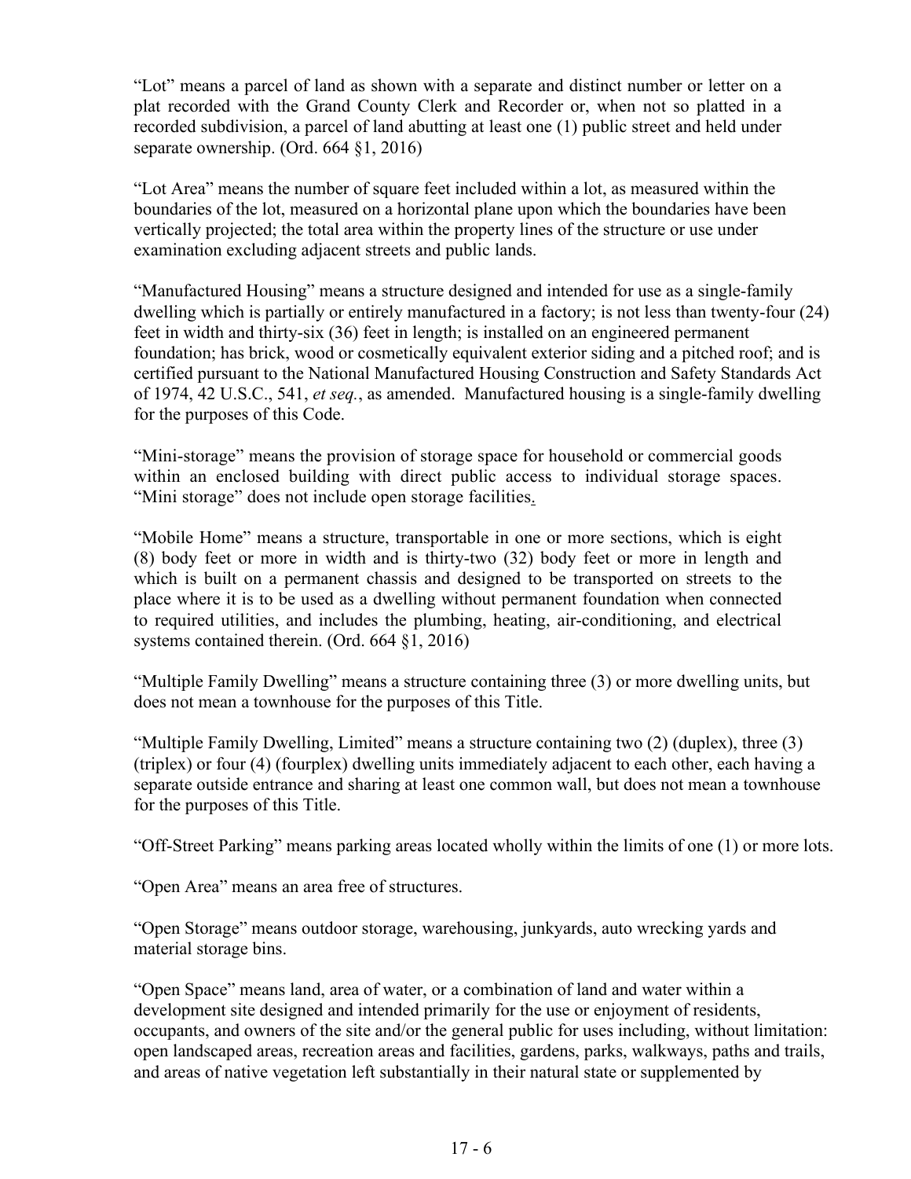"Lot" means a parcel of land as shown with a separate and distinct number or letter on a plat recorded with the Grand County Clerk and Recorder or, when not so platted in a recorded subdivision, a parcel of land abutting at least one (1) public street and held under separate ownership. (Ord. 664 §1, 2016)

"Lot Area" means the number of square feet included within a lot, as measured within the boundaries of the lot, measured on a horizontal plane upon which the boundaries have been vertically projected; the total area within the property lines of the structure or use under examination excluding adjacent streets and public lands.

"Manufactured Housing" means a structure designed and intended for use as a single-family dwelling which is partially or entirely manufactured in a factory; is not less than twenty-four (24) feet in width and thirty-six (36) feet in length; is installed on an engineered permanent foundation; has brick, wood or cosmetically equivalent exterior siding and a pitched roof; and is certified pursuant to the National Manufactured Housing Construction and Safety Standards Act of 1974, 42 U.S.C., 541, *et seq.*, as amended. Manufactured housing is a single-family dwelling for the purposes of this Code.

"Mini-storage" means the provision of storage space for household or commercial goods within an enclosed building with direct public access to individual storage spaces. "Mini storage" does not include open storage facilities.

"Mobile Home" means a structure, transportable in one or more sections, which is eight (8) body feet or more in width and is thirty-two (32) body feet or more in length and which is built on a permanent chassis and designed to be transported on streets to the place where it is to be used as a dwelling without permanent foundation when connected to required utilities, and includes the plumbing, heating, air-conditioning, and electrical systems contained therein. (Ord. 664 §1, 2016)

"Multiple Family Dwelling" means a structure containing three (3) or more dwelling units, but does not mean a townhouse for the purposes of this Title.

"Multiple Family Dwelling, Limited" means a structure containing two (2) (duplex), three (3) (triplex) or four (4) (fourplex) dwelling units immediately adjacent to each other, each having a separate outside entrance and sharing at least one common wall, but does not mean a townhouse for the purposes of this Title.

"Off-Street Parking" means parking areas located wholly within the limits of one (1) or more lots.

"Open Area" means an area free of structures.

"Open Storage" means outdoor storage, warehousing, junkyards, auto wrecking yards and material storage bins.

"Open Space" means land, area of water, or a combination of land and water within a development site designed and intended primarily for the use or enjoyment of residents, occupants, and owners of the site and/or the general public for uses including, without limitation: open landscaped areas, recreation areas and facilities, gardens, parks, walkways, paths and trails, and areas of native vegetation left substantially in their natural state or supplemented by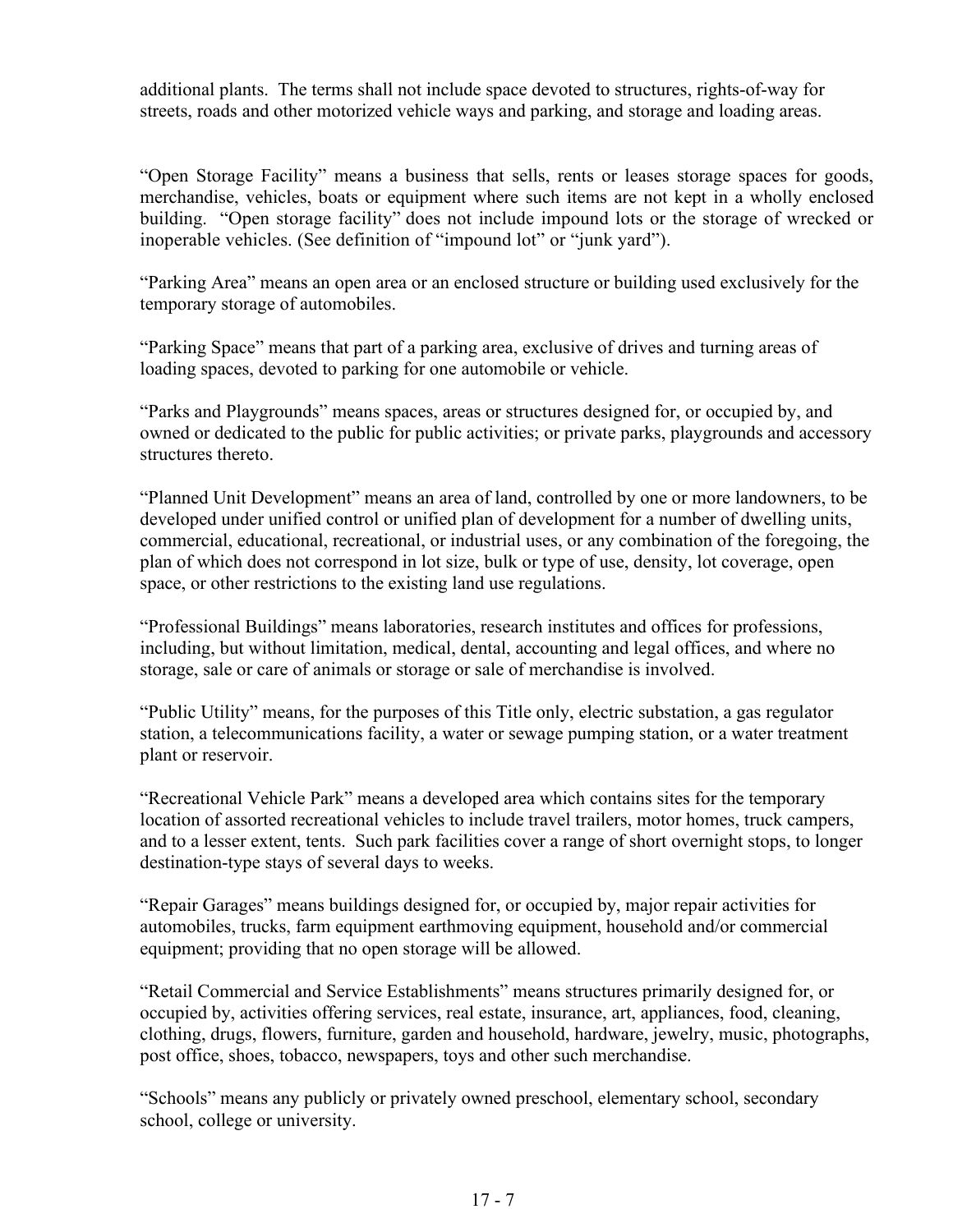additional plants. The terms shall not include space devoted to structures, rights-of-way for streets, roads and other motorized vehicle ways and parking, and storage and loading areas.

"Open Storage Facility" means a business that sells, rents or leases storage spaces for goods, merchandise, vehicles, boats or equipment where such items are not kept in a wholly enclosed building. "Open storage facility" does not include impound lots or the storage of wrecked or inoperable vehicles. (See definition of "impound lot" or "junk yard").

"Parking Area" means an open area or an enclosed structure or building used exclusively for the temporary storage of automobiles.

"Parking Space" means that part of a parking area, exclusive of drives and turning areas of loading spaces, devoted to parking for one automobile or vehicle.

"Parks and Playgrounds" means spaces, areas or structures designed for, or occupied by, and owned or dedicated to the public for public activities; or private parks, playgrounds and accessory structures thereto.

"Planned Unit Development" means an area of land, controlled by one or more landowners, to be developed under unified control or unified plan of development for a number of dwelling units, commercial, educational, recreational, or industrial uses, or any combination of the foregoing, the plan of which does not correspond in lot size, bulk or type of use, density, lot coverage, open space, or other restrictions to the existing land use regulations.

"Professional Buildings" means laboratories, research institutes and offices for professions, including, but without limitation, medical, dental, accounting and legal offices, and where no storage, sale or care of animals or storage or sale of merchandise is involved.

"Public Utility" means, for the purposes of this Title only, electric substation, a gas regulator station, a telecommunications facility, a water or sewage pumping station, or a water treatment plant or reservoir.

"Recreational Vehicle Park" means a developed area which contains sites for the temporary location of assorted recreational vehicles to include travel trailers, motor homes, truck campers, and to a lesser extent, tents. Such park facilities cover a range of short overnight stops, to longer destination-type stays of several days to weeks.

"Repair Garages" means buildings designed for, or occupied by, major repair activities for automobiles, trucks, farm equipment earthmoving equipment, household and/or commercial equipment; providing that no open storage will be allowed.

"Retail Commercial and Service Establishments" means structures primarily designed for, or occupied by, activities offering services, real estate, insurance, art, appliances, food, cleaning, clothing, drugs, flowers, furniture, garden and household, hardware, jewelry, music, photographs, post office, shoes, tobacco, newspapers, toys and other such merchandise.

"Schools" means any publicly or privately owned preschool, elementary school, secondary school, college or university.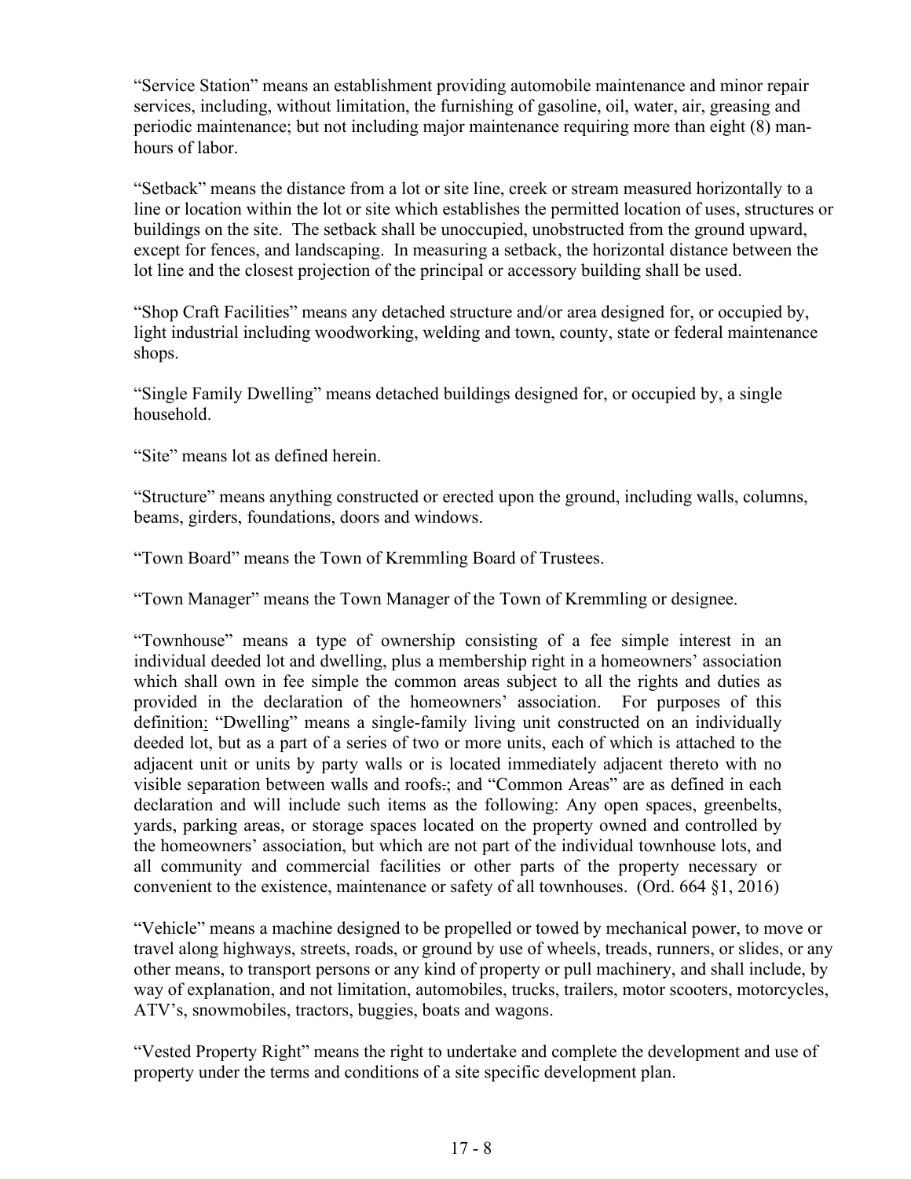"Service Station" means an establishment providing automobile maintenance and minor repair services, including, without limitation, the furnishing of gasoline, oil, water, air, greasing and periodic maintenance; but not including major maintenance requiring more than eight (8) man-hours of labor.

"Setback" means the distance from a lot or site line, creek or stream measured horizontally to a line or location within the lot or site which establishes the permitted location of uses, structures or buildings on the site. The setback shall be unoccupied, unobstructed from the ground upward, except for fences, and landscaping. In measuring a setback, the horizontal distance between the lot line and the closest projection of the principal or accessory building shall be used.

"Shop Craft Facilities" means any detached structure and/or area designed for, or occupied by, light industrial including woodworking, welding and town, county, state or federal maintenance shops.

"Single Family Dwelling" means detached buildings designed for, or occupied by, a single household.

"Site" means lot as defined herein.

"Structure" means anything constructed or erected upon the ground, including walls, columns, beams, girders, foundations, doors and windows.

"Town Board" means the Town of Kremmling Board of Trustees.

"Town Manager" means the Town Manager of the Town of Kremmling or designee.

"Townhouse" means a type of ownership consisting of a fee simple interest in an individual deeded lot and dwelling, plus a membership right in a homeowners' association which shall own in fee simple the common areas subject to all the rights and duties as provided in the declaration of the homeowners' association. For purposes of this definition: "Dwelling" means a single-family living unit constructed on an individually deeded lot, but as a part of a series of two or more units, each of which is attached to the adjacent unit or units by party walls or is located immediately adjacent thereto with no visible separation between walls and roofs.; and "Common Areas" are as defined in each declaration and will include such items as the following: Any open spaces, greenbelts, yards, parking areas, or storage spaces located on the property owned and controlled by the homeowners' association, but which are not part of the individual townhouse lots, and all community and commercial facilities or other parts of the property necessary or convenient to the existence, maintenance or safety of all townhouses. (Ord. 664 §1, 2016)

"Vehicle" means a machine designed to be propelled or towed by mechanical power, to move or travel along highways, streets, roads, or ground by use of wheels, treads, runners, or slides, or any other means, to transport persons or any kind of property or pull machinery, and shall include, by way of explanation, and not limitation, automobiles, trucks, trailers, motor scooters, motorcycles, ATV's, snowmobiles, tractors, buggies, boats and wagons.

"Vested Property Right" means the right to undertake and complete the development and use of property under the terms and conditions of a site specific development plan.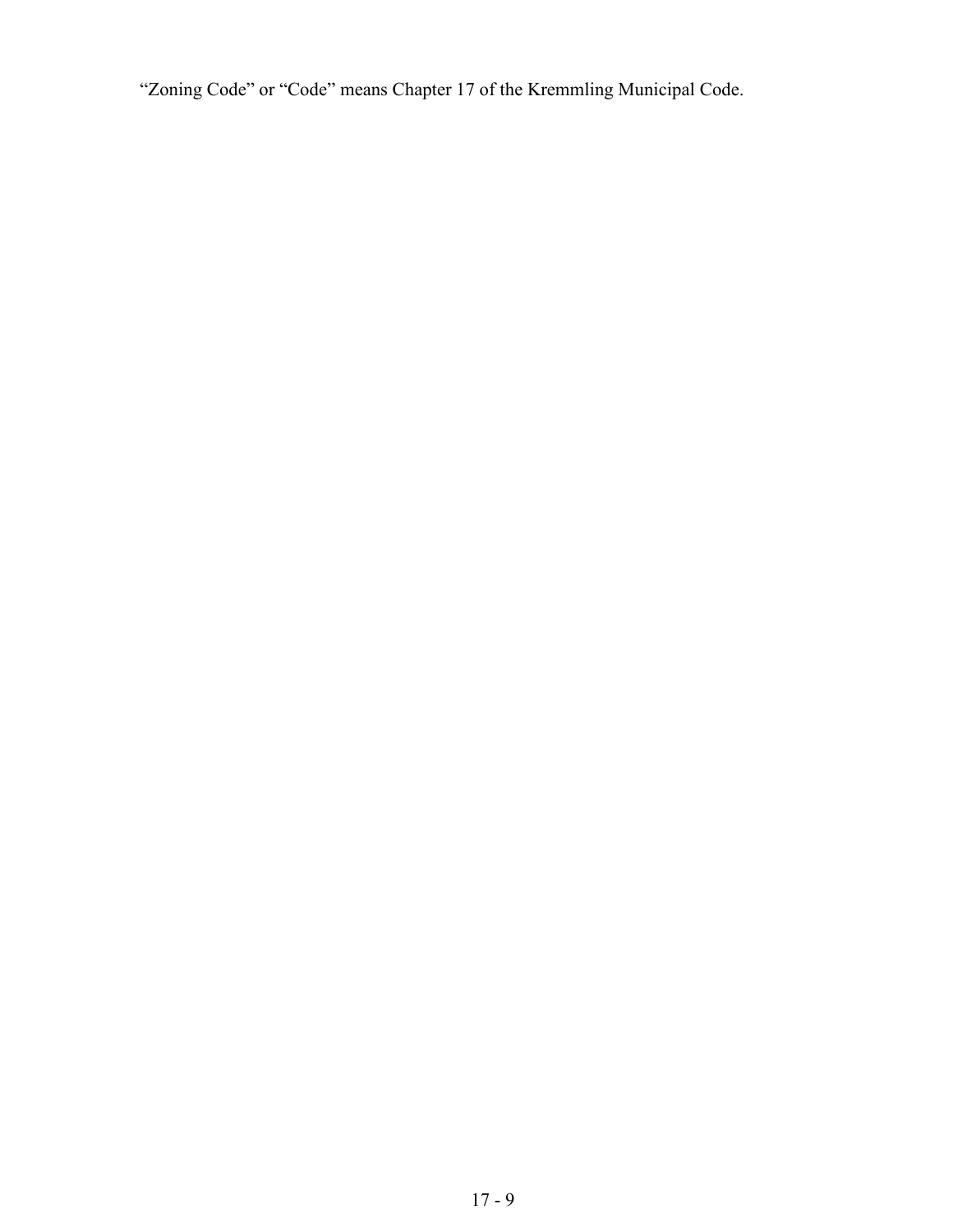“Zoning Code” or “Code” means Chapter 17 of the Kremmling Municipal Code.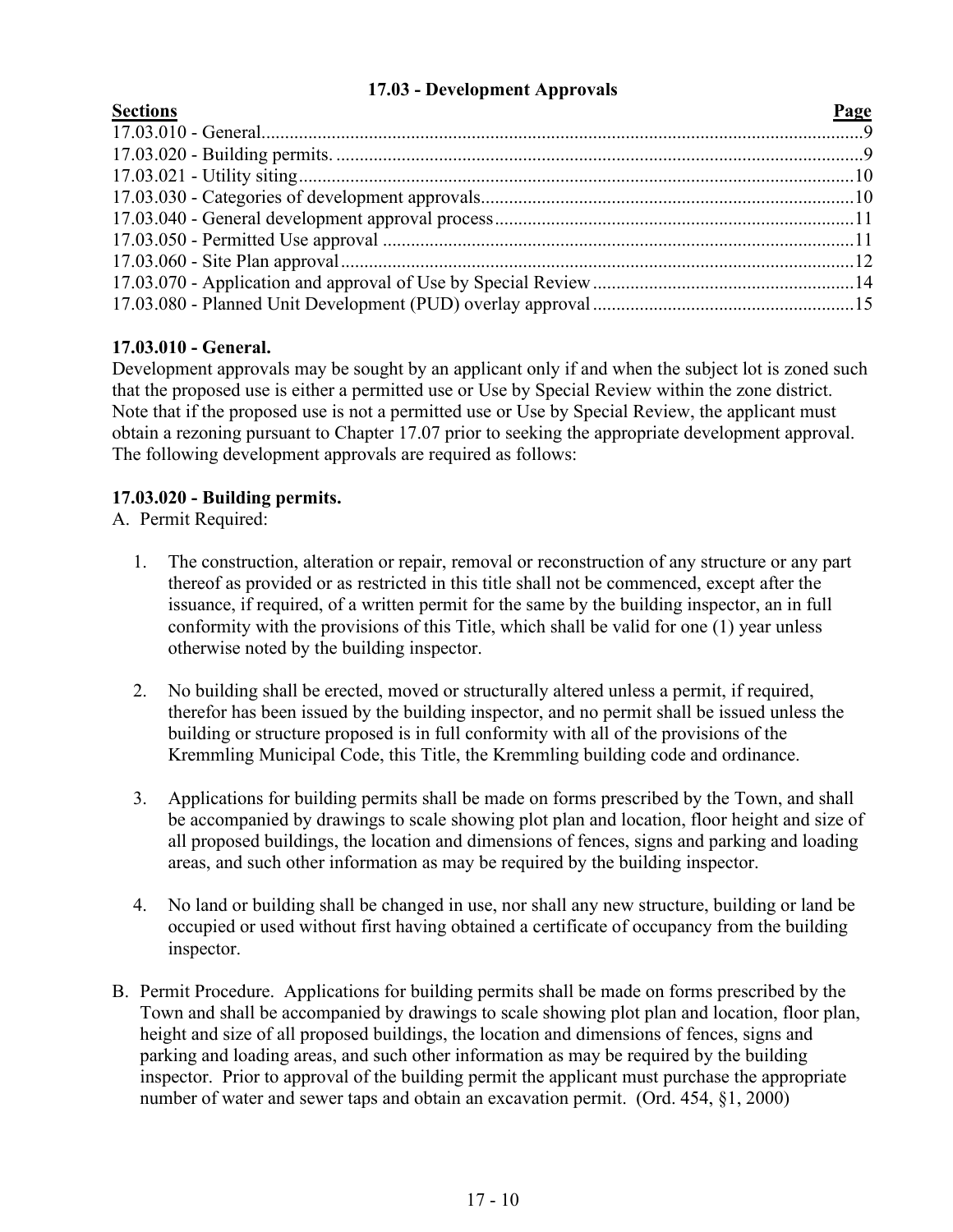## 17.03 - Development Approvals

| Sections | Page |
|---|---|
| 17.03.010 - General | 9 |
| 17.03.020 - Building permits. | 9 |
| 17.03.021 - Utility siting | 10 |
| 17.03.030 - Categories of development approvals | 10 |
| 17.03.040 - General development approval process | 11 |
| 17.03.050 - Permitted Use approval | 11 |
| 17.03.060 - Site Plan approval | 12 |
| 17.03.070 - Application and approval of Use by Special Review | 14 |
| 17.03.080 - Planned Unit Development (PUD) overlay approval | 15 |

### 17.03.010 - General.

Development approvals may be sought by an applicant only if and when the subject lot is zoned such that the proposed use is either a permitted use or Use by Special Review within the zone district. Note that if the proposed use is not a permitted use or Use by Special Review, the applicant must obtain a rezoning pursuant to Chapter 17.07 prior to seeking the appropriate development approval. The following development approvals are required as follows:

### 17.03.020 - Building permits.

A. Permit Required:

1. The construction, alteration or repair, removal or reconstruction of any structure or any part thereof as provided or as restricted in this title shall not be commenced, except after the issuance, if required, of a written permit for the same by the building inspector, an in full conformity with the provisions of this Title, which shall be valid for one (1) year unless otherwise noted by the building inspector.

2. No building shall be erected, moved or structurally altered unless a permit, if required, therefor has been issued by the building inspector, and no permit shall be issued unless the building or structure proposed is in full conformity with all of the provisions of the Kremmling Municipal Code, this Title, the Kremmling building code and ordinance.

3. Applications for building permits shall be made on forms prescribed by the Town, and shall be accompanied by drawings to scale showing plot plan and location, floor height and size of all proposed buildings, the location and dimensions of fences, signs and parking and loading areas, and such other information as may be required by the building inspector.

4. No land or building shall be changed in use, nor shall any new structure, building or land be occupied or used without first having obtained a certificate of occupancy from the building inspector.

B. Permit Procedure. Applications for building permits shall be made on forms prescribed by the Town and shall be accompanied by drawings to scale showing plot plan and location, floor plan, height and size of all proposed buildings, the location and dimensions of fences, signs and parking and loading areas, and such other information as may be required by the building inspector. Prior to approval of the building permit the applicant must purchase the appropriate number of water and sewer taps and obtain an excavation permit. (Ord. 454, §1, 2000)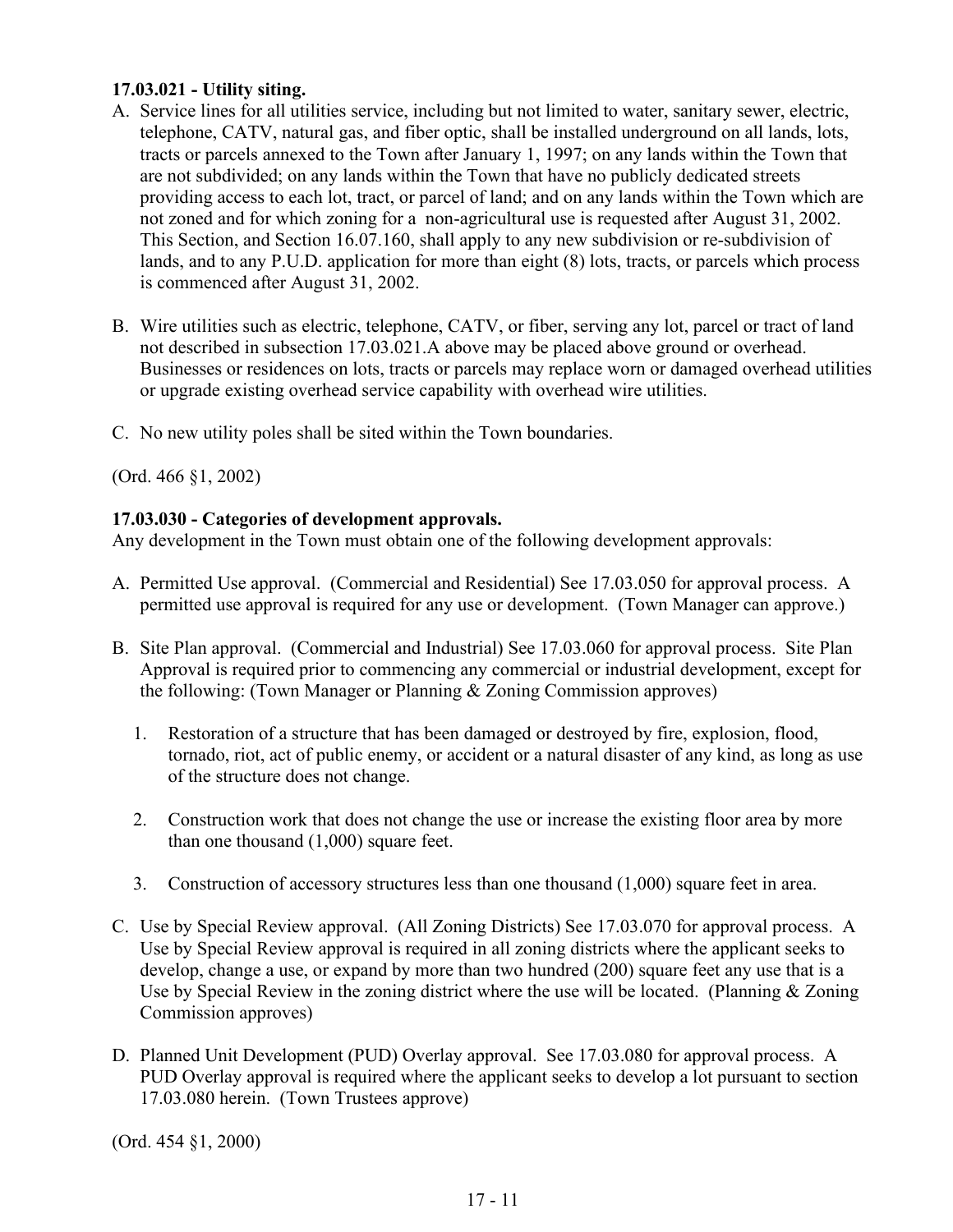**17.03.021 - Utility siting.**

A. Service lines for all utilities service, including but not limited to water, sanitary sewer, electric, telephone, CATV, natural gas, and fiber optic, shall be installed underground on all lands, lots, tracts or parcels annexed to the Town after January 1, 1997; on any lands within the Town that are not subdivided; on any lands within the Town that have no publicly dedicated streets providing access to each lot, tract, or parcel of land; and on any lands within the Town which are not zoned and for which zoning for a non-agricultural use is requested after August 31, 2002. This Section, and Section 16.07.160, shall apply to any new subdivision or re-subdivision of lands, and to any P.U.D. application for more than eight (8) lots, tracts, or parcels which process is commenced after August 31, 2002.

B. Wire utilities such as electric, telephone, CATV, or fiber, serving any lot, parcel or tract of land not described in subsection 17.03.021.A above may be placed above ground or overhead. Businesses or residences on lots, tracts or parcels may replace worn or damaged overhead utilities or upgrade existing overhead service capability with overhead wire utilities.

C. No new utility poles shall be sited within the Town boundaries.

(Ord. 466 §1, 2002)

**17.03.030 - Categories of development approvals.**

Any development in the Town must obtain one of the following development approvals:

A. Permitted Use approval. (Commercial and Residential) See 17.03.050 for approval process. A permitted use approval is required for any use or development. (Town Manager can approve.)

B. Site Plan approval. (Commercial and Industrial) See 17.03.060 for approval process. Site Plan Approval is required prior to commencing any commercial or industrial development, except for the following: (Town Manager or Planning & Zoning Commission approves)

   1. Restoration of a structure that has been damaged or destroyed by fire, explosion, flood, tornado, riot, act of public enemy, or accident or a natural disaster of any kind, as long as use of the structure does not change.

   2. Construction work that does not change the use or increase the existing floor area by more than one thousand (1,000) square feet.

   3. Construction of accessory structures less than one thousand (1,000) square feet in area.

C. Use by Special Review approval. (All Zoning Districts) See 17.03.070 for approval process. A Use by Special Review approval is required in all zoning districts where the applicant seeks to develop, change a use, or expand by more than two hundred (200) square feet any use that is a Use by Special Review in the zoning district where the use will be located. (Planning & Zoning Commission approves)

D. Planned Unit Development (PUD) Overlay approval. See 17.03.080 for approval process. A PUD Overlay approval is required where the applicant seeks to develop a lot pursuant to section 17.03.080 herein. (Town Trustees approve)

(Ord. 454 §1, 2000)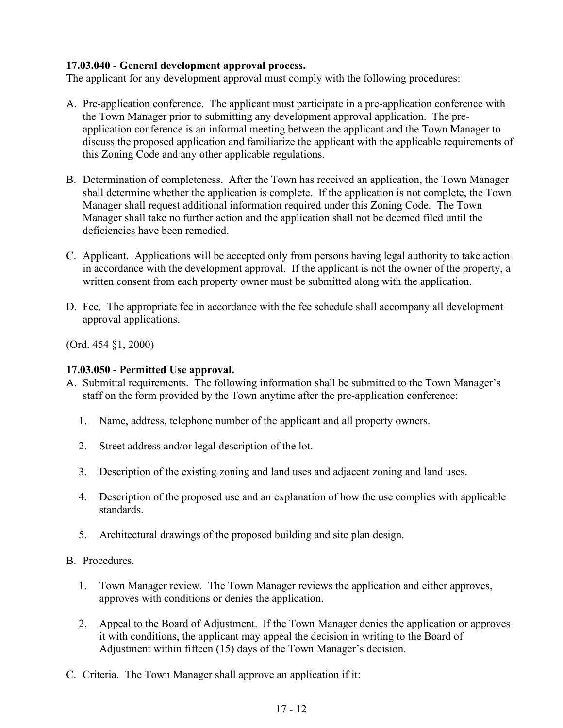**17.03.040 - General development approval process.**
The applicant for any development approval must comply with the following procedures:

A. Pre-application conference. The applicant must participate in a pre-application conference with the Town Manager prior to submitting any development approval application. The pre-application conference is an informal meeting between the applicant and the Town Manager to discuss the proposed application and familiarize the applicant with the applicable requirements of this Zoning Code and any other applicable regulations.

B. Determination of completeness. After the Town has received an application, the Town Manager shall determine whether the application is complete. If the application is not complete, the Town Manager shall request additional information required under this Zoning Code. The Town Manager shall take no further action and the application shall not be deemed filed until the deficiencies have been remedied.

C. Applicant. Applications will be accepted only from persons having legal authority to take action in accordance with the development approval. If the applicant is not the owner of the property, a written consent from each property owner must be submitted along with the application.

D. Fee. The appropriate fee in accordance with the fee schedule shall accompany all development approval applications.

(Ord. 454 §1, 2000)

**17.03.050 - Permitted Use approval.**

A. Submittal requirements. The following information shall be submitted to the Town Manager's staff on the form provided by the Town anytime after the pre-application conference:

   1. Name, address, telephone number of the applicant and all property owners.

   2. Street address and/or legal description of the lot.

   3. Description of the existing zoning and land uses and adjacent zoning and land uses.

   4. Description of the proposed use and an explanation of how the use complies with applicable standards.

   5. Architectural drawings of the proposed building and site plan design.

B. Procedures.

   1. Town Manager review. The Town Manager reviews the application and either approves, approves with conditions or denies the application.

   2. Appeal to the Board of Adjustment. If the Town Manager denies the application or approves it with conditions, the applicant may appeal the decision in writing to the Board of Adjustment within fifteen (15) days of the Town Manager's decision.

C. Criteria. The Town Manager shall approve an application if it: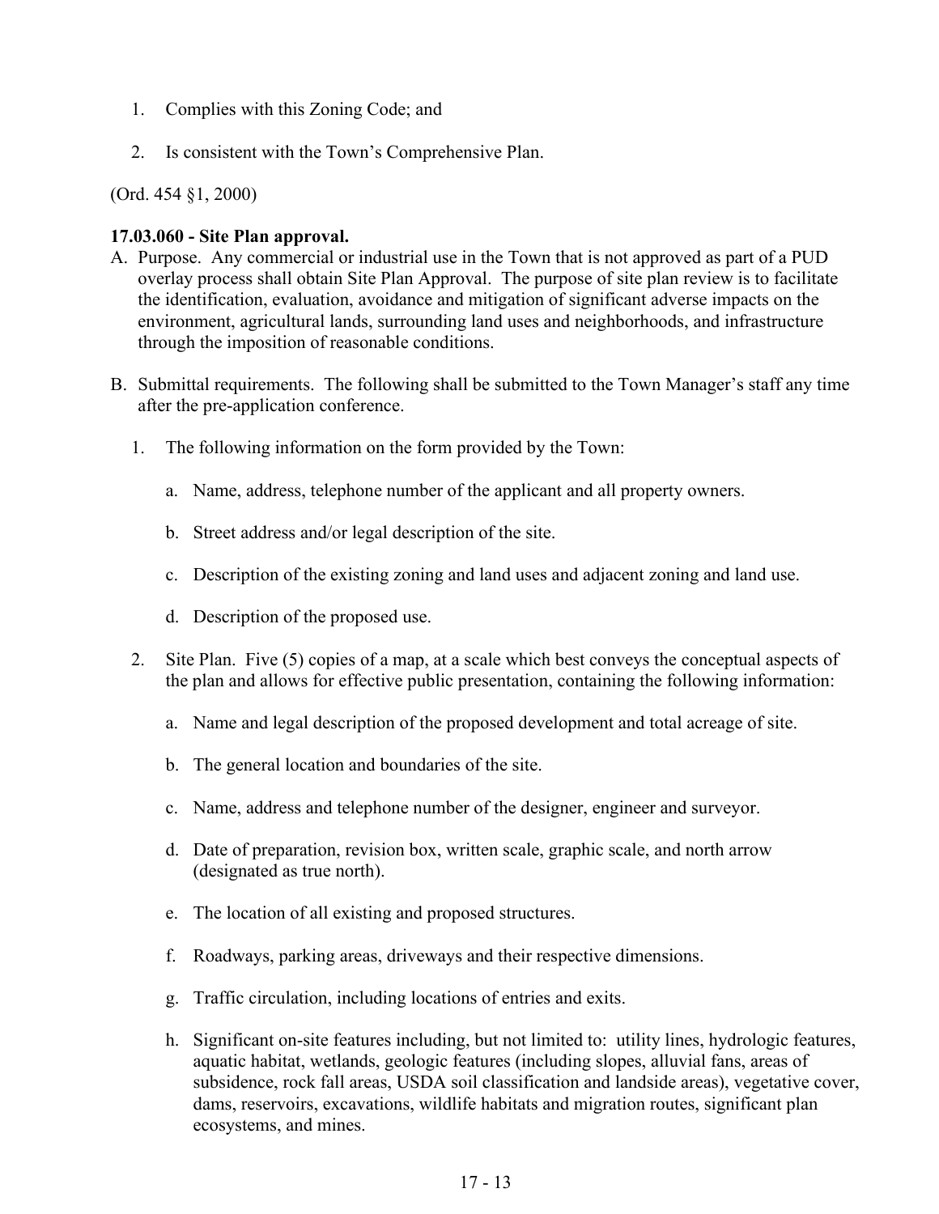1. Complies with this Zoning Code; and

2. Is consistent with the Town's Comprehensive Plan.

(Ord. 454 §1, 2000)

**17.03.060 - Site Plan approval.**

A. Purpose. Any commercial or industrial use in the Town that is not approved as part of a PUD overlay process shall obtain Site Plan Approval. The purpose of site plan review is to facilitate the identification, evaluation, avoidance and mitigation of significant adverse impacts on the environment, agricultural lands, surrounding land uses and neighborhoods, and infrastructure through the imposition of reasonable conditions.

B. Submittal requirements. The following shall be submitted to the Town Manager's staff any time after the pre-application conference.

   1. The following information on the form provided by the Town:

      a. Name, address, telephone number of the applicant and all property owners.

      b. Street address and/or legal description of the site.

      c. Description of the existing zoning and land uses and adjacent zoning and land use.

      d. Description of the proposed use.

   2. Site Plan. Five (5) copies of a map, at a scale which best conveys the conceptual aspects of the plan and allows for effective public presentation, containing the following information:

      a. Name and legal description of the proposed development and total acreage of site.

      b. The general location and boundaries of the site.

      c. Name, address and telephone number of the designer, engineer and surveyor.

      d. Date of preparation, revision box, written scale, graphic scale, and north arrow (designated as true north).

      e. The location of all existing and proposed structures.

      f. Roadways, parking areas, driveways and their respective dimensions.

      g. Traffic circulation, including locations of entries and exits.

      h. Significant on-site features including, but not limited to: utility lines, hydrologic features, aquatic habitat, wetlands, geologic features (including slopes, alluvial fans, areas of subsidence, rock fall areas, USDA soil classification and landside areas), vegetative cover, dams, reservoirs, excavations, wildlife habitats and migration routes, significant plan ecosystems, and mines.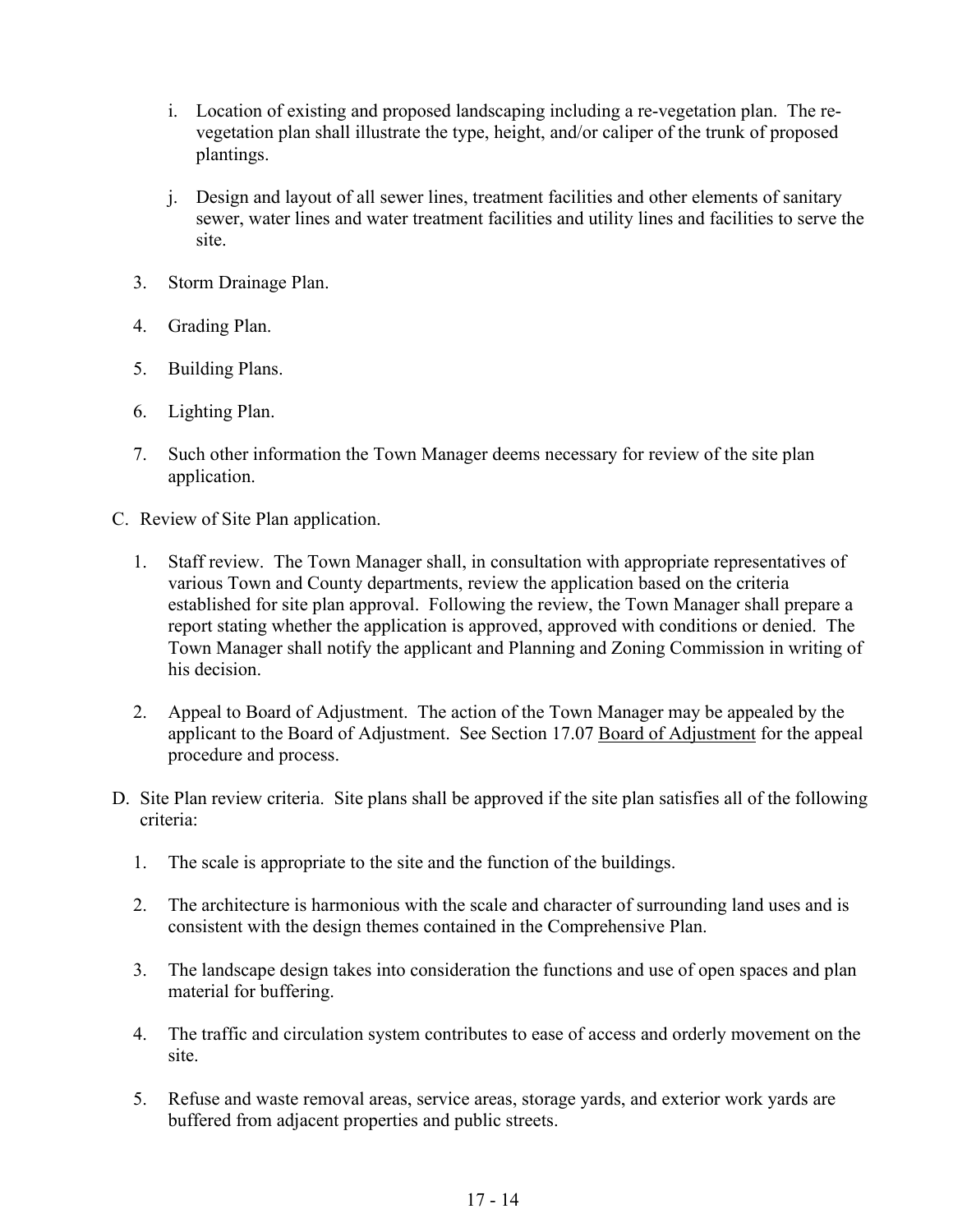i. Location of existing and proposed landscaping including a re-vegetation plan. The re-vegetation plan shall illustrate the type, height, and/or caliper of the trunk of proposed plantings.

j. Design and layout of all sewer lines, treatment facilities and other elements of sanitary sewer, water lines and water treatment facilities and utility lines and facilities to serve the site.

3. Storm Drainage Plan.

4. Grading Plan.

5. Building Plans.

6. Lighting Plan.

7. Such other information the Town Manager deems necessary for review of the site plan application.

C. Review of Site Plan application.

1. Staff review. The Town Manager shall, in consultation with appropriate representatives of various Town and County departments, review the application based on the criteria established for site plan approval. Following the review, the Town Manager shall prepare a report stating whether the application is approved, approved with conditions or denied. The Town Manager shall notify the applicant and Planning and Zoning Commission in writing of his decision.

2. Appeal to Board of Adjustment. The action of the Town Manager may be appealed by the applicant to the Board of Adjustment. See Section 17.07 Board of Adjustment for the appeal procedure and process.

D. Site Plan review criteria. Site plans shall be approved if the site plan satisfies all of the following criteria:

1. The scale is appropriate to the site and the function of the buildings.

2. The architecture is harmonious with the scale and character of surrounding land uses and is consistent with the design themes contained in the Comprehensive Plan.

3. The landscape design takes into consideration the functions and use of open spaces and plan material for buffering.

4. The traffic and circulation system contributes to ease of access and orderly movement on the site.

5. Refuse and waste removal areas, service areas, storage yards, and exterior work yards are buffered from adjacent properties and public streets.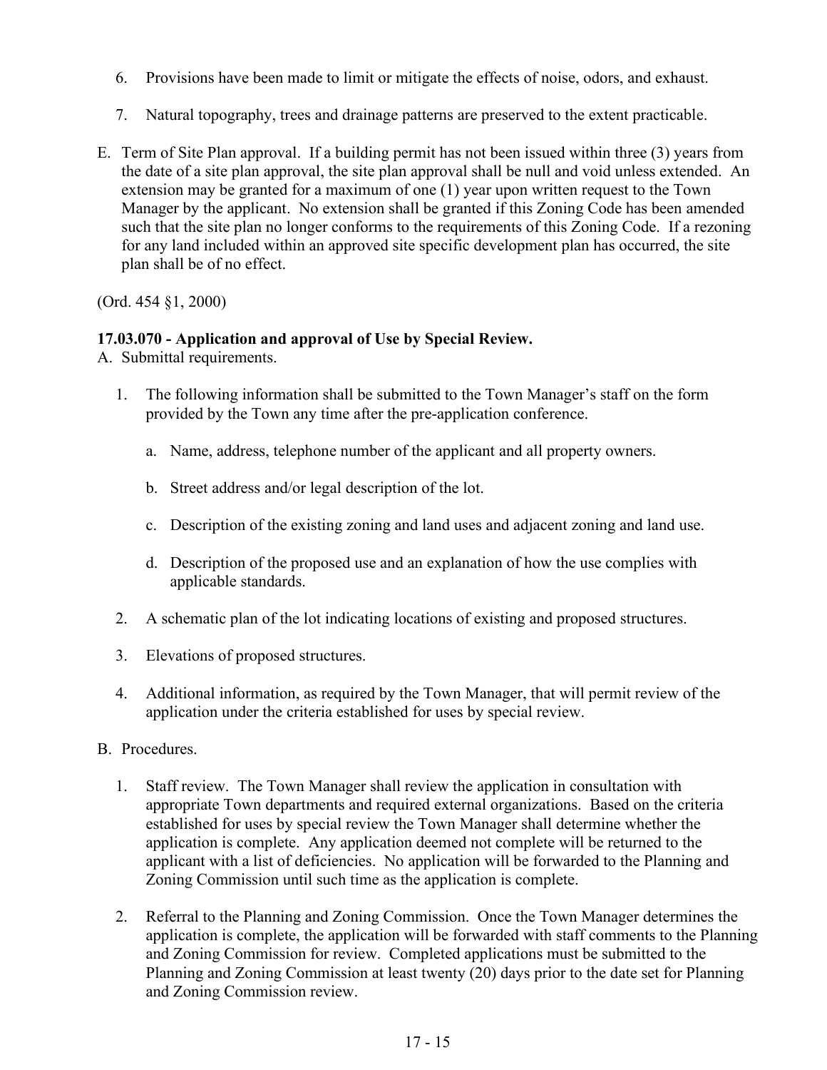6. Provisions have been made to limit or mitigate the effects of noise, odors, and exhaust.

7. Natural topography, trees and drainage patterns are preserved to the extent practicable.

E. Term of Site Plan approval. If a building permit has not been issued within three (3) years from the date of a site plan approval, the site plan approval shall be null and void unless extended. An extension may be granted for a maximum of one (1) year upon written request to the Town Manager by the applicant. No extension shall be granted if this Zoning Code has been amended such that the site plan no longer conforms to the requirements of this Zoning Code. If a rezoning for any land included within an approved site specific development plan has occurred, the site plan shall be of no effect.

(Ord. 454 §1, 2000)

**17.03.070 - Application and approval of Use by Special Review.**

A. Submittal requirements.

1. The following information shall be submitted to the Town Manager's staff on the form provided by the Town any time after the pre-application conference.

   a. Name, address, telephone number of the applicant and all property owners.

   b. Street address and/or legal description of the lot.

   c. Description of the existing zoning and land uses and adjacent zoning and land use.

   d. Description of the proposed use and an explanation of how the use complies with applicable standards.

2. A schematic plan of the lot indicating locations of existing and proposed structures.

3. Elevations of proposed structures.

4. Additional information, as required by the Town Manager, that will permit review of the application under the criteria established for uses by special review.

B. Procedures.

1. Staff review. The Town Manager shall review the application in consultation with appropriate Town departments and required external organizations. Based on the criteria established for uses by special review the Town Manager shall determine whether the application is complete. Any application deemed not complete will be returned to the applicant with a list of deficiencies. No application will be forwarded to the Planning and Zoning Commission until such time as the application is complete.

2. Referral to the Planning and Zoning Commission. Once the Town Manager determines the application is complete, the application will be forwarded with staff comments to the Planning and Zoning Commission for review. Completed applications must be submitted to the Planning and Zoning Commission at least twenty (20) days prior to the date set for Planning and Zoning Commission review.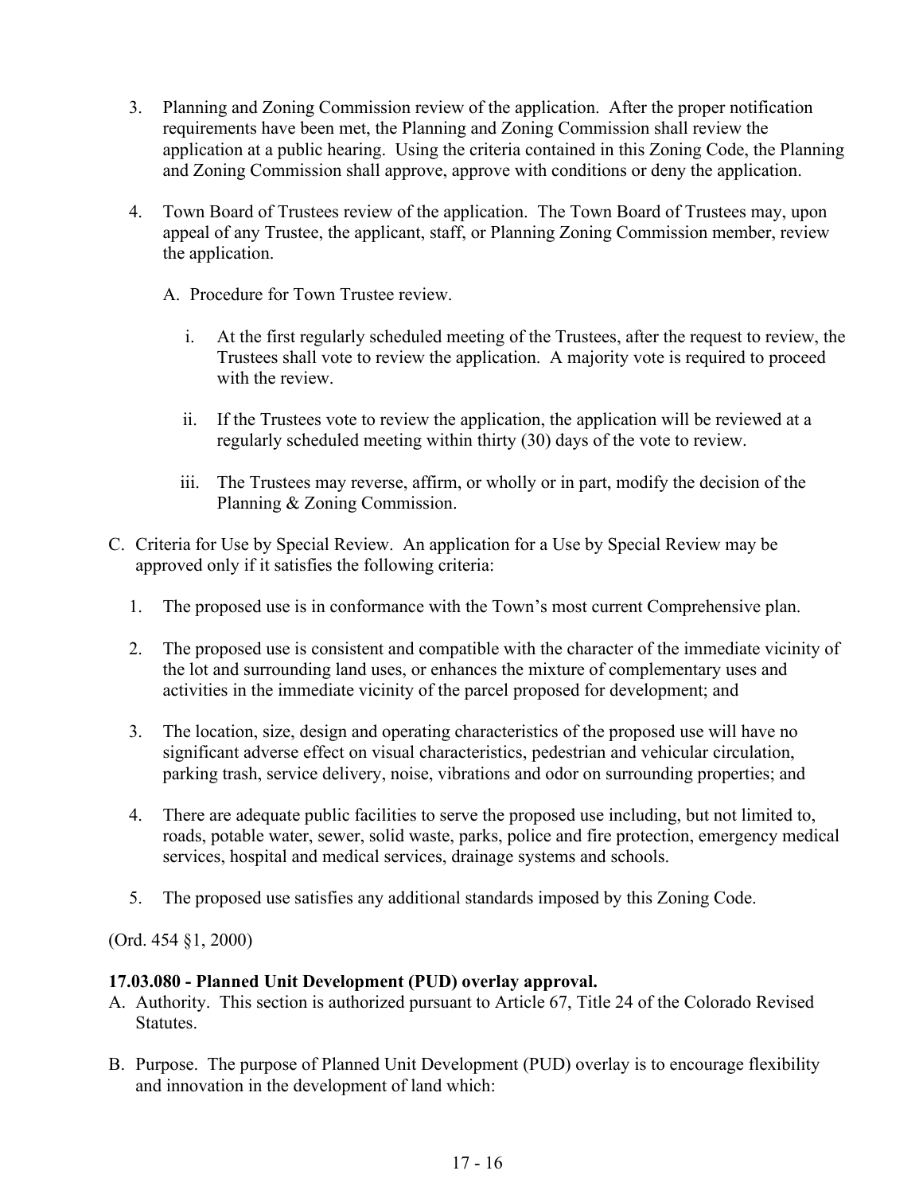3. Planning and Zoning Commission review of the application. After the proper notification requirements have been met, the Planning and Zoning Commission shall review the application at a public hearing. Using the criteria contained in this Zoning Code, the Planning and Zoning Commission shall approve, approve with conditions or deny the application.

4. Town Board of Trustees review of the application. The Town Board of Trustees may, upon appeal of any Trustee, the applicant, staff, or Planning Zoning Commission member, review the application.

   A. Procedure for Town Trustee review.

      i. At the first regularly scheduled meeting of the Trustees, after the request to review, the Trustees shall vote to review the application. A majority vote is required to proceed with the review.

      ii. If the Trustees vote to review the application, the application will be reviewed at a regularly scheduled meeting within thirty (30) days of the vote to review.

      iii. The Trustees may reverse, affirm, or wholly or in part, modify the decision of the Planning & Zoning Commission.

C. Criteria for Use by Special Review. An application for a Use by Special Review may be approved only if it satisfies the following criteria:

   1. The proposed use is in conformance with the Town's most current Comprehensive plan.

   2. The proposed use is consistent and compatible with the character of the immediate vicinity of the lot and surrounding land uses, or enhances the mixture of complementary uses and activities in the immediate vicinity of the parcel proposed for development; and

   3. The location, size, design and operating characteristics of the proposed use will have no significant adverse effect on visual characteristics, pedestrian and vehicular circulation, parking trash, service delivery, noise, vibrations and odor on surrounding properties; and

   4. There are adequate public facilities to serve the proposed use including, but not limited to, roads, potable water, sewer, solid waste, parks, police and fire protection, emergency medical services, hospital and medical services, drainage systems and schools.

   5. The proposed use satisfies any additional standards imposed by this Zoning Code.

(Ord. 454 §1, 2000)

**17.03.080 - Planned Unit Development (PUD) overlay approval.**

A. Authority. This section is authorized pursuant to Article 67, Title 24 of the Colorado Revised Statutes.

B. Purpose. The purpose of Planned Unit Development (PUD) overlay is to encourage flexibility and innovation in the development of land which: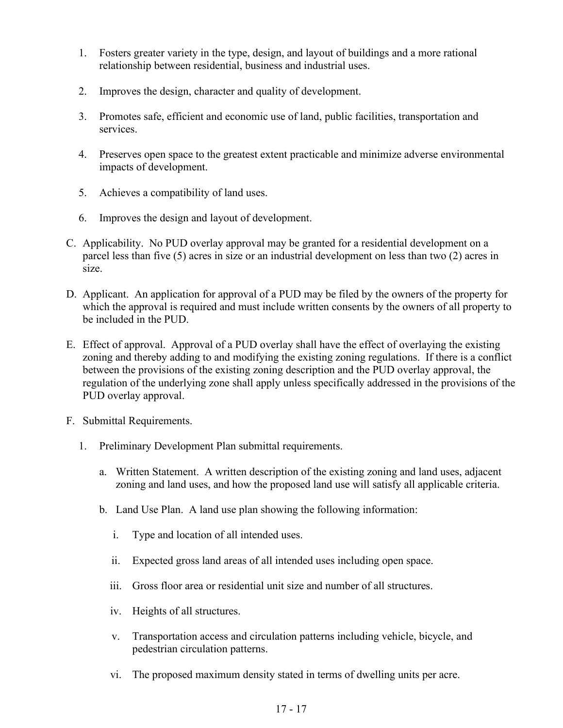1. Fosters greater variety in the type, design, and layout of buildings and a more rational relationship between residential, business and industrial uses.

2. Improves the design, character and quality of development.

3. Promotes safe, efficient and economic use of land, public facilities, transportation and services.

4. Preserves open space to the greatest extent practicable and minimize adverse environmental impacts of development.

5. Achieves a compatibility of land uses.

6. Improves the design and layout of development.

C. Applicability. No PUD overlay approval may be granted for a residential development on a parcel less than five (5) acres in size or an industrial development on less than two (2) acres in size.

D. Applicant. An application for approval of a PUD may be filed by the owners of the property for which the approval is required and must include written consents by the owners of all property to be included in the PUD.

E. Effect of approval. Approval of a PUD overlay shall have the effect of overlaying the existing zoning and thereby adding to and modifying the existing zoning regulations. If there is a conflict between the provisions of the existing zoning description and the PUD overlay approval, the regulation of the underlying zone shall apply unless specifically addressed in the provisions of the PUD overlay approval.

F. Submittal Requirements.

   1. Preliminary Development Plan submittal requirements.

      a. Written Statement. A written description of the existing zoning and land uses, adjacent zoning and land uses, and how the proposed land use will satisfy all applicable criteria.

      b. Land Use Plan. A land use plan showing the following information:

         i. Type and location of all intended uses.

         ii. Expected gross land areas of all intended uses including open space.

         iii. Gross floor area or residential unit size and number of all structures.

         iv. Heights of all structures.

         v. Transportation access and circulation patterns including vehicle, bicycle, and pedestrian circulation patterns.

         vi. The proposed maximum density stated in terms of dwelling units per acre.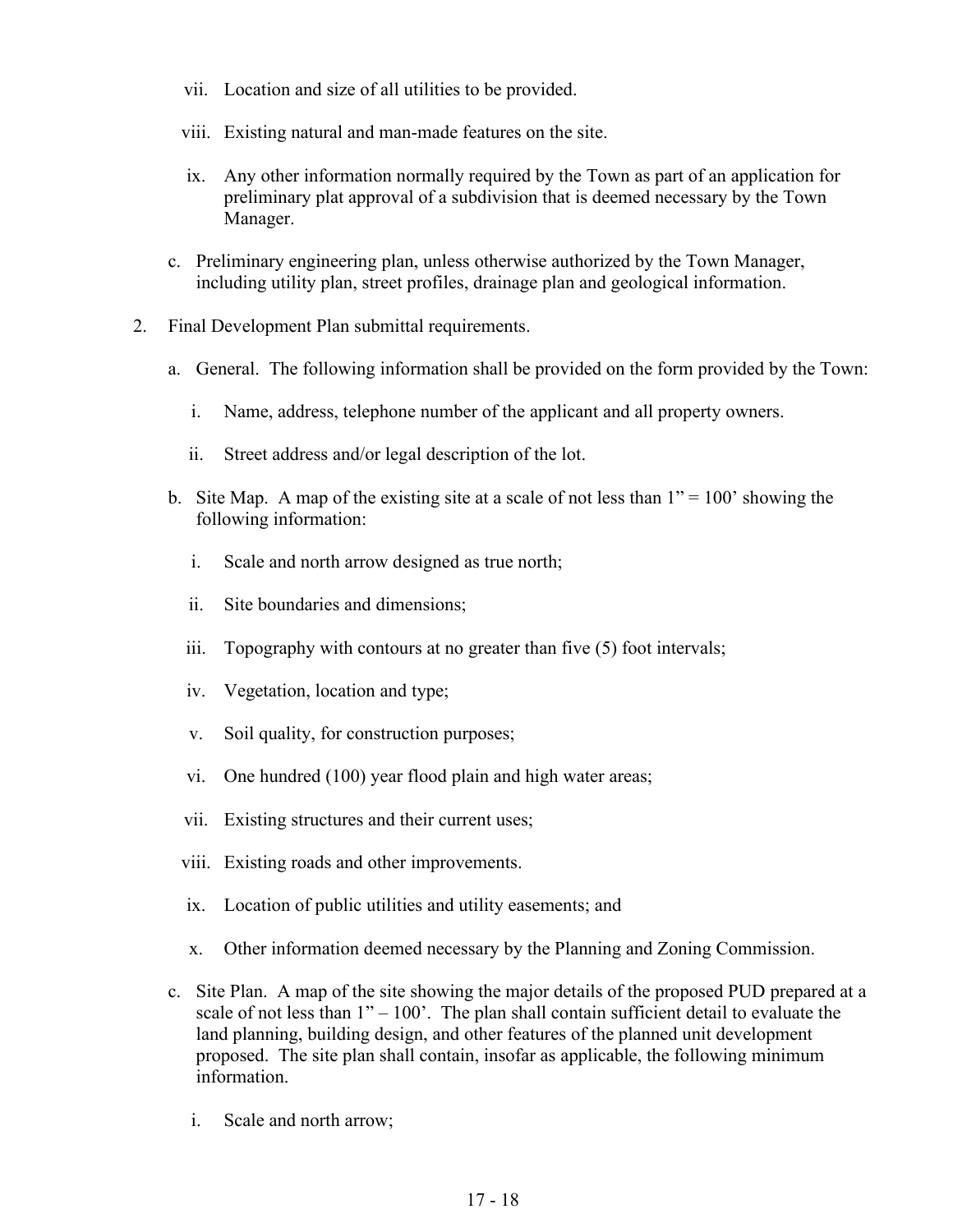vii. Location and size of all utilities to be provided.

viii. Existing natural and man-made features on the site.

ix. Any other information normally required by the Town as part of an application for preliminary plat approval of a subdivision that is deemed necessary by the Town Manager.

c. Preliminary engineering plan, unless otherwise authorized by the Town Manager, including utility plan, street profiles, drainage plan and geological information.

2. Final Development Plan submittal requirements.

   a. General. The following information shall be provided on the form provided by the Town:

      i. Name, address, telephone number of the applicant and all property owners.

      ii. Street address and/or legal description of the lot.

   b. Site Map. A map of the existing site at a scale of not less than 1" = 100' showing the following information:

      i. Scale and north arrow designed as true north;

      ii. Site boundaries and dimensions;

      iii. Topography with contours at no greater than five (5) foot intervals;

      iv. Vegetation, location and type;

      v. Soil quality, for construction purposes;

      vi. One hundred (100) year flood plain and high water areas;

      vii. Existing structures and their current uses;

      viii. Existing roads and other improvements.

      ix. Location of public utilities and utility easements; and

      x. Other information deemed necessary by the Planning and Zoning Commission.

   c. Site Plan. A map of the site showing the major details of the proposed PUD prepared at a scale of not less than 1" – 100'. The plan shall contain sufficient detail to evaluate the land planning, building design, and other features of the planned unit development proposed. The site plan shall contain, insofar as applicable, the following minimum information.

      i. Scale and north arrow;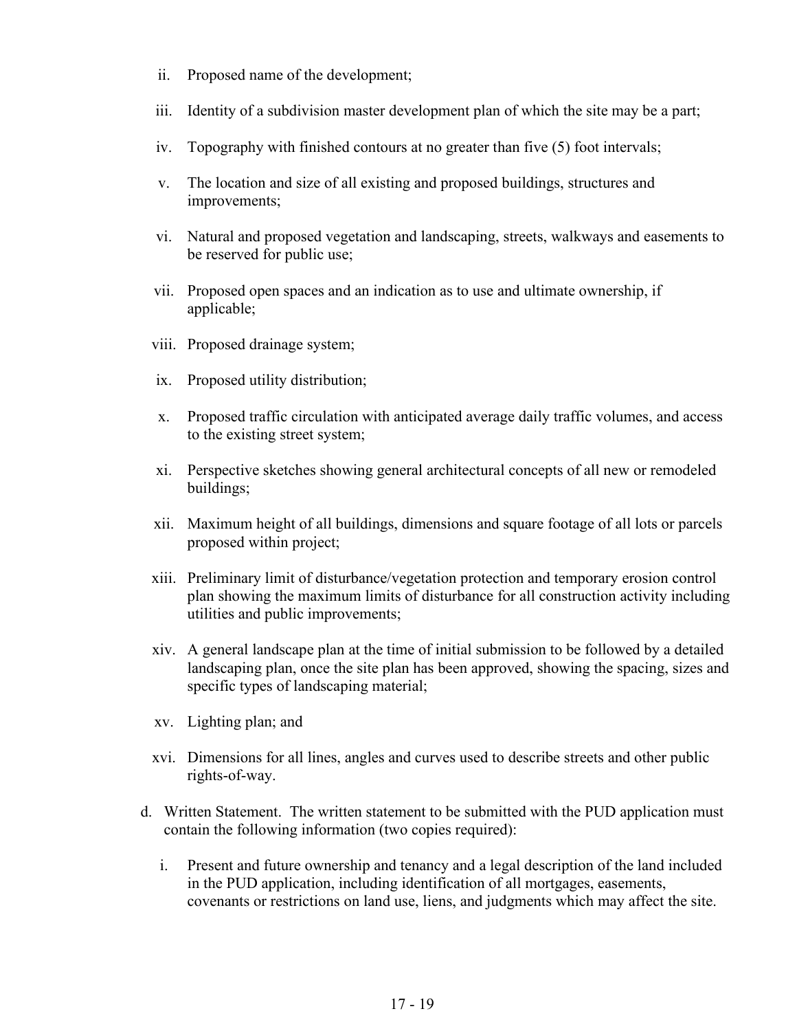ii. Proposed name of the development;

iii. Identity of a subdivision master development plan of which the site may be a part;

iv. Topography with finished contours at no greater than five (5) foot intervals;

v. The location and size of all existing and proposed buildings, structures and improvements;

vi. Natural and proposed vegetation and landscaping, streets, walkways and easements to be reserved for public use;

vii. Proposed open spaces and an indication as to use and ultimate ownership, if applicable;

viii. Proposed drainage system;

ix. Proposed utility distribution;

x. Proposed traffic circulation with anticipated average daily traffic volumes, and access to the existing street system;

xi. Perspective sketches showing general architectural concepts of all new or remodeled buildings;

xii. Maximum height of all buildings, dimensions and square footage of all lots or parcels proposed within project;

xiii. Preliminary limit of disturbance/vegetation protection and temporary erosion control plan showing the maximum limits of disturbance for all construction activity including utilities and public improvements;

xiv. A general landscape plan at the time of initial submission to be followed by a detailed landscaping plan, once the site plan has been approved, showing the spacing, sizes and specific types of landscaping material;

xv. Lighting plan; and

xvi. Dimensions for all lines, angles and curves used to describe streets and other public rights-of-way.

d. Written Statement. The written statement to be submitted with the PUD application must contain the following information (two copies required):

i. Present and future ownership and tenancy and a legal description of the land included in the PUD application, including identification of all mortgages, easements, covenants or restrictions on land use, liens, and judgments which may affect the site.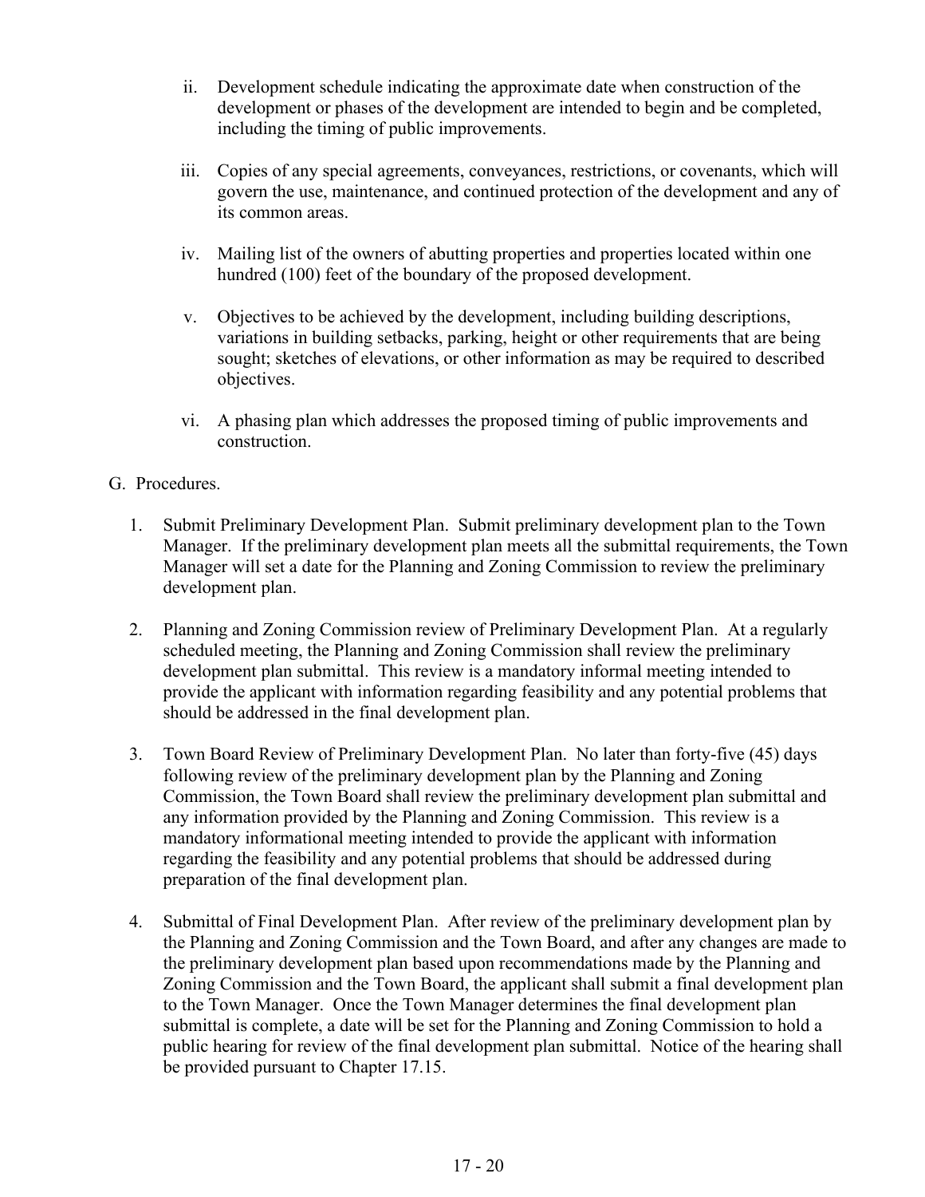ii. Development schedule indicating the approximate date when construction of the development or phases of the development are intended to begin and be completed, including the timing of public improvements.

iii. Copies of any special agreements, conveyances, restrictions, or covenants, which will govern the use, maintenance, and continued protection of the development and any of its common areas.

iv. Mailing list of the owners of abutting properties and properties located within one hundred (100) feet of the boundary of the proposed development.

v. Objectives to be achieved by the development, including building descriptions, variations in building setbacks, parking, height or other requirements that are being sought; sketches of elevations, or other information as may be required to described objectives.

vi. A phasing plan which addresses the proposed timing of public improvements and construction.

G. Procedures.

1. Submit Preliminary Development Plan. Submit preliminary development plan to the Town Manager. If the preliminary development plan meets all the submittal requirements, the Town Manager will set a date for the Planning and Zoning Commission to review the preliminary development plan.

2. Planning and Zoning Commission review of Preliminary Development Plan. At a regularly scheduled meeting, the Planning and Zoning Commission shall review the preliminary development plan submittal. This review is a mandatory informal meeting intended to provide the applicant with information regarding feasibility and any potential problems that should be addressed in the final development plan.

3. Town Board Review of Preliminary Development Plan. No later than forty-five (45) days following review of the preliminary development plan by the Planning and Zoning Commission, the Town Board shall review the preliminary development plan submittal and any information provided by the Planning and Zoning Commission. This review is a mandatory informational meeting intended to provide the applicant with information regarding the feasibility and any potential problems that should be addressed during preparation of the final development plan.

4. Submittal of Final Development Plan. After review of the preliminary development plan by the Planning and Zoning Commission and the Town Board, and after any changes are made to the preliminary development plan based upon recommendations made by the Planning and Zoning Commission and the Town Board, the applicant shall submit a final development plan to the Town Manager. Once the Town Manager determines the final development plan submittal is complete, a date will be set for the Planning and Zoning Commission to hold a public hearing for review of the final development plan submittal. Notice of the hearing shall be provided pursuant to Chapter 17.15.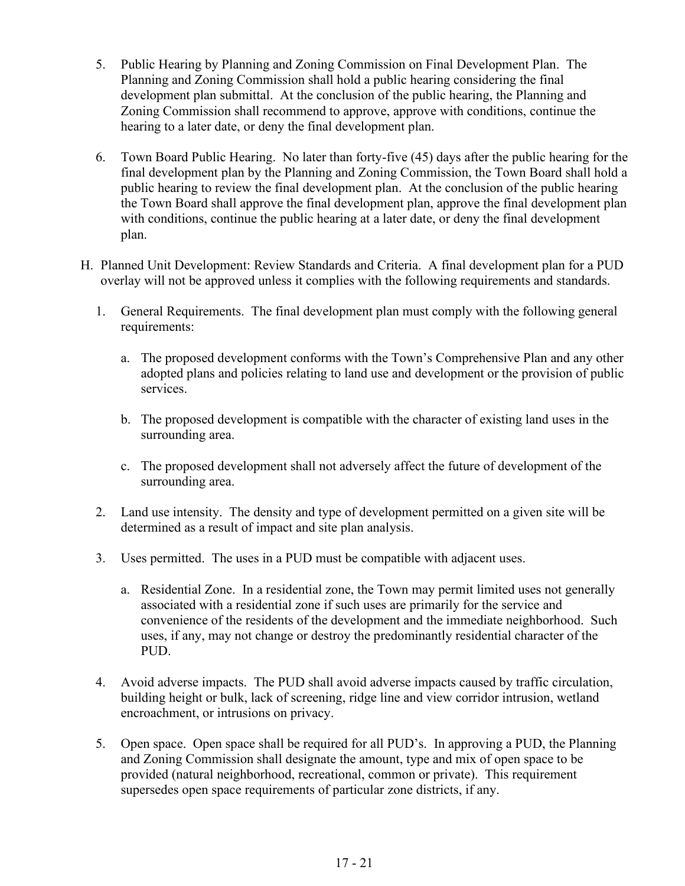5. Public Hearing by Planning and Zoning Commission on Final Development Plan. The Planning and Zoning Commission shall hold a public hearing considering the final development plan submittal. At the conclusion of the public hearing, the Planning and Zoning Commission shall recommend to approve, approve with conditions, continue the hearing to a later date, or deny the final development plan.

6. Town Board Public Hearing. No later than forty-five (45) days after the public hearing for the final development plan by the Planning and Zoning Commission, the Town Board shall hold a public hearing to review the final development plan. At the conclusion of the public hearing the Town Board shall approve the final development plan, approve the final development plan with conditions, continue the public hearing at a later date, or deny the final development plan.

H. Planned Unit Development: Review Standards and Criteria. A final development plan for a PUD overlay will not be approved unless it complies with the following requirements and standards.

   1. General Requirements. The final development plan must comply with the following general requirements:

      a. The proposed development conforms with the Town's Comprehensive Plan and any other adopted plans and policies relating to land use and development or the provision of public services.

      b. The proposed development is compatible with the character of existing land uses in the surrounding area.

      c. The proposed development shall not adversely affect the future of development of the surrounding area.

   2. Land use intensity. The density and type of development permitted on a given site will be determined as a result of impact and site plan analysis.

   3. Uses permitted. The uses in a PUD must be compatible with adjacent uses.

      a. Residential Zone. In a residential zone, the Town may permit limited uses not generally associated with a residential zone if such uses are primarily for the service and convenience of the residents of the development and the immediate neighborhood. Such uses, if any, may not change or destroy the predominantly residential character of the PUD.

   4. Avoid adverse impacts. The PUD shall avoid adverse impacts caused by traffic circulation, building height or bulk, lack of screening, ridge line and view corridor intrusion, wetland encroachment, or intrusions on privacy.

   5. Open space. Open space shall be required for all PUD's. In approving a PUD, the Planning and Zoning Commission shall designate the amount, type and mix of open space to be provided (natural neighborhood, recreational, common or private). This requirement supersedes open space requirements of particular zone districts, if any.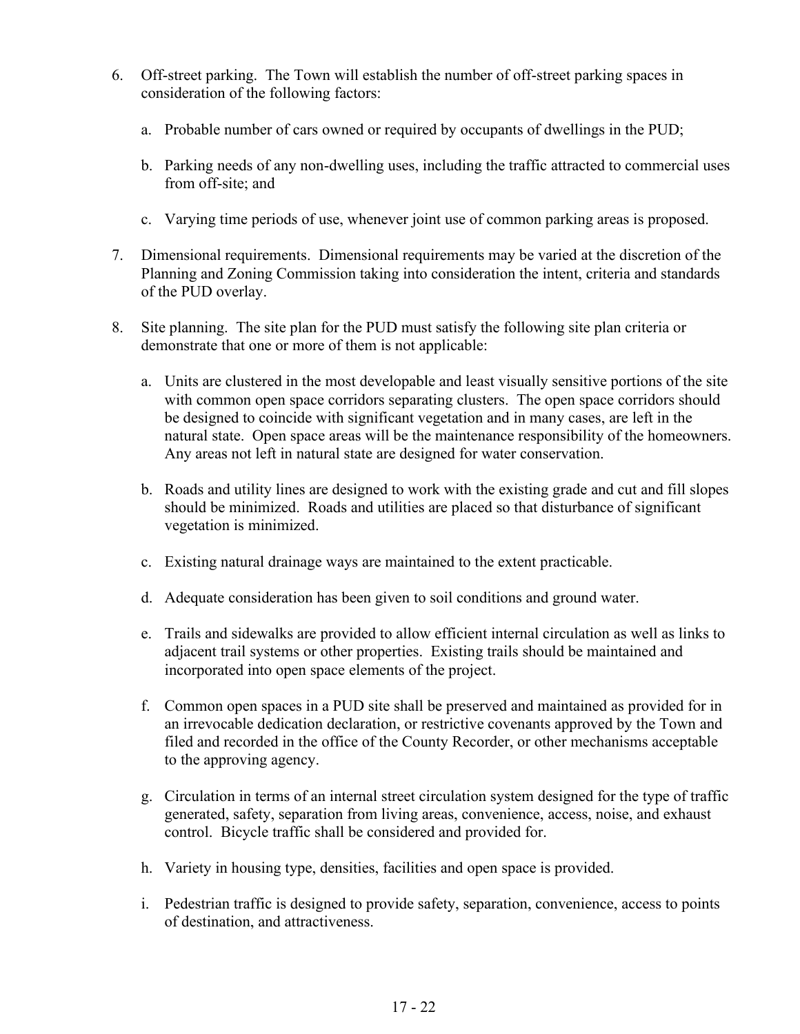6. Off-street parking. The Town will establish the number of off-street parking spaces in consideration of the following factors:

   a. Probable number of cars owned or required by occupants of dwellings in the PUD;

   b. Parking needs of any non-dwelling uses, including the traffic attracted to commercial uses from off-site; and

   c. Varying time periods of use, whenever joint use of common parking areas is proposed.

7. Dimensional requirements. Dimensional requirements may be varied at the discretion of the Planning and Zoning Commission taking into consideration the intent, criteria and standards of the PUD overlay.

8. Site planning. The site plan for the PUD must satisfy the following site plan criteria or demonstrate that one or more of them is not applicable:

   a. Units are clustered in the most developable and least visually sensitive portions of the site with common open space corridors separating clusters. The open space corridors should be designed to coincide with significant vegetation and in many cases, are left in the natural state. Open space areas will be the maintenance responsibility of the homeowners. Any areas not left in natural state are designed for water conservation.

   b. Roads and utility lines are designed to work with the existing grade and cut and fill slopes should be minimized. Roads and utilities are placed so that disturbance of significant vegetation is minimized.

   c. Existing natural drainage ways are maintained to the extent practicable.

   d. Adequate consideration has been given to soil conditions and ground water.

   e. Trails and sidewalks are provided to allow efficient internal circulation as well as links to adjacent trail systems or other properties. Existing trails should be maintained and incorporated into open space elements of the project.

   f. Common open spaces in a PUD site shall be preserved and maintained as provided for in an irrevocable dedication declaration, or restrictive covenants approved by the Town and filed and recorded in the office of the County Recorder, or other mechanisms acceptable to the approving agency.

   g. Circulation in terms of an internal street circulation system designed for the type of traffic generated, safety, separation from living areas, convenience, access, noise, and exhaust control. Bicycle traffic shall be considered and provided for.

   h. Variety in housing type, densities, facilities and open space is provided.

   i. Pedestrian traffic is designed to provide safety, separation, convenience, access to points of destination, and attractiveness.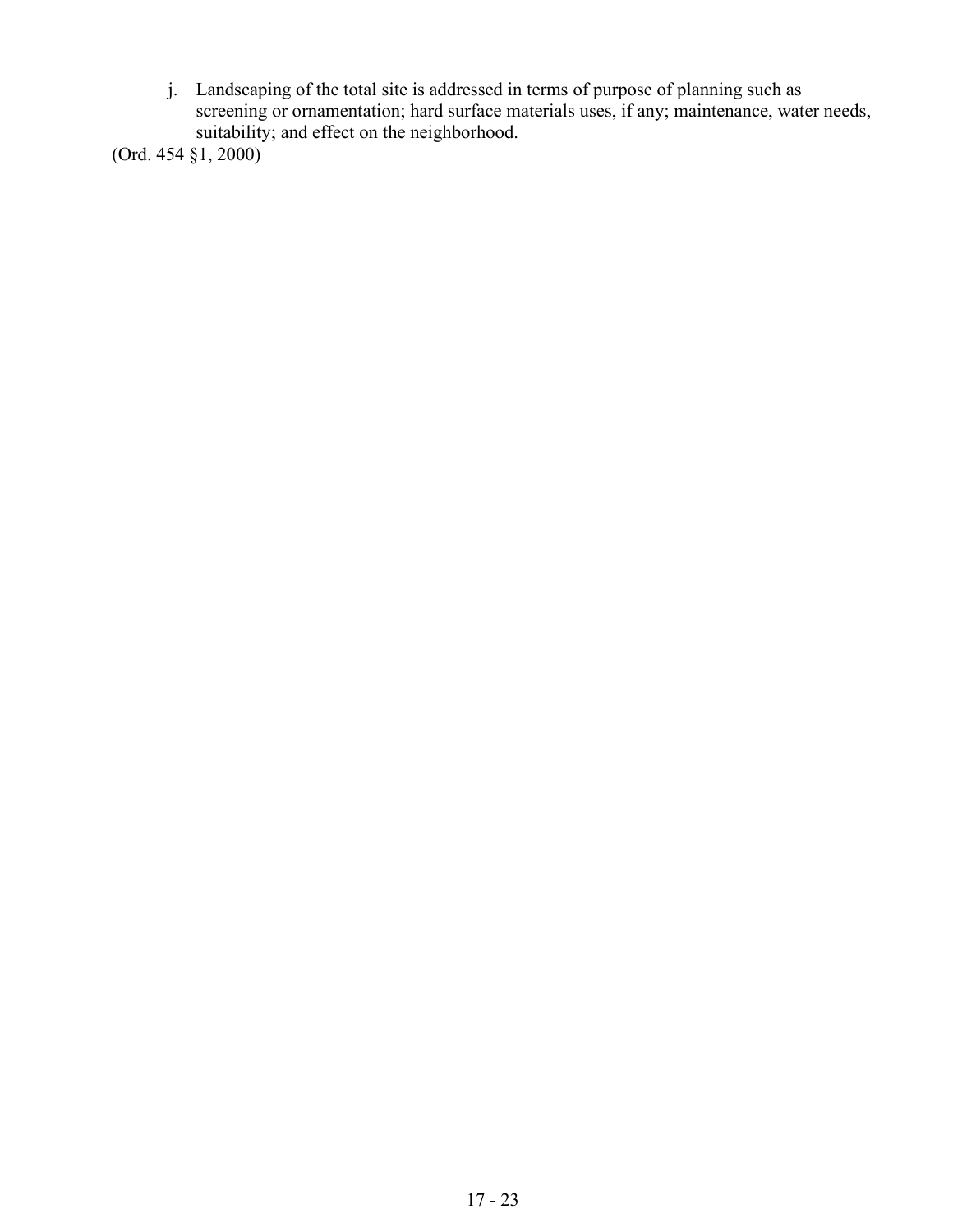j. Landscaping of the total site is addressed in terms of purpose of planning such as screening or ornamentation; hard surface materials uses, if any; maintenance, water needs, suitability; and effect on the neighborhood.

(Ord. 454 §1, 2000)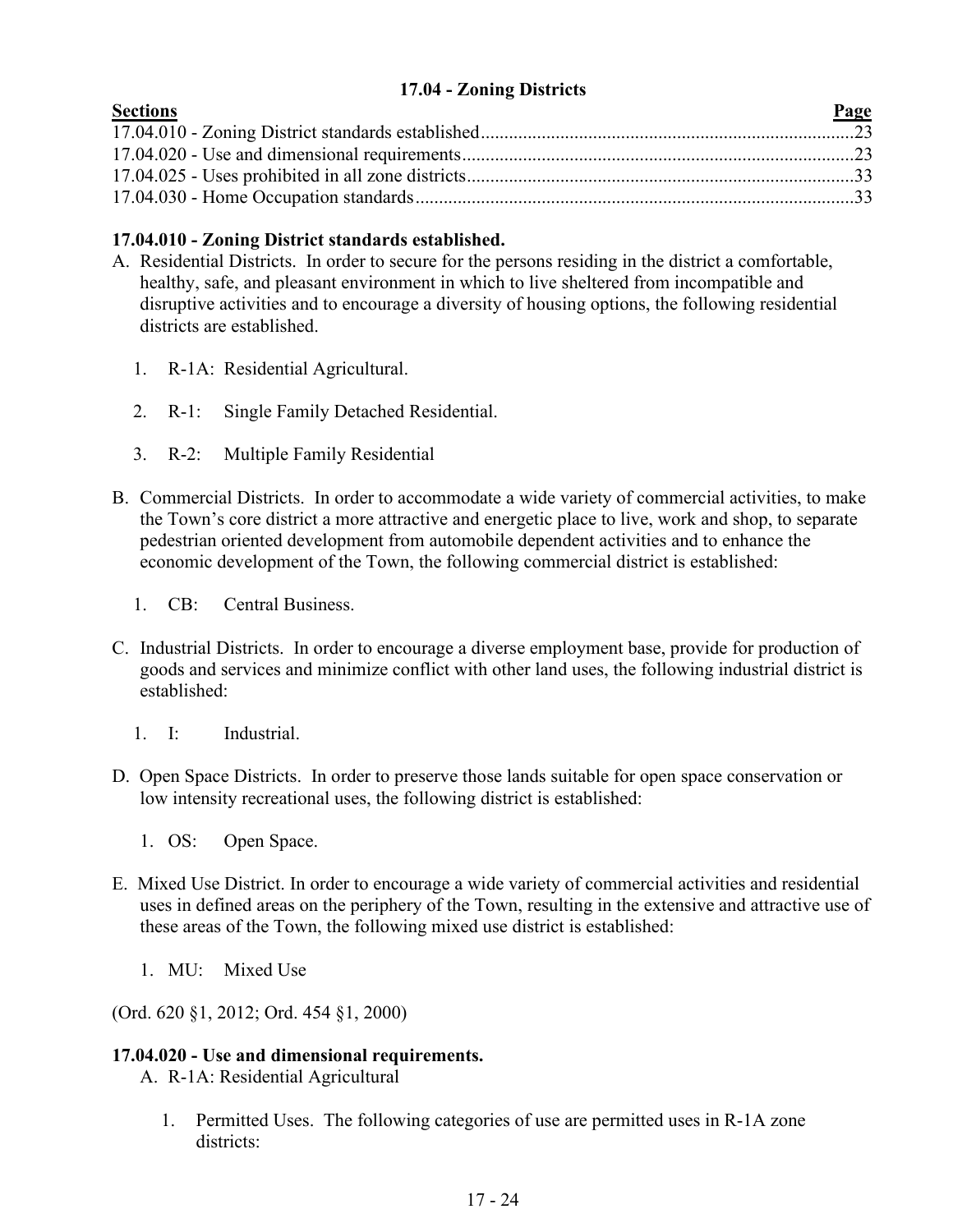## 17.04 - Zoning Districts

| Sections | Page |
|---|---|
| 17.04.010 - Zoning District standards established | 23 |
| 17.04.020 - Use and dimensional requirements | 23 |
| 17.04.025 - Uses prohibited in all zone districts | 33 |
| 17.04.030 - Home Occupation standards | 33 |

### 17.04.010 - Zoning District standards established.

A. Residential Districts. In order to secure for the persons residing in the district a comfortable, healthy, safe, and pleasant environment in which to live sheltered from incompatible and disruptive activities and to encourage a diversity of housing options, the following residential districts are established.

   1. R-1A: Residential Agricultural.

   2. R-1: Single Family Detached Residential.

   3. R-2: Multiple Family Residential

B. Commercial Districts. In order to accommodate a wide variety of commercial activities, to make the Town's core district a more attractive and energetic place to live, work and shop, to separate pedestrian oriented development from automobile dependent activities and to enhance the economic development of the Town, the following commercial district is established:

   1. CB: Central Business.

C. Industrial Districts. In order to encourage a diverse employment base, provide for production of goods and services and minimize conflict with other land uses, the following industrial district is established:

   1. I: Industrial.

D. Open Space Districts. In order to preserve those lands suitable for open space conservation or low intensity recreational uses, the following district is established:

   1. OS: Open Space.

E. Mixed Use District. In order to encourage a wide variety of commercial activities and residential uses in defined areas on the periphery of the Town, resulting in the extensive and attractive use of these areas of the Town, the following mixed use district is established:

   1. MU: Mixed Use

(Ord. 620 §1, 2012; Ord. 454 §1, 2000)

### 17.04.020 - Use and dimensional requirements.

A. R-1A: Residential Agricultural

   1. Permitted Uses. The following categories of use are permitted uses in R-1A zone districts: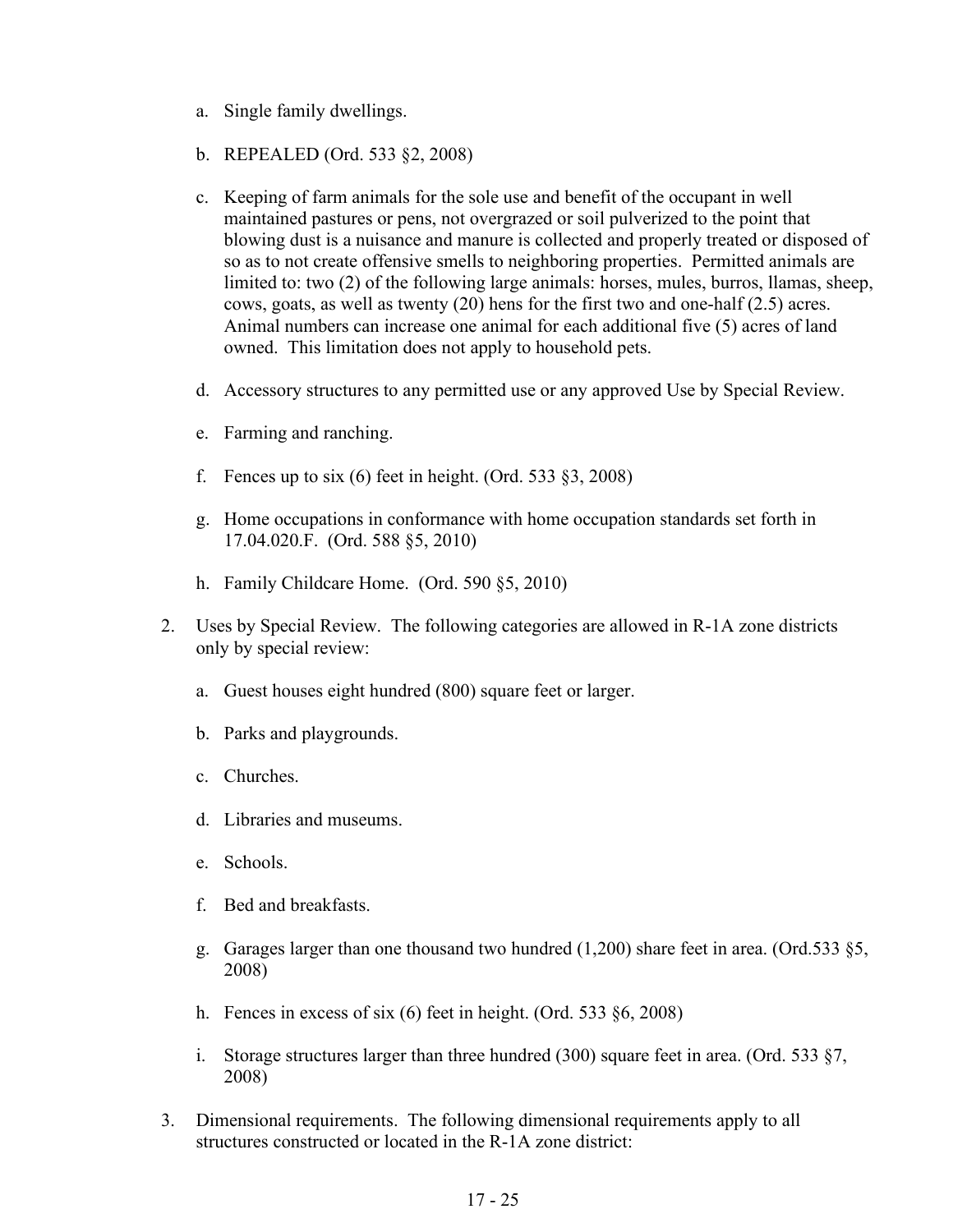a. Single family dwellings.

b. REPEALED (Ord. 533 §2, 2008)

c. Keeping of farm animals for the sole use and benefit of the occupant in well maintained pastures or pens, not overgrazed or soil pulverized to the point that blowing dust is a nuisance and manure is collected and properly treated or disposed of so as to not create offensive smells to neighboring properties. Permitted animals are limited to: two (2) of the following large animals: horses, mules, burros, llamas, sheep, cows, goats, as well as twenty (20) hens for the first two and one-half (2.5) acres. Animal numbers can increase one animal for each additional five (5) acres of land owned. This limitation does not apply to household pets.

d. Accessory structures to any permitted use or any approved Use by Special Review.

e. Farming and ranching.

f. Fences up to six (6) feet in height. (Ord. 533 §3, 2008)

g. Home occupations in conformance with home occupation standards set forth in 17.04.020.F. (Ord. 588 §5, 2010)

h. Family Childcare Home. (Ord. 590 §5, 2010)

2. Uses by Special Review. The following categories are allowed in R-1A zone districts only by special review:

   a. Guest houses eight hundred (800) square feet or larger.

   b. Parks and playgrounds.

   c. Churches.

   d. Libraries and museums.

   e. Schools.

   f. Bed and breakfasts.

   g. Garages larger than one thousand two hundred (1,200) share feet in area. (Ord.533 §5, 2008)

   h. Fences in excess of six (6) feet in height. (Ord. 533 §6, 2008)

   i. Storage structures larger than three hundred (300) square feet in area. (Ord. 533 §7, 2008)

3. Dimensional requirements. The following dimensional requirements apply to all structures constructed or located in the R-1A zone district: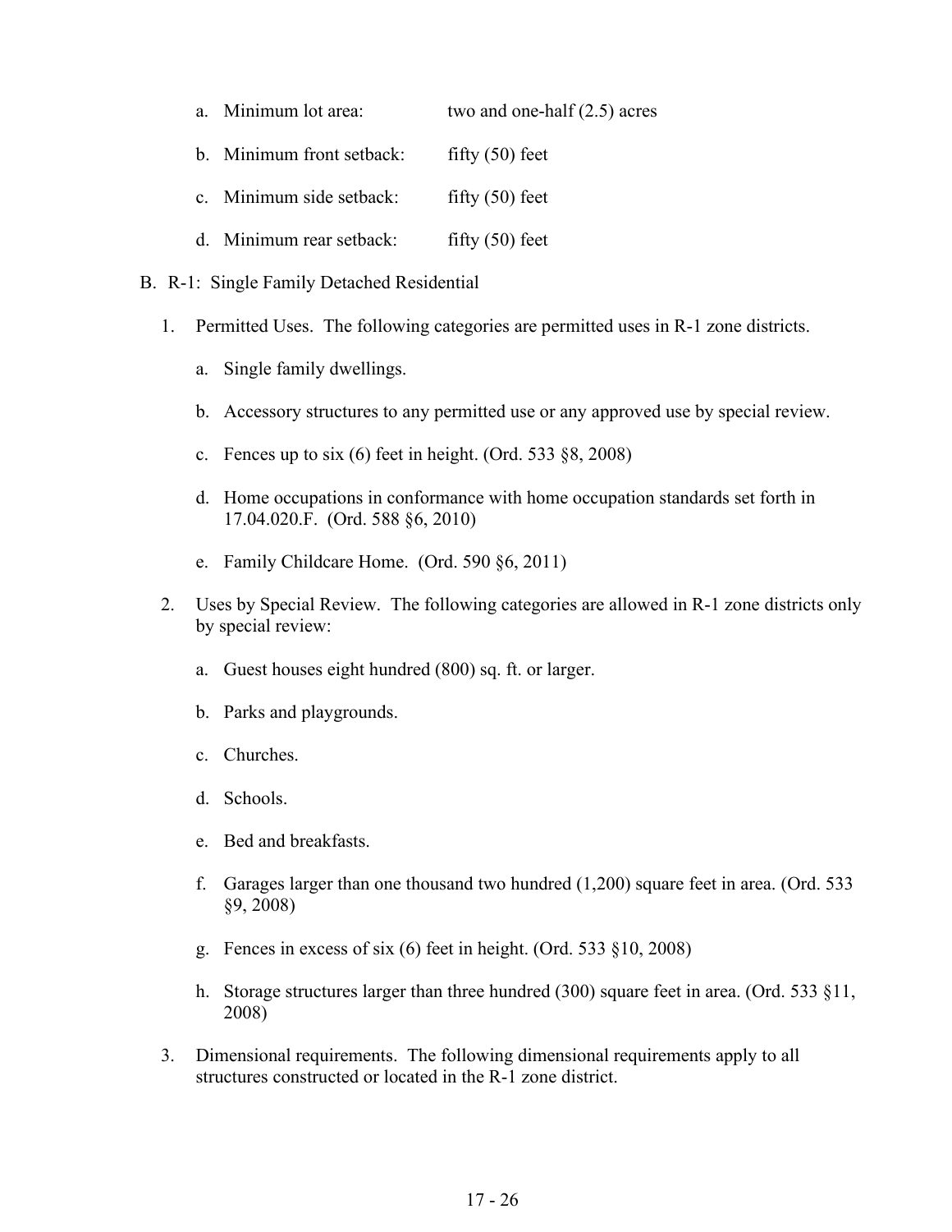a. Minimum lot area: two and one-half (2.5) acres

b. Minimum front setback: fifty (50) feet

c. Minimum side setback: fifty (50) feet

d. Minimum rear setback: fifty (50) feet

B. R-1: Single Family Detached Residential

1. Permitted Uses. The following categories are permitted uses in R-1 zone districts.

   a. Single family dwellings.

   b. Accessory structures to any permitted use or any approved use by special review.

   c. Fences up to six (6) feet in height. (Ord. 533 §8, 2008)

   d. Home occupations in conformance with home occupation standards set forth in 17.04.020.F. (Ord. 588 §6, 2010)

   e. Family Childcare Home. (Ord. 590 §6, 2011)

2. Uses by Special Review. The following categories are allowed in R-1 zone districts only by special review:

   a. Guest houses eight hundred (800) sq. ft. or larger.

   b. Parks and playgrounds.

   c. Churches.

   d. Schools.

   e. Bed and breakfasts.

   f. Garages larger than one thousand two hundred (1,200) square feet in area. (Ord. 533 §9, 2008)

   g. Fences in excess of six (6) feet in height. (Ord. 533 §10, 2008)

   h. Storage structures larger than three hundred (300) square feet in area. (Ord. 533 §11, 2008)

3. Dimensional requirements. The following dimensional requirements apply to all structures constructed or located in the R-1 zone district.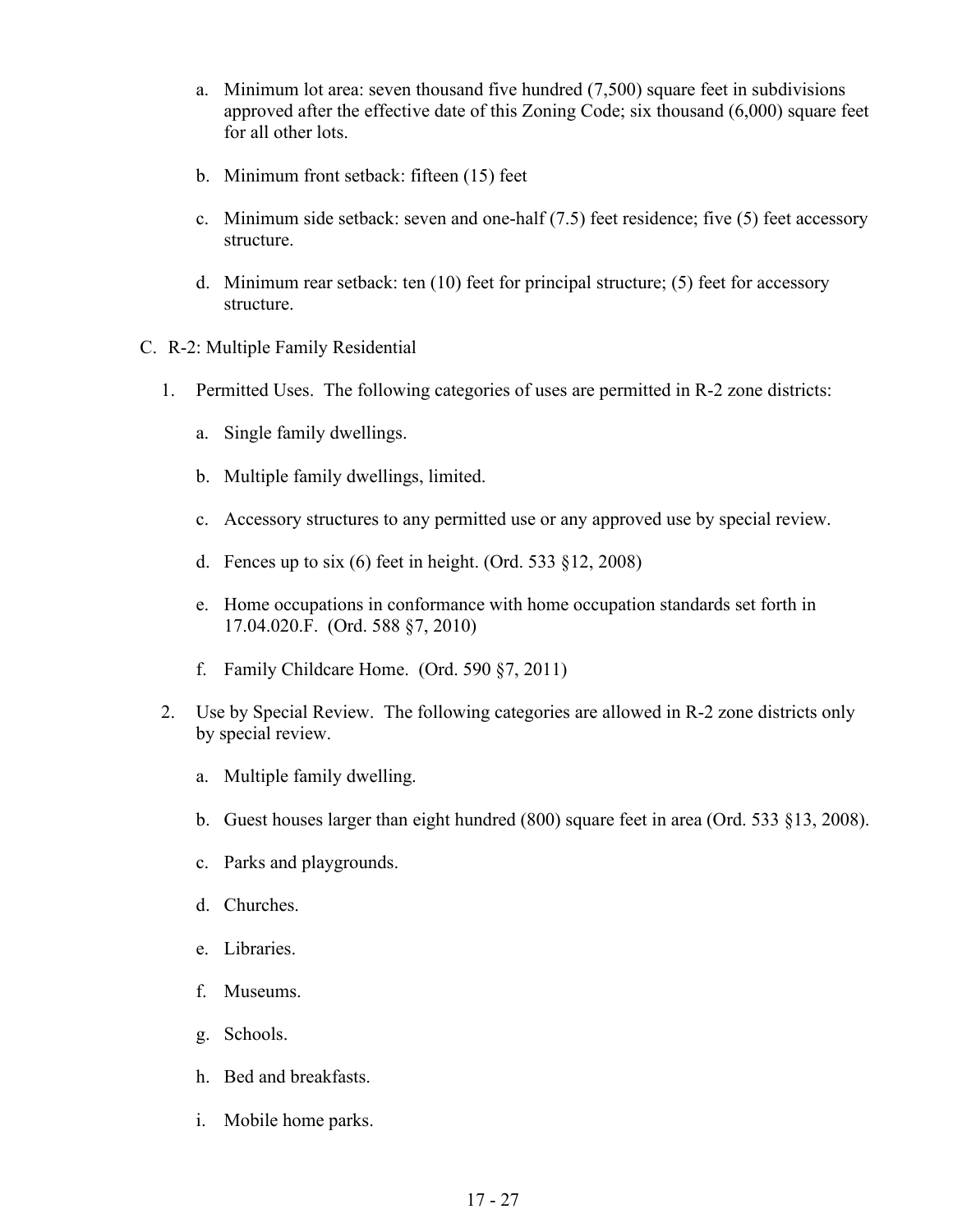a. Minimum lot area: seven thousand five hundred (7,500) square feet in subdivisions approved after the effective date of this Zoning Code; six thousand (6,000) square feet for all other lots.

b. Minimum front setback: fifteen (15) feet

c. Minimum side setback: seven and one-half (7.5) feet residence; five (5) feet accessory structure.

d. Minimum rear setback: ten (10) feet for principal structure; (5) feet for accessory structure.

C. R-2: Multiple Family Residential

1. Permitted Uses. The following categories of uses are permitted in R-2 zone districts:

   a. Single family dwellings.

   b. Multiple family dwellings, limited.

   c. Accessory structures to any permitted use or any approved use by special review.

   d. Fences up to six (6) feet in height. (Ord. 533 §12, 2008)

   e. Home occupations in conformance with home occupation standards set forth in 17.04.020.F. (Ord. 588 §7, 2010)

   f. Family Childcare Home. (Ord. 590 §7, 2011)

2. Use by Special Review. The following categories are allowed in R-2 zone districts only by special review.

   a. Multiple family dwelling.

   b. Guest houses larger than eight hundred (800) square feet in area (Ord. 533 §13, 2008).

   c. Parks and playgrounds.

   d. Churches.

   e. Libraries.

   f. Museums.

   g. Schools.

   h. Bed and breakfasts.

   i. Mobile home parks.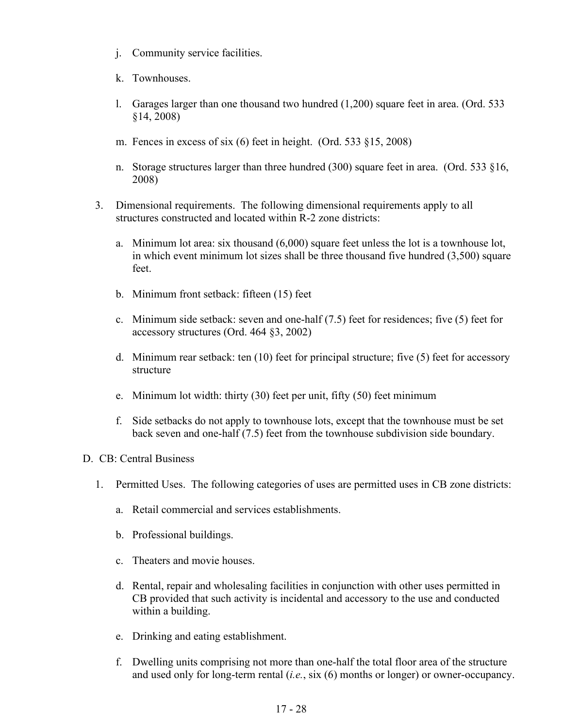j. Community service facilities.

k. Townhouses.

l. Garages larger than one thousand two hundred (1,200) square feet in area. (Ord. 533 §14, 2008)

m. Fences in excess of six (6) feet in height. (Ord. 533 §15, 2008)

n. Storage structures larger than three hundred (300) square feet in area. (Ord. 533 §16, 2008)

3. Dimensional requirements. The following dimensional requirements apply to all structures constructed and located within R-2 zone districts:

   a. Minimum lot area: six thousand (6,000) square feet unless the lot is a townhouse lot, in which event minimum lot sizes shall be three thousand five hundred (3,500) square feet.

   b. Minimum front setback: fifteen (15) feet

   c. Minimum side setback: seven and one-half (7.5) feet for residences; five (5) feet for accessory structures (Ord. 464 §3, 2002)

   d. Minimum rear setback: ten (10) feet for principal structure; five (5) feet for accessory structure

   e. Minimum lot width: thirty (30) feet per unit, fifty (50) feet minimum

   f. Side setbacks do not apply to townhouse lots, except that the townhouse must be set back seven and one-half (7.5) feet from the townhouse subdivision side boundary.

D. CB: Central Business

1. Permitted Uses. The following categories of uses are permitted uses in CB zone districts:

   a. Retail commercial and services establishments.

   b. Professional buildings.

   c. Theaters and movie houses.

   d. Rental, repair and wholesaling facilities in conjunction with other uses permitted in CB provided that such activity is incidental and accessory to the use and conducted within a building.

   e. Drinking and eating establishment.

   f. Dwelling units comprising not more than one-half the total floor area of the structure and used only for long-term rental (*i.e.*, six (6) months or longer) or owner-occupancy.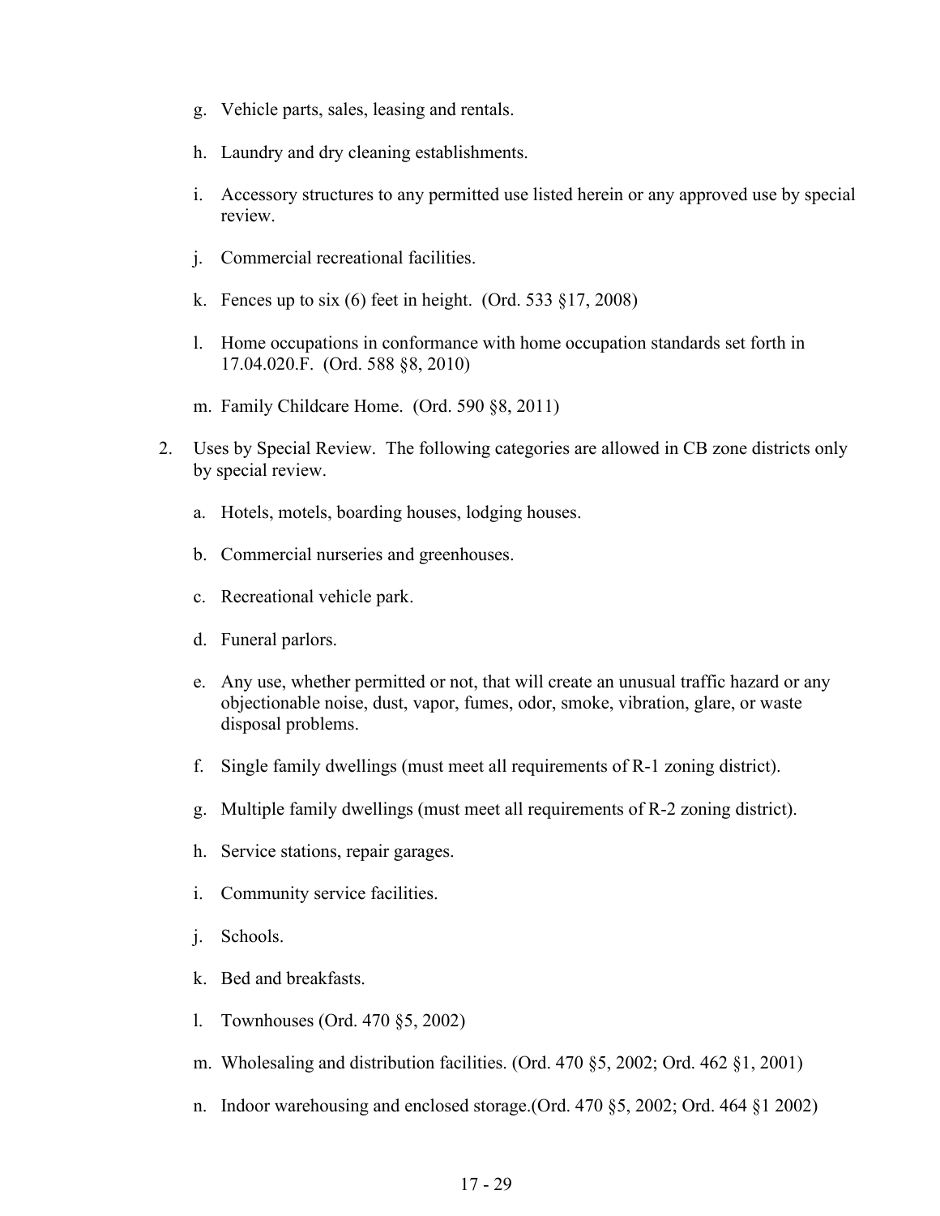g. Vehicle parts, sales, leasing and rentals.

h. Laundry and dry cleaning establishments.

i. Accessory structures to any permitted use listed herein or any approved use by special review.

j. Commercial recreational facilities.

k. Fences up to six (6) feet in height. (Ord. 533 §17, 2008)

l. Home occupations in conformance with home occupation standards set forth in 17.04.020.F. (Ord. 588 §8, 2010)

m. Family Childcare Home. (Ord. 590 §8, 2011)

2. Uses by Special Review. The following categories are allowed in CB zone districts only by special review.

   a. Hotels, motels, boarding houses, lodging houses.

   b. Commercial nurseries and greenhouses.

   c. Recreational vehicle park.

   d. Funeral parlors.

   e. Any use, whether permitted or not, that will create an unusual traffic hazard or any objectionable noise, dust, vapor, fumes, odor, smoke, vibration, glare, or waste disposal problems.

   f. Single family dwellings (must meet all requirements of R-1 zoning district).

   g. Multiple family dwellings (must meet all requirements of R-2 zoning district).

   h. Service stations, repair garages.

   i. Community service facilities.

   j. Schools.

   k. Bed and breakfasts.

   l. Townhouses (Ord. 470 §5, 2002)

   m. Wholesaling and distribution facilities. (Ord. 470 §5, 2002; Ord. 462 §1, 2001)

   n. Indoor warehousing and enclosed storage.(Ord. 470 §5, 2002; Ord. 464 §1 2002)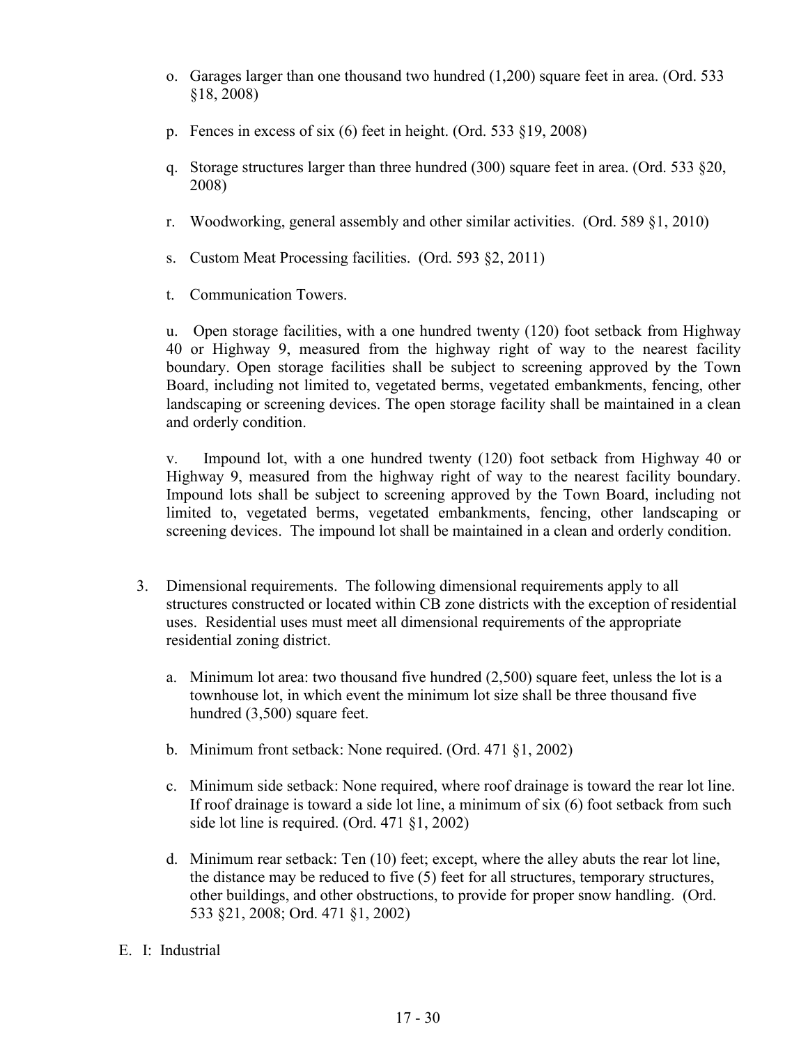o. Garages larger than one thousand two hundred (1,200) square feet in area. (Ord. 533 §18, 2008)

p. Fences in excess of six (6) feet in height. (Ord. 533 §19, 2008)

q. Storage structures larger than three hundred (300) square feet in area. (Ord. 533 §20, 2008)

r. Woodworking, general assembly and other similar activities. (Ord. 589 §1, 2010)

s. Custom Meat Processing facilities. (Ord. 593 §2, 2011)

t. Communication Towers.

u. Open storage facilities, with a one hundred twenty (120) foot setback from Highway 40 or Highway 9, measured from the highway right of way to the nearest facility boundary. Open storage facilities shall be subject to screening approved by the Town Board, including not limited to, vegetated berms, vegetated embankments, fencing, other landscaping or screening devices. The open storage facility shall be maintained in a clean and orderly condition.

v. Impound lot, with a one hundred twenty (120) foot setback from Highway 40 or Highway 9, measured from the highway right of way to the nearest facility boundary. Impound lots shall be subject to screening approved by the Town Board, including not limited to, vegetated berms, vegetated embankments, fencing, other landscaping or screening devices. The impound lot shall be maintained in a clean and orderly condition.

3. Dimensional requirements. The following dimensional requirements apply to all structures constructed or located within CB zone districts with the exception of residential uses. Residential uses must meet all dimensional requirements of the appropriate residential zoning district.

   a. Minimum lot area: two thousand five hundred (2,500) square feet, unless the lot is a townhouse lot, in which event the minimum lot size shall be three thousand five hundred (3,500) square feet.

   b. Minimum front setback: None required. (Ord. 471 §1, 2002)

   c. Minimum side setback: None required, where roof drainage is toward the rear lot line. If roof drainage is toward a side lot line, a minimum of six (6) foot setback from such side lot line is required. (Ord. 471 §1, 2002)

   d. Minimum rear setback: Ten (10) feet; except, where the alley abuts the rear lot line, the distance may be reduced to five (5) feet for all structures, temporary structures, other buildings, and other obstructions, to provide for proper snow handling. (Ord. 533 §21, 2008; Ord. 471 §1, 2002)

E. I: Industrial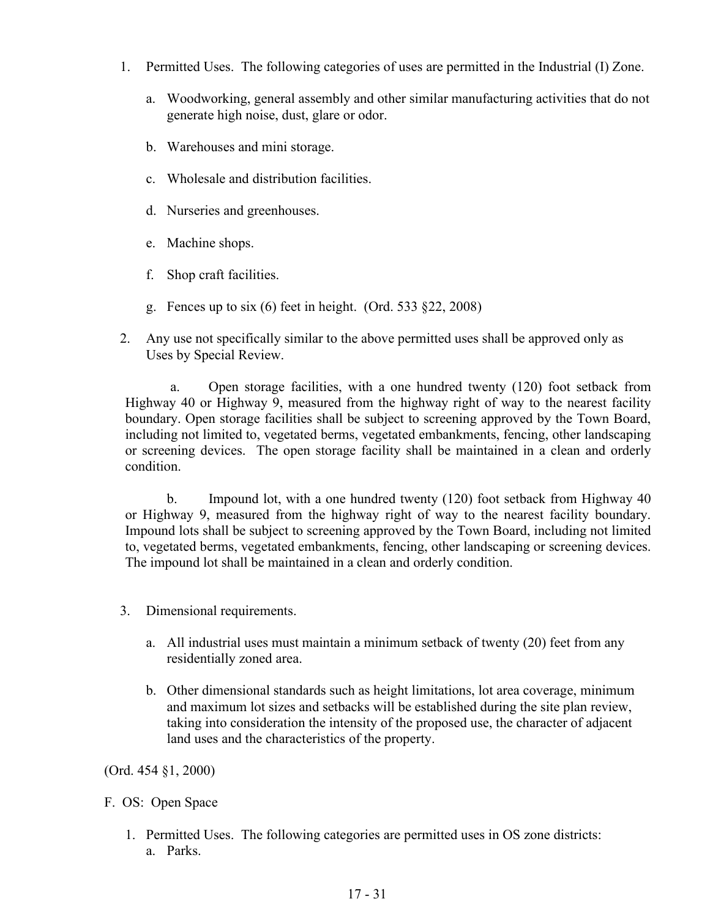1. Permitted Uses. The following categories of uses are permitted in the Industrial (I) Zone.

    a. Woodworking, general assembly and other similar manufacturing activities that do not generate high noise, dust, glare or odor.

    b. Warehouses and mini storage.

    c. Wholesale and distribution facilities.

    d. Nurseries and greenhouses.

    e. Machine shops.

    f. Shop craft facilities.

    g. Fences up to six (6) feet in height. (Ord. 533 §22, 2008)

2. Any use not specifically similar to the above permitted uses shall be approved only as Uses by Special Review.

    a. Open storage facilities, with a one hundred twenty (120) foot setback from Highway 40 or Highway 9, measured from the highway right of way to the nearest facility boundary. Open storage facilities shall be subject to screening approved by the Town Board, including not limited to, vegetated berms, vegetated embankments, fencing, other landscaping or screening devices. The open storage facility shall be maintained in a clean and orderly condition.

    b. Impound lot, with a one hundred twenty (120) foot setback from Highway 40 or Highway 9, measured from the highway right of way to the nearest facility boundary. Impound lots shall be subject to screening approved by the Town Board, including not limited to, vegetated berms, vegetated embankments, fencing, other landscaping or screening devices. The impound lot shall be maintained in a clean and orderly condition.

3. Dimensional requirements.

    a. All industrial uses must maintain a minimum setback of twenty (20) feet from any residentially zoned area.

    b. Other dimensional standards such as height limitations, lot area coverage, minimum and maximum lot sizes and setbacks will be established during the site plan review, taking into consideration the intensity of the proposed use, the character of adjacent land uses and the characteristics of the property.

(Ord. 454 §1, 2000)

F. OS: Open Space

1. Permitted Uses. The following categories are permitted uses in OS zone districts:
    a. Parks.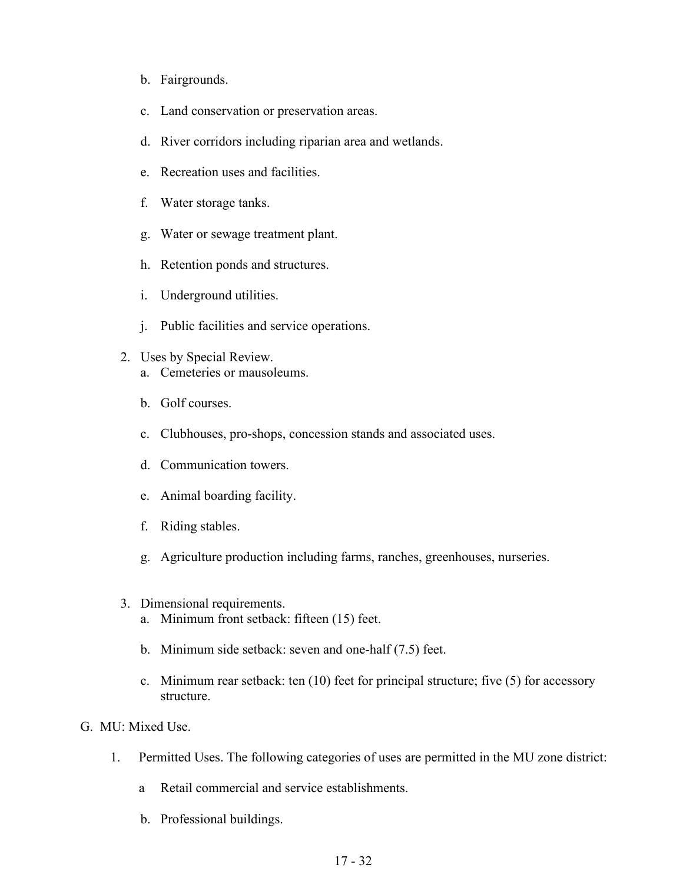b. Fairgrounds.

c. Land conservation or preservation areas.

d. River corridors including riparian area and wetlands.

e. Recreation uses and facilities.

f. Water storage tanks.

g. Water or sewage treatment plant.

h. Retention ponds and structures.

i. Underground utilities.

j. Public facilities and service operations.

2. Uses by Special Review.

   a. Cemeteries or mausoleums.

   b. Golf courses.

   c. Clubhouses, pro-shops, concession stands and associated uses.

   d. Communication towers.

   e. Animal boarding facility.

   f. Riding stables.

   g. Agriculture production including farms, ranches, greenhouses, nurseries.

3. Dimensional requirements.

   a. Minimum front setback: fifteen (15) feet.

   b. Minimum side setback: seven and one-half (7.5) feet.

   c. Minimum rear setback: ten (10) feet for principal structure; five (5) for accessory structure.

G. MU: Mixed Use.

1. Permitted Uses. The following categories of uses are permitted in the MU zone district:

   a Retail commercial and service establishments.

   b. Professional buildings.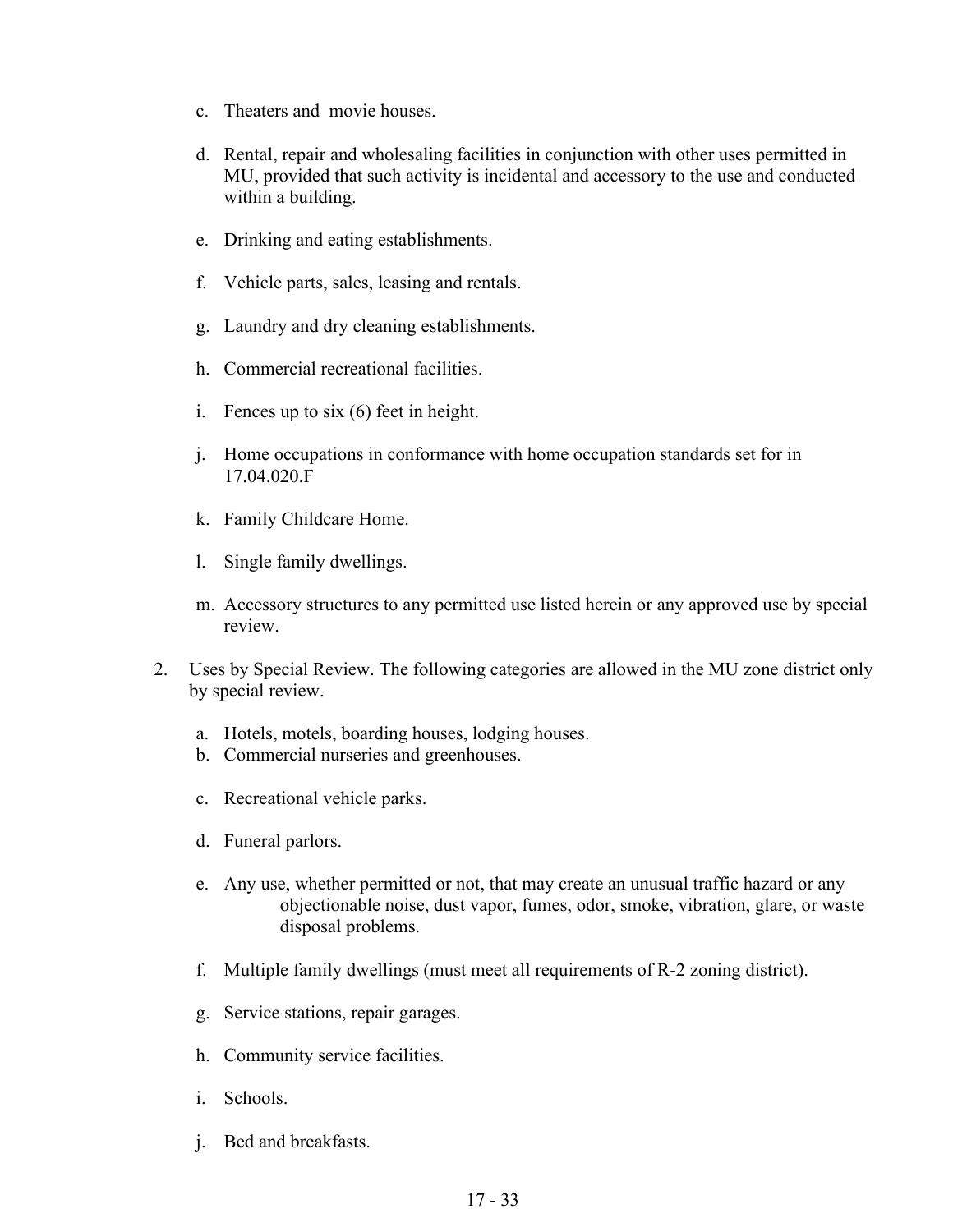c. Theaters and movie houses.

d. Rental, repair and wholesaling facilities in conjunction with other uses permitted in MU, provided that such activity is incidental and accessory to the use and conducted within a building.

e. Drinking and eating establishments.

f. Vehicle parts, sales, leasing and rentals.

g. Laundry and dry cleaning establishments.

h. Commercial recreational facilities.

i. Fences up to six (6) feet in height.

j. Home occupations in conformance with home occupation standards set for in 17.04.020.F

k. Family Childcare Home.

l. Single family dwellings.

m. Accessory structures to any permitted use listed herein or any approved use by special review.

2. Uses by Special Review. The following categories are allowed in the MU zone district only by special review.

   a. Hotels, motels, boarding houses, lodging houses.
   b. Commercial nurseries and greenhouses.
   c. Recreational vehicle parks.
   d. Funeral parlors.
   e. Any use, whether permitted or not, that may create an unusual traffic hazard or any objectionable noise, dust vapor, fumes, odor, smoke, vibration, glare, or waste disposal problems.
   f. Multiple family dwellings (must meet all requirements of R-2 zoning district).
   g. Service stations, repair garages.
   h. Community service facilities.
   i. Schools.
   j. Bed and breakfasts.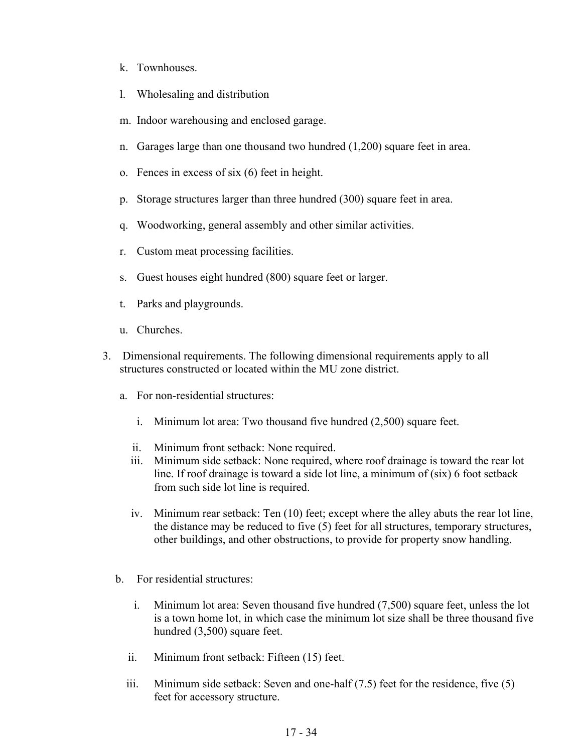k. Townhouses.

l. Wholesaling and distribution

m. Indoor warehousing and enclosed garage.

n. Garages large than one thousand two hundred (1,200) square feet in area.

o. Fences in excess of six (6) feet in height.

p. Storage structures larger than three hundred (300) square feet in area.

q. Woodworking, general assembly and other similar activities.

r. Custom meat processing facilities.

s. Guest houses eight hundred (800) square feet or larger.

t. Parks and playgrounds.

u. Churches.

3. Dimensional requirements. The following dimensional requirements apply to all structures constructed or located within the MU zone district.

   a. For non-residential structures:

      i. Minimum lot area: Two thousand five hundred (2,500) square feet.

      ii. Minimum front setback: None required.

      iii. Minimum side setback: None required, where roof drainage is toward the rear lot line. If roof drainage is toward a side lot line, a minimum of (six) 6 foot setback from such side lot line is required.

      iv. Minimum rear setback: Ten (10) feet; except where the alley abuts the rear lot line, the distance may be reduced to five (5) feet for all structures, temporary structures, other buildings, and other obstructions, to provide for property snow handling.

   b. For residential structures:

      i. Minimum lot area: Seven thousand five hundred (7,500) square feet, unless the lot is a town home lot, in which case the minimum lot size shall be three thousand five hundred (3,500) square feet.

      ii. Minimum front setback: Fifteen (15) feet.

      iii. Minimum side setback: Seven and one-half (7.5) feet for the residence, five (5) feet for accessory structure.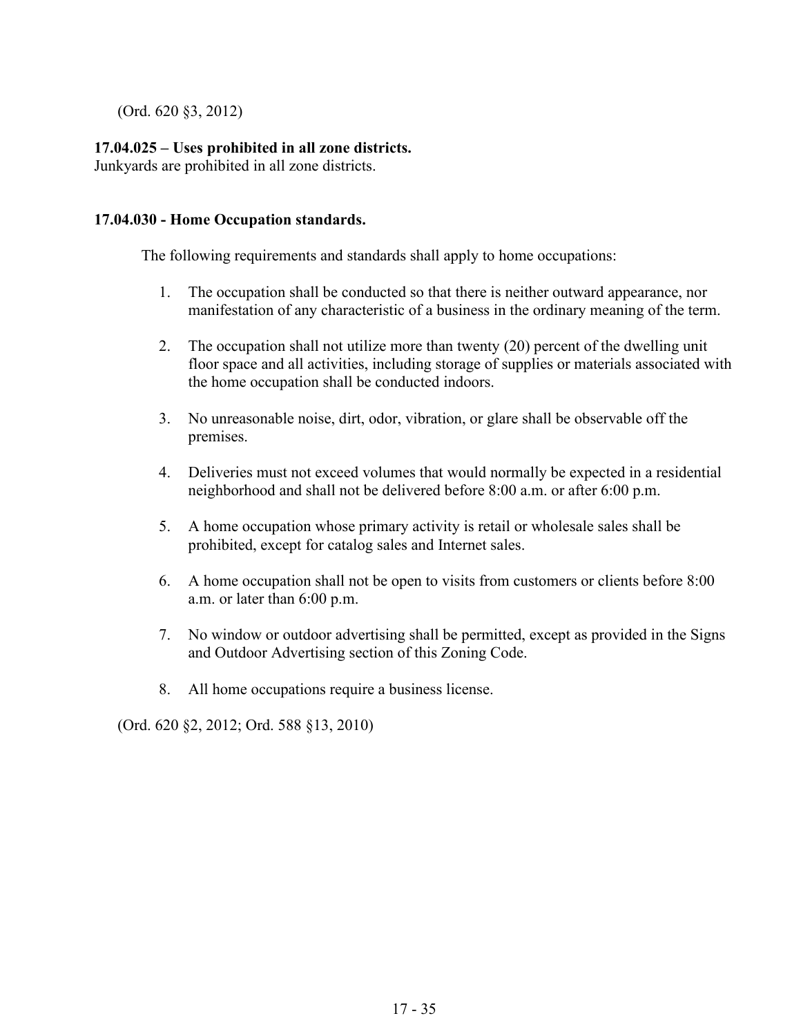(Ord. 620 §3, 2012)

**17.04.025 – Uses prohibited in all zone districts.**

Junkyards are prohibited in all zone districts.

**17.04.030 - Home Occupation standards.**

The following requirements and standards shall apply to home occupations:

1. The occupation shall be conducted so that there is neither outward appearance, nor manifestation of any characteristic of a business in the ordinary meaning of the term.

2. The occupation shall not utilize more than twenty (20) percent of the dwelling unit floor space and all activities, including storage of supplies or materials associated with the home occupation shall be conducted indoors.

3. No unreasonable noise, dirt, odor, vibration, or glare shall be observable off the premises.

4. Deliveries must not exceed volumes that would normally be expected in a residential neighborhood and shall not be delivered before 8:00 a.m. or after 6:00 p.m.

5. A home occupation whose primary activity is retail or wholesale sales shall be prohibited, except for catalog sales and Internet sales.

6. A home occupation shall not be open to visits from customers or clients before 8:00 a.m. or later than 6:00 p.m.

7. No window or outdoor advertising shall be permitted, except as provided in the Signs and Outdoor Advertising section of this Zoning Code.

8. All home occupations require a business license.

(Ord. 620 §2, 2012; Ord. 588 §13, 2010)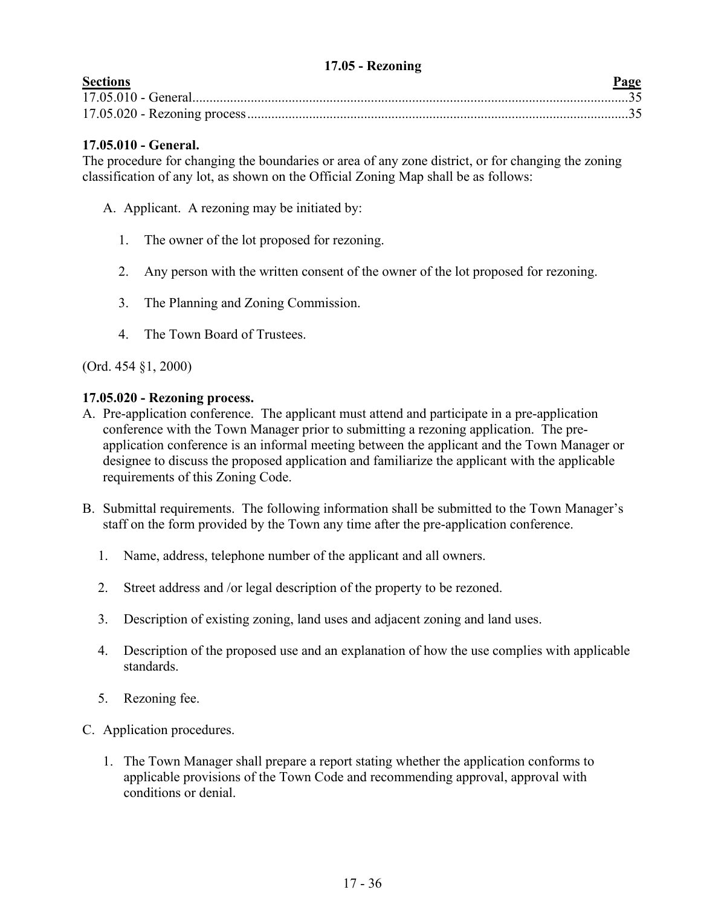## 17.05 - Rezoning

| Sections | Page |
|---|---|
| 17.05.010 - General | 35 |
| 17.05.020 - Rezoning process | 35 |

### 17.05.010 - General.

The procedure for changing the boundaries or area of any zone district, or for changing the zoning classification of any lot, as shown on the Official Zoning Map shall be as follows:

A. Applicant. A rezoning may be initiated by:

1. The owner of the lot proposed for rezoning.

2. Any person with the written consent of the owner of the lot proposed for rezoning.

3. The Planning and Zoning Commission.

4. The Town Board of Trustees.

(Ord. 454 §1, 2000)

### 17.05.020 - Rezoning process.

A. Pre-application conference. The applicant must attend and participate in a pre-application conference with the Town Manager prior to submitting a rezoning application. The pre-application conference is an informal meeting between the applicant and the Town Manager or designee to discuss the proposed application and familiarize the applicant with the applicable requirements of this Zoning Code.

B. Submittal requirements. The following information shall be submitted to the Town Manager's staff on the form provided by the Town any time after the pre-application conference.

1. Name, address, telephone number of the applicant and all owners.

2. Street address and /or legal description of the property to be rezoned.

3. Description of existing zoning, land uses and adjacent zoning and land uses.

4. Description of the proposed use and an explanation of how the use complies with applicable standards.

5. Rezoning fee.

C. Application procedures.

1. The Town Manager shall prepare a report stating whether the application conforms to applicable provisions of the Town Code and recommending approval, approval with conditions or denial.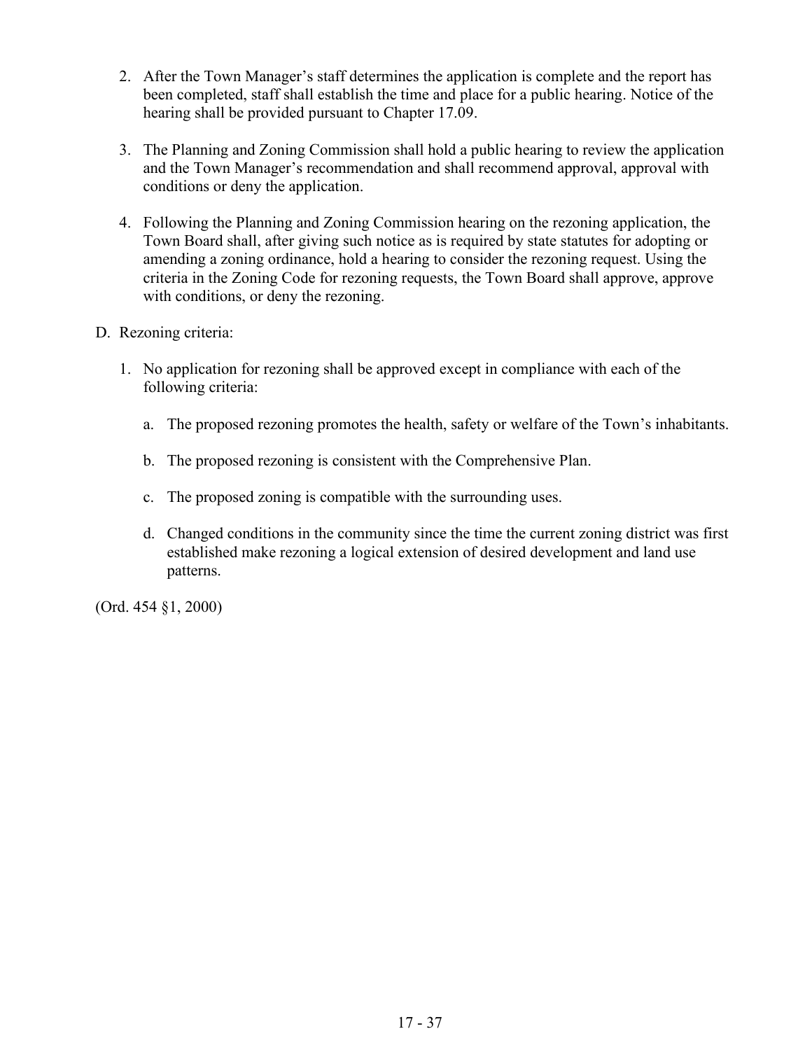2. After the Town Manager's staff determines the application is complete and the report has been completed, staff shall establish the time and place for a public hearing. Notice of the hearing shall be provided pursuant to Chapter 17.09.

3. The Planning and Zoning Commission shall hold a public hearing to review the application and the Town Manager's recommendation and shall recommend approval, approval with conditions or deny the application.

4. Following the Planning and Zoning Commission hearing on the rezoning application, the Town Board shall, after giving such notice as is required by state statutes for adopting or amending a zoning ordinance, hold a hearing to consider the rezoning request. Using the criteria in the Zoning Code for rezoning requests, the Town Board shall approve, approve with conditions, or deny the rezoning.

D. Rezoning criteria:

1. No application for rezoning shall be approved except in compliance with each of the following criteria:

   a. The proposed rezoning promotes the health, safety or welfare of the Town's inhabitants.

   b. The proposed rezoning is consistent with the Comprehensive Plan.

   c. The proposed zoning is compatible with the surrounding uses.

   d. Changed conditions in the community since the time the current zoning district was first established make rezoning a logical extension of desired development and land use patterns.

(Ord. 454 §1, 2000)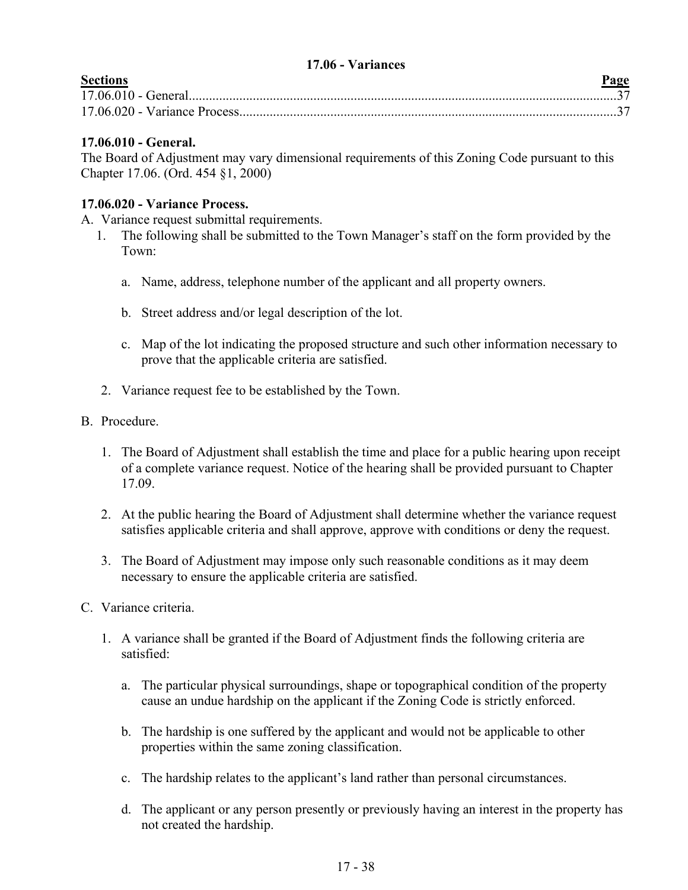## 17.06 - Variances

| Sections | Page |
|---|---|
| 17.06.010 - General | 37 |
| 17.06.020 - Variance Process | 37 |

### 17.06.010 - General.

The Board of Adjustment may vary dimensional requirements of this Zoning Code pursuant to this Chapter 17.06. (Ord. 454 §1, 2000)

### 17.06.020 - Variance Process.

A. Variance request submittal requirements.

1. The following shall be submitted to the Town Manager's staff on the form provided by the Town:

   a. Name, address, telephone number of the applicant and all property owners.

   b. Street address and/or legal description of the lot.

   c. Map of the lot indicating the proposed structure and such other information necessary to prove that the applicable criteria are satisfied.

2. Variance request fee to be established by the Town.

B. Procedure.

1. The Board of Adjustment shall establish the time and place for a public hearing upon receipt of a complete variance request. Notice of the hearing shall be provided pursuant to Chapter 17.09.

2. At the public hearing the Board of Adjustment shall determine whether the variance request satisfies applicable criteria and shall approve, approve with conditions or deny the request.

3. The Board of Adjustment may impose only such reasonable conditions as it may deem necessary to ensure the applicable criteria are satisfied.

C. Variance criteria.

1. A variance shall be granted if the Board of Adjustment finds the following criteria are satisfied:

   a. The particular physical surroundings, shape or topographical condition of the property cause an undue hardship on the applicant if the Zoning Code is strictly enforced.

   b. The hardship is one suffered by the applicant and would not be applicable to other properties within the same zoning classification.

   c. The hardship relates to the applicant's land rather than personal circumstances.

   d. The applicant or any person presently or previously having an interest in the property has not created the hardship.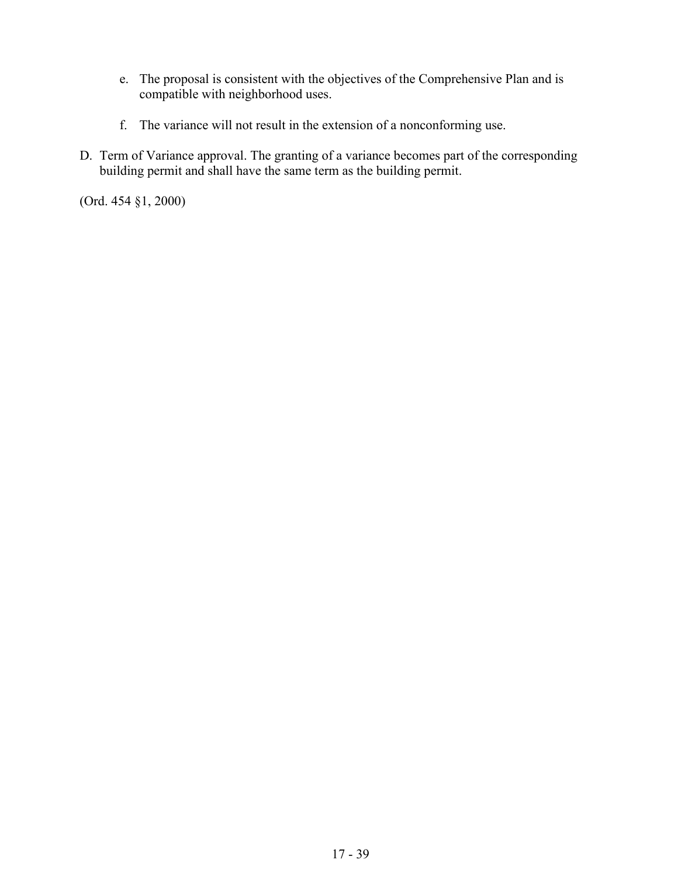e. The proposal is consistent with the objectives of the Comprehensive Plan and is compatible with neighborhood uses.

f. The variance will not result in the extension of a nonconforming use.

D. Term of Variance approval. The granting of a variance becomes part of the corresponding building permit and shall have the same term as the building permit.

(Ord. 454 §1, 2000)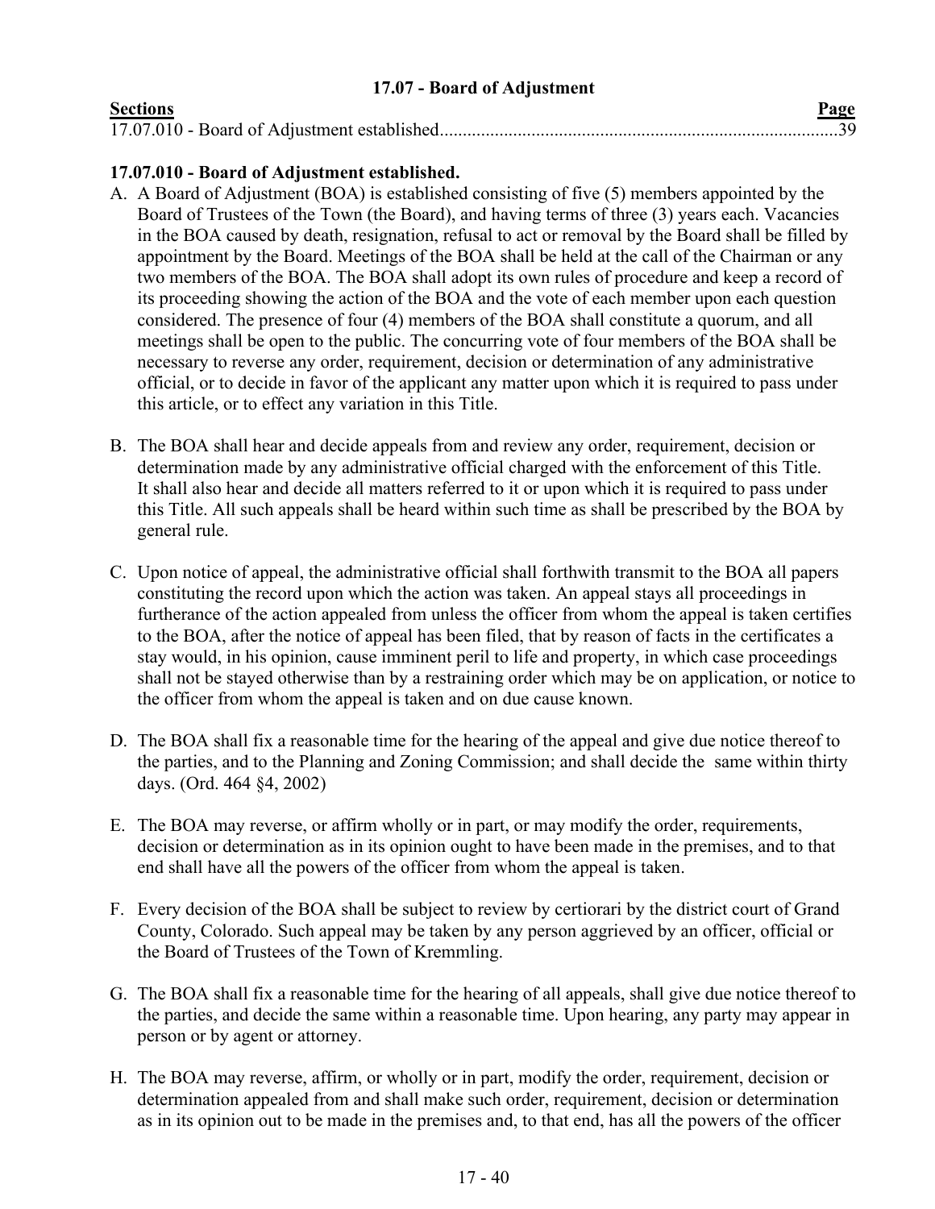## 17.07 - Board of Adjustment

| Sections | Page |
|---|---|
| 17.07.010 - Board of Adjustment established | 39 |

### 17.07.010 - Board of Adjustment established.

A. A Board of Adjustment (BOA) is established consisting of five (5) members appointed by the Board of Trustees of the Town (the Board), and having terms of three (3) years each. Vacancies in the BOA caused by death, resignation, refusal to act or removal by the Board shall be filled by appointment by the Board. Meetings of the BOA shall be held at the call of the Chairman or any two members of the BOA. The BOA shall adopt its own rules of procedure and keep a record of its proceeding showing the action of the BOA and the vote of each member upon each question considered. The presence of four (4) members of the BOA shall constitute a quorum, and all meetings shall be open to the public. The concurring vote of four members of the BOA shall be necessary to reverse any order, requirement, decision or determination of any administrative official, or to decide in favor of the applicant any matter upon which it is required to pass under this article, or to effect any variation in this Title.

B. The BOA shall hear and decide appeals from and review any order, requirement, decision or determination made by any administrative official charged with the enforcement of this Title. It shall also hear and decide all matters referred to it or upon which it is required to pass under this Title. All such appeals shall be heard within such time as shall be prescribed by the BOA by general rule.

C. Upon notice of appeal, the administrative official shall forthwith transmit to the BOA all papers constituting the record upon which the action was taken. An appeal stays all proceedings in furtherance of the action appealed from unless the officer from whom the appeal is taken certifies to the BOA, after the notice of appeal has been filed, that by reason of facts in the certificates a stay would, in his opinion, cause imminent peril to life and property, in which case proceedings shall not be stayed otherwise than by a restraining order which may be on application, or notice to the officer from whom the appeal is taken and on due cause known.

D. The BOA shall fix a reasonable time for the hearing of the appeal and give due notice thereof to the parties, and to the Planning and Zoning Commission; and shall decide the same within thirty days. (Ord. 464 §4, 2002)

E. The BOA may reverse, or affirm wholly or in part, or may modify the order, requirements, decision or determination as in its opinion ought to have been made in the premises, and to that end shall have all the powers of the officer from whom the appeal is taken.

F. Every decision of the BOA shall be subject to review by certiorari by the district court of Grand County, Colorado. Such appeal may be taken by any person aggrieved by an officer, official or the Board of Trustees of the Town of Kremmling.

G. The BOA shall fix a reasonable time for the hearing of all appeals, shall give due notice thereof to the parties, and decide the same within a reasonable time. Upon hearing, any party may appear in person or by agent or attorney.

H. The BOA may reverse, affirm, or wholly or in part, modify the order, requirement, decision or determination appealed from and shall make such order, requirement, decision or determination as in its opinion out to be made in the premises and, to that end, has all the powers of the officer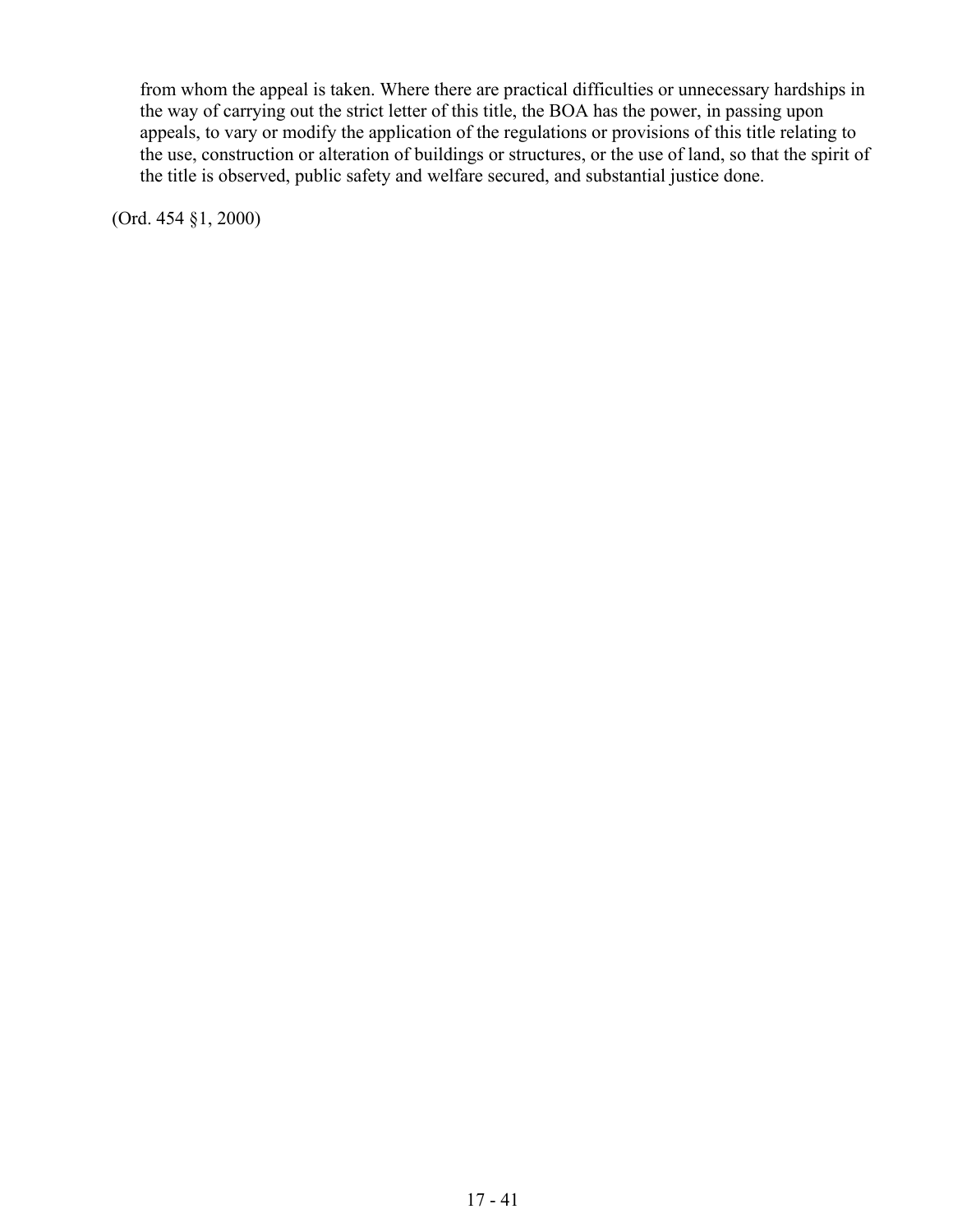from whom the appeal is taken. Where there are practical difficulties or unnecessary hardships in the way of carrying out the strict letter of this title, the BOA has the power, in passing upon appeals, to vary or modify the application of the regulations or provisions of this title relating to the use, construction or alteration of buildings or structures, or the use of land, so that the spirit of the title is observed, public safety and welfare secured, and substantial justice done.

(Ord. 454 §1, 2000)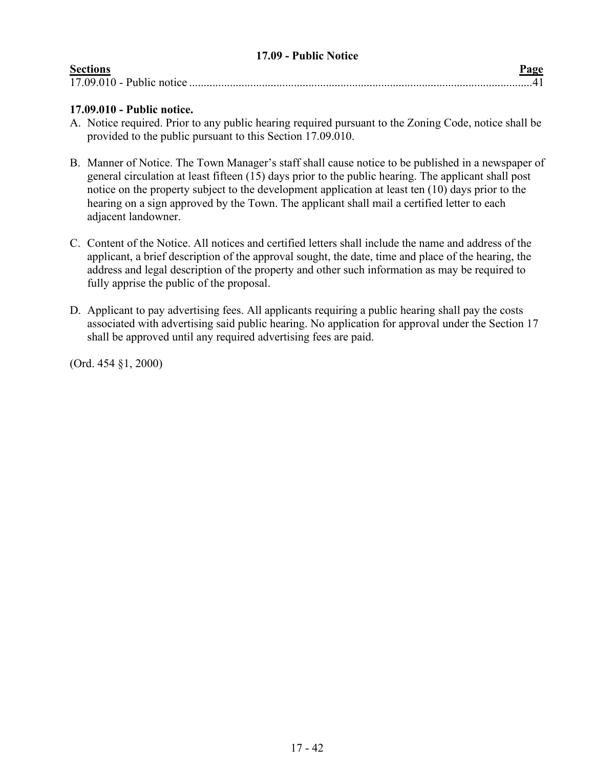## 17.09 - Public Notice

| **Sections** | **Page** |
|---|---|
| 17.09.010 - Public notice | 41 |

### 17.09.010 - Public notice.

A. Notice required. Prior to any public hearing required pursuant to the Zoning Code, notice shall be provided to the public pursuant to this Section 17.09.010.

B. Manner of Notice. The Town Manager's staff shall cause notice to be published in a newspaper of general circulation at least fifteen (15) days prior to the public hearing. The applicant shall post notice on the property subject to the development application at least ten (10) days prior to the hearing on a sign approved by the Town. The applicant shall mail a certified letter to each adjacent landowner.

C. Content of the Notice. All notices and certified letters shall include the name and address of the applicant, a brief description of the approval sought, the date, time and place of the hearing, the address and legal description of the property and other such information as may be required to fully apprise the public of the proposal.

D. Applicant to pay advertising fees. All applicants requiring a public hearing shall pay the costs associated with advertising said public hearing. No application for approval under the Section 17 shall be approved until any required advertising fees are paid.

(Ord. 454 §1, 2000)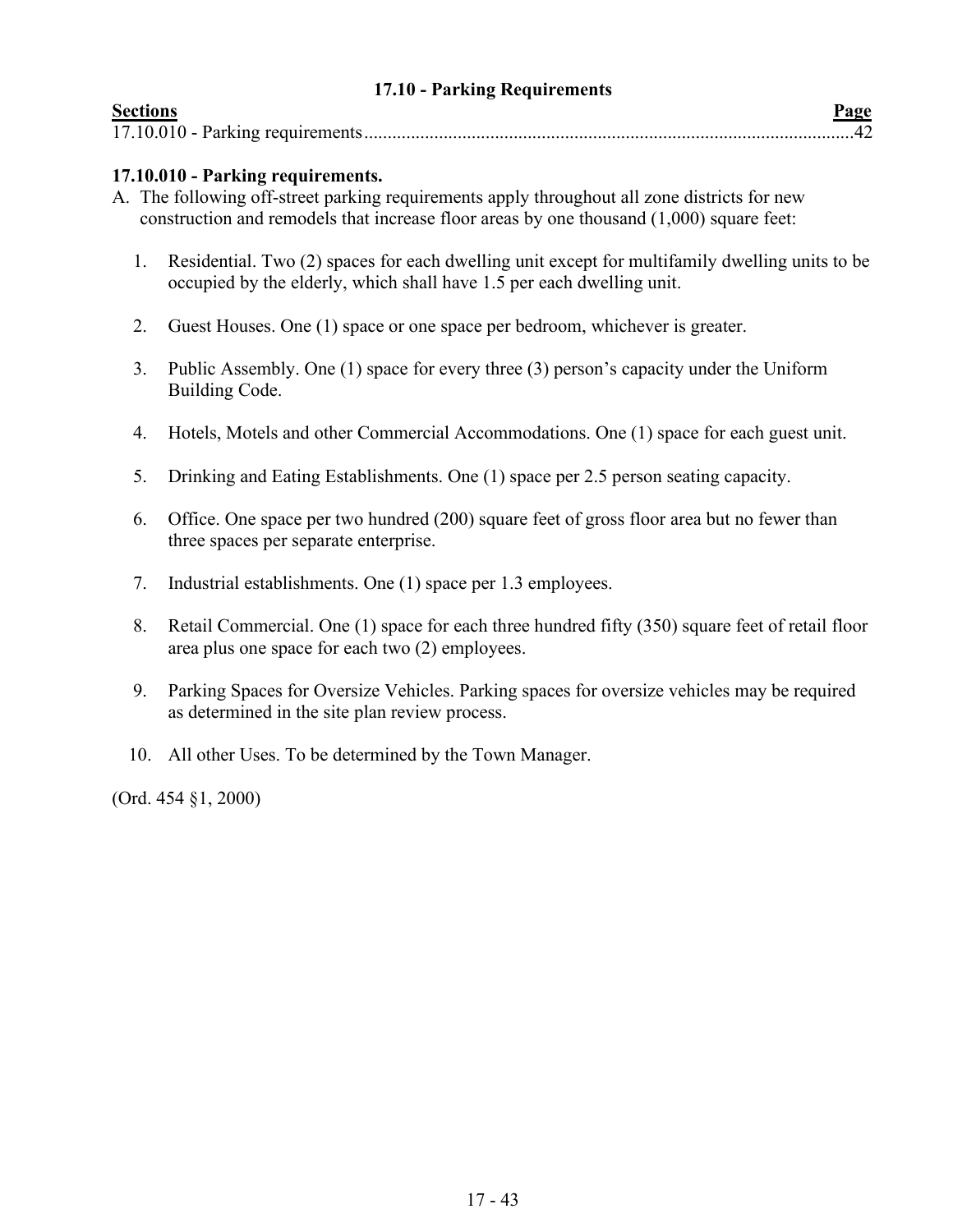## 17.10 - Parking Requirements

| **Sections** | **Page** |
|---|---|
| 17.10.010 - Parking requirements | 42 |

### 17.10.010 - Parking requirements.

A. The following off-street parking requirements apply throughout all zone districts for new construction and remodels that increase floor areas by one thousand (1,000) square feet:

1. Residential. Two (2) spaces for each dwelling unit except for multifamily dwelling units to be occupied by the elderly, which shall have 1.5 per each dwelling unit.

2. Guest Houses. One (1) space or one space per bedroom, whichever is greater.

3. Public Assembly. One (1) space for every three (3) person's capacity under the Uniform Building Code.

4. Hotels, Motels and other Commercial Accommodations. One (1) space for each guest unit.

5. Drinking and Eating Establishments. One (1) space per 2.5 person seating capacity.

6. Office. One space per two hundred (200) square feet of gross floor area but no fewer than three spaces per separate enterprise.

7. Industrial establishments. One (1) space per 1.3 employees.

8. Retail Commercial. One (1) space for each three hundred fifty (350) square feet of retail floor area plus one space for each two (2) employees.

9. Parking Spaces for Oversize Vehicles. Parking spaces for oversize vehicles may be required as determined in the site plan review process.

10. All other Uses. To be determined by the Town Manager.

(Ord. 454 §1, 2000)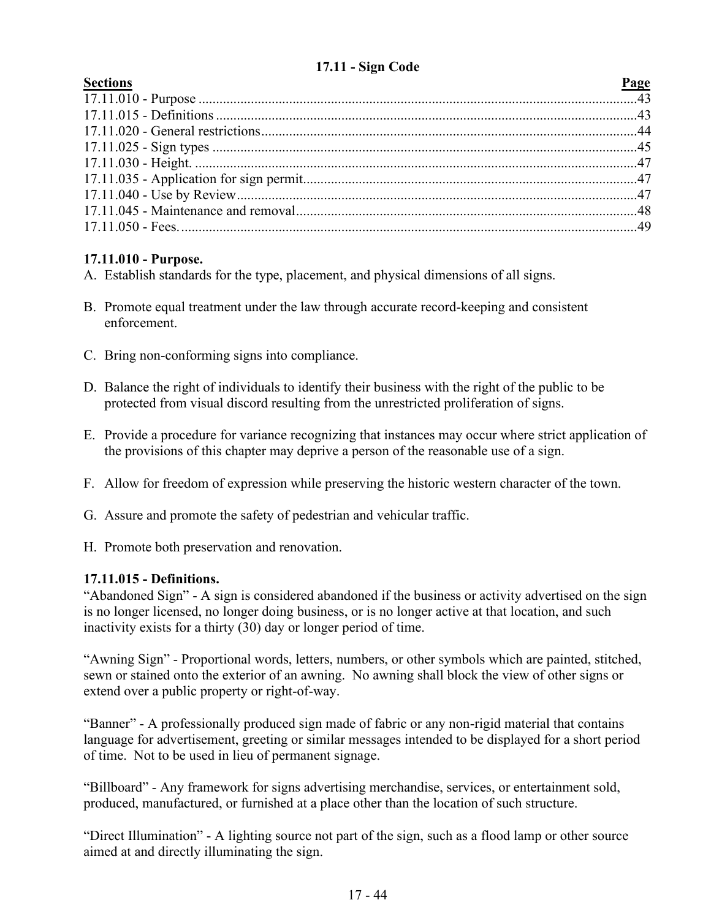## 17.11 - Sign Code

| Sections | Page |
| --- | --- |
| 17.11.010 - Purpose | 43 |
| 17.11.015 - Definitions | 43 |
| 17.11.020 - General restrictions | 44 |
| 17.11.025 - Sign types | 45 |
| 17.11.030 - Height. | 47 |
| 17.11.035 - Application for sign permit | 47 |
| 17.11.040 - Use by Review | 47 |
| 17.11.045 - Maintenance and removal | 48 |
| 17.11.050 - Fees. | 49 |

### 17.11.010 - Purpose.

A. Establish standards for the type, placement, and physical dimensions of all signs.

B. Promote equal treatment under the law through accurate record-keeping and consistent enforcement.

C. Bring non-conforming signs into compliance.

D. Balance the right of individuals to identify their business with the right of the public to be protected from visual discord resulting from the unrestricted proliferation of signs.

E. Provide a procedure for variance recognizing that instances may occur where strict application of the provisions of this chapter may deprive a person of the reasonable use of a sign.

F. Allow for freedom of expression while preserving the historic western character of the town.

G. Assure and promote the safety of pedestrian and vehicular traffic.

H. Promote both preservation and renovation.

### 17.11.015 - Definitions.

"Abandoned Sign" - A sign is considered abandoned if the business or activity advertised on the sign is no longer licensed, no longer doing business, or is no longer active at that location, and such inactivity exists for a thirty (30) day or longer period of time.

"Awning Sign" - Proportional words, letters, numbers, or other symbols which are painted, stitched, sewn or stained onto the exterior of an awning. No awning shall block the view of other signs or extend over a public property or right-of-way.

"Banner" - A professionally produced sign made of fabric or any non-rigid material that contains language for advertisement, greeting or similar messages intended to be displayed for a short period of time. Not to be used in lieu of permanent signage.

"Billboard" - Any framework for signs advertising merchandise, services, or entertainment sold, produced, manufactured, or furnished at a place other than the location of such structure.

"Direct Illumination" - A lighting source not part of the sign, such as a flood lamp or other source aimed at and directly illuminating the sign.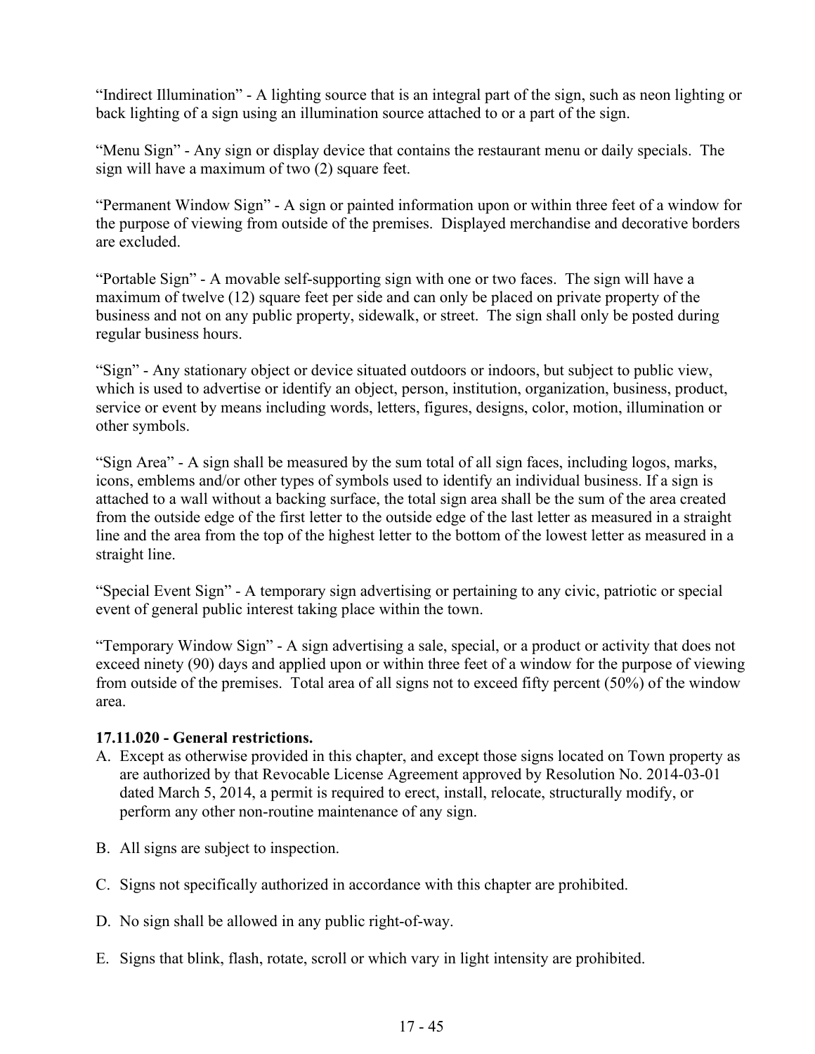"Indirect Illumination" - A lighting source that is an integral part of the sign, such as neon lighting or back lighting of a sign using an illumination source attached to or a part of the sign.

"Menu Sign" - Any sign or display device that contains the restaurant menu or daily specials. The sign will have a maximum of two (2) square feet.

"Permanent Window Sign" - A sign or painted information upon or within three feet of a window for the purpose of viewing from outside of the premises. Displayed merchandise and decorative borders are excluded.

"Portable Sign" - A movable self-supporting sign with one or two faces. The sign will have a maximum of twelve (12) square feet per side and can only be placed on private property of the business and not on any public property, sidewalk, or street. The sign shall only be posted during regular business hours.

"Sign" - Any stationary object or device situated outdoors or indoors, but subject to public view, which is used to advertise or identify an object, person, institution, organization, business, product, service or event by means including words, letters, figures, designs, color, motion, illumination or other symbols.

"Sign Area" - A sign shall be measured by the sum total of all sign faces, including logos, marks, icons, emblems and/or other types of symbols used to identify an individual business. If a sign is attached to a wall without a backing surface, the total sign area shall be the sum of the area created from the outside edge of the first letter to the outside edge of the last letter as measured in a straight line and the area from the top of the highest letter to the bottom of the lowest letter as measured in a straight line.

"Special Event Sign" - A temporary sign advertising or pertaining to any civic, patriotic or special event of general public interest taking place within the town.

"Temporary Window Sign" - A sign advertising a sale, special, or a product or activity that does not exceed ninety (90) days and applied upon or within three feet of a window for the purpose of viewing from outside of the premises. Total area of all signs not to exceed fifty percent (50%) of the window area.

**17.11.020 - General restrictions.**

A. Except as otherwise provided in this chapter, and except those signs located on Town property as are authorized by that Revocable License Agreement approved by Resolution No. 2014-03-01 dated March 5, 2014, a permit is required to erect, install, relocate, structurally modify, or perform any other non-routine maintenance of any sign.

B. All signs are subject to inspection.

C. Signs not specifically authorized in accordance with this chapter are prohibited.

D. No sign shall be allowed in any public right-of-way.

E. Signs that blink, flash, rotate, scroll or which vary in light intensity are prohibited.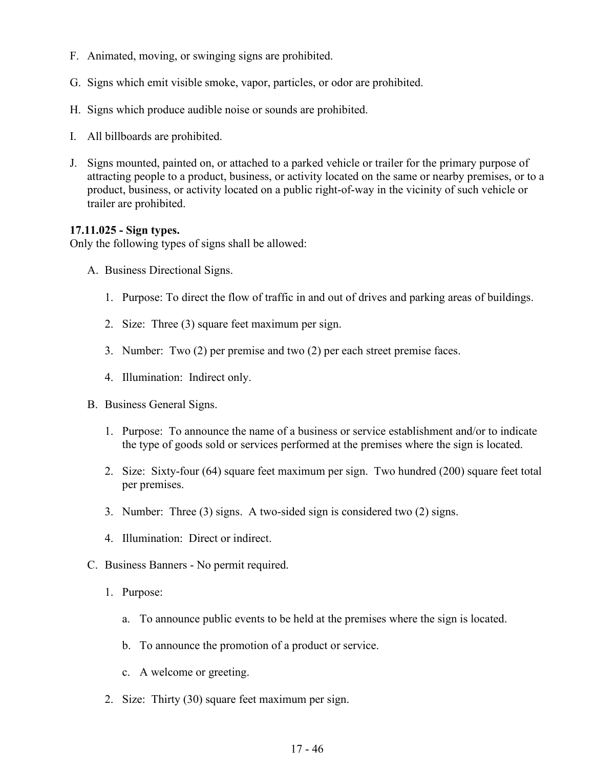F. Animated, moving, or swinging signs are prohibited.

G. Signs which emit visible smoke, vapor, particles, or odor are prohibited.

H. Signs which produce audible noise or sounds are prohibited.

I. All billboards are prohibited.

J. Signs mounted, painted on, or attached to a parked vehicle or trailer for the primary purpose of attracting people to a product, business, or activity located on the same or nearby premises, or to a product, business, or activity located on a public right-of-way in the vicinity of such vehicle or trailer are prohibited.

**17.11.025 - Sign types.**
Only the following types of signs shall be allowed:

A. Business Directional Signs.

1. Purpose: To direct the flow of traffic in and out of drives and parking areas of buildings.

2. Size: Three (3) square feet maximum per sign.

3. Number: Two (2) per premise and two (2) per each street premise faces.

4. Illumination: Indirect only.

B. Business General Signs.

1. Purpose: To announce the name of a business or service establishment and/or to indicate the type of goods sold or services performed at the premises where the sign is located.

2. Size: Sixty-four (64) square feet maximum per sign. Two hundred (200) square feet total per premises.

3. Number: Three (3) signs. A two-sided sign is considered two (2) signs.

4. Illumination: Direct or indirect.

C. Business Banners - No permit required.

1. Purpose:

a. To announce public events to be held at the premises where the sign is located.

b. To announce the promotion of a product or service.

c. A welcome or greeting.

2. Size: Thirty (30) square feet maximum per sign.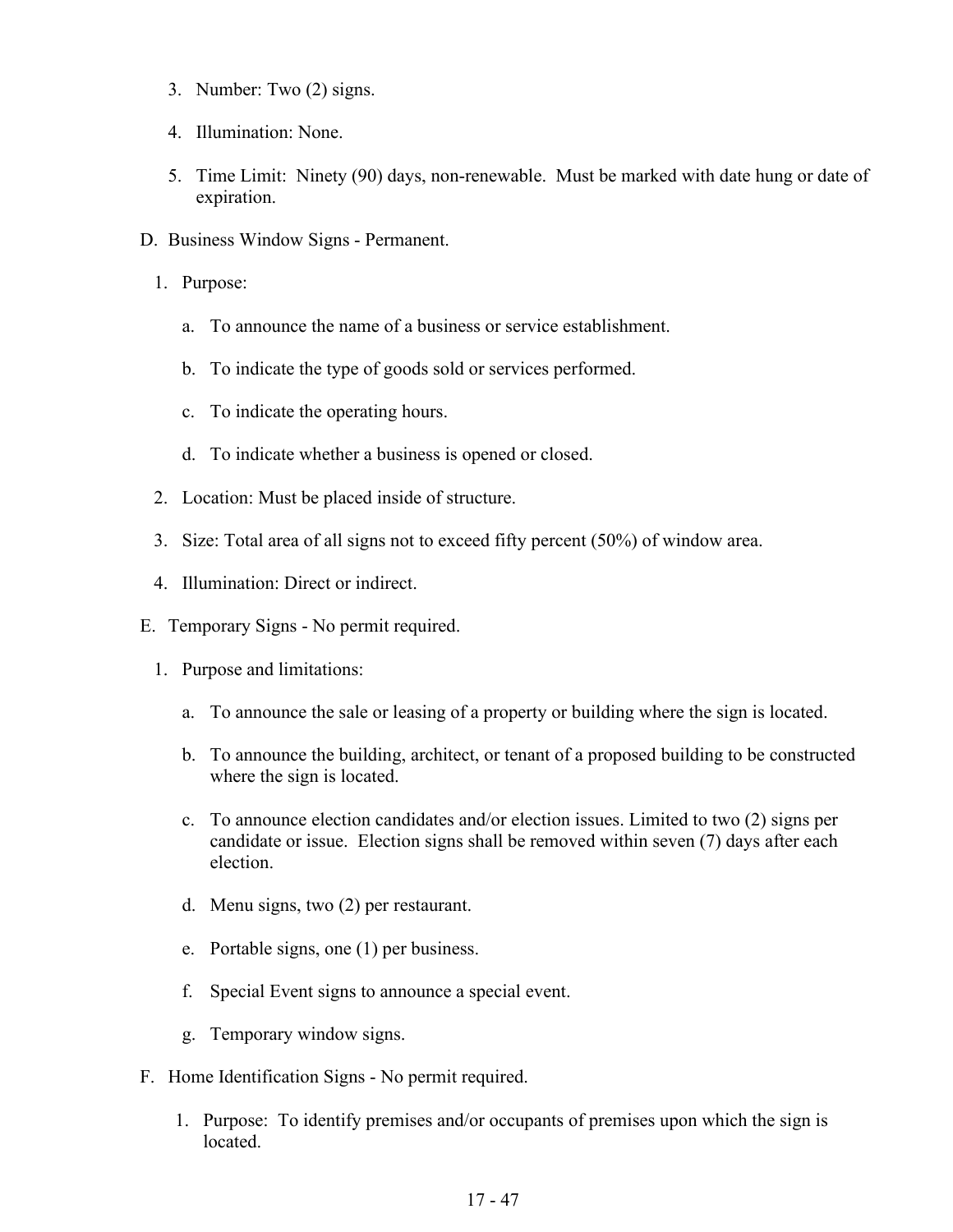3. Number: Two (2) signs.

4. Illumination: None.

5. Time Limit: Ninety (90) days, non-renewable. Must be marked with date hung or date of expiration.

D. Business Window Signs - Permanent.

1. Purpose:

   a. To announce the name of a business or service establishment.

   b. To indicate the type of goods sold or services performed.

   c. To indicate the operating hours.

   d. To indicate whether a business is opened or closed.

2. Location: Must be placed inside of structure.

3. Size: Total area of all signs not to exceed fifty percent (50%) of window area.

4. Illumination: Direct or indirect.

E. Temporary Signs - No permit required.

1. Purpose and limitations:

   a. To announce the sale or leasing of a property or building where the sign is located.

   b. To announce the building, architect, or tenant of a proposed building to be constructed where the sign is located.

   c. To announce election candidates and/or election issues. Limited to two (2) signs per candidate or issue. Election signs shall be removed within seven (7) days after each election.

   d. Menu signs, two (2) per restaurant.

   e. Portable signs, one (1) per business.

   f. Special Event signs to announce a special event.

   g. Temporary window signs.

F. Home Identification Signs - No permit required.

1. Purpose: To identify premises and/or occupants of premises upon which the sign is located.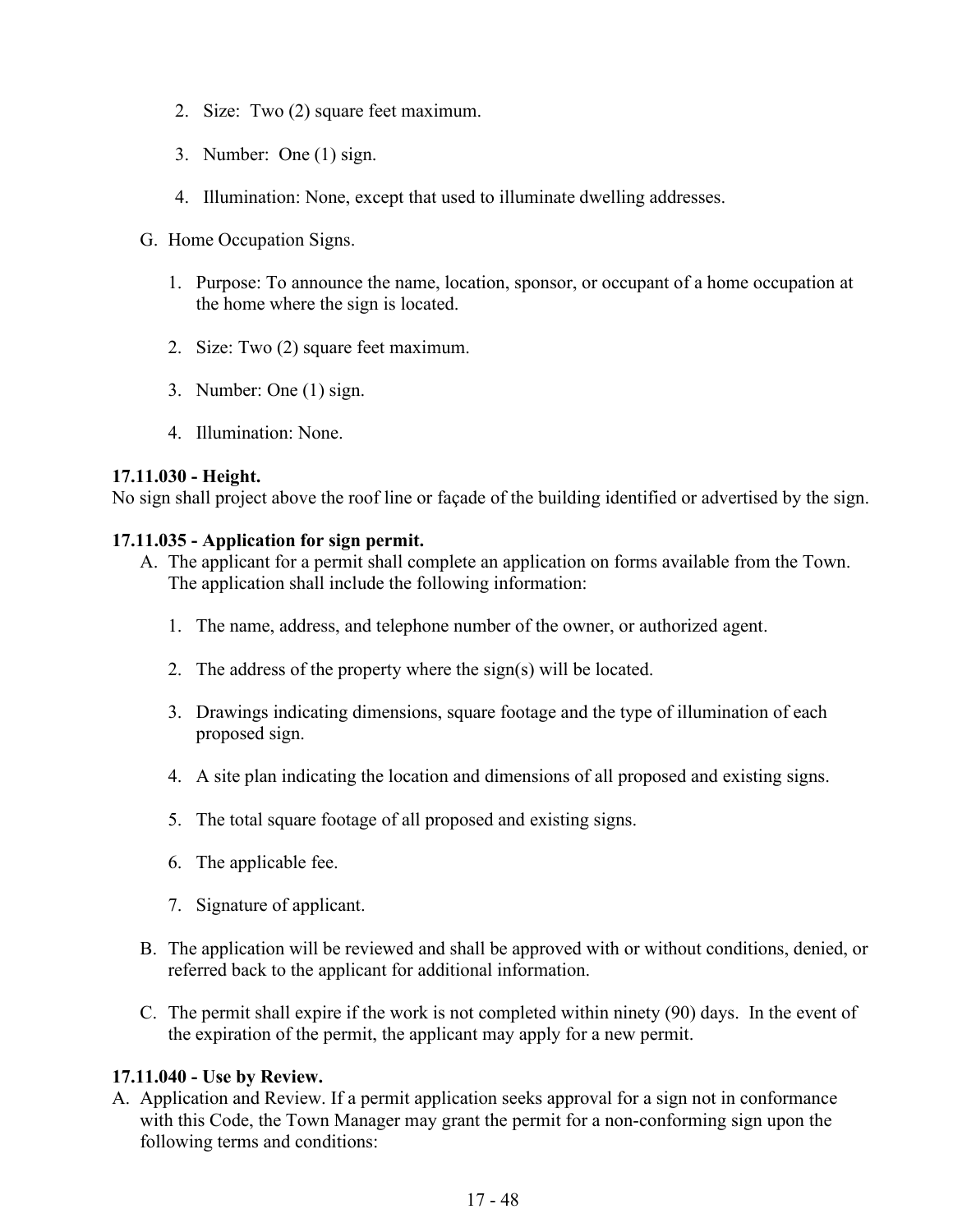2. Size: Two (2) square feet maximum.

3. Number: One (1) sign.

4. Illumination: None, except that used to illuminate dwelling addresses.

G. Home Occupation Signs.

1. Purpose: To announce the name, location, sponsor, or occupant of a home occupation at the home where the sign is located.

2. Size: Two (2) square feet maximum.

3. Number: One (1) sign.

4. Illumination: None.

**17.11.030 - Height.**
No sign shall project above the roof line or façade of the building identified or advertised by the sign.

**17.11.035 - Application for sign permit.**

A. The applicant for a permit shall complete an application on forms available from the Town. The application shall include the following information:

1. The name, address, and telephone number of the owner, or authorized agent.

2. The address of the property where the sign(s) will be located.

3. Drawings indicating dimensions, square footage and the type of illumination of each proposed sign.

4. A site plan indicating the location and dimensions of all proposed and existing signs.

5. The total square footage of all proposed and existing signs.

6. The applicable fee.

7. Signature of applicant.

B. The application will be reviewed and shall be approved with or without conditions, denied, or referred back to the applicant for additional information.

C. The permit shall expire if the work is not completed within ninety (90) days. In the event of the expiration of the permit, the applicant may apply for a new permit.

**17.11.040 - Use by Review.**

A. Application and Review. If a permit application seeks approval for a sign not in conformance with this Code, the Town Manager may grant the permit for a non-conforming sign upon the following terms and conditions: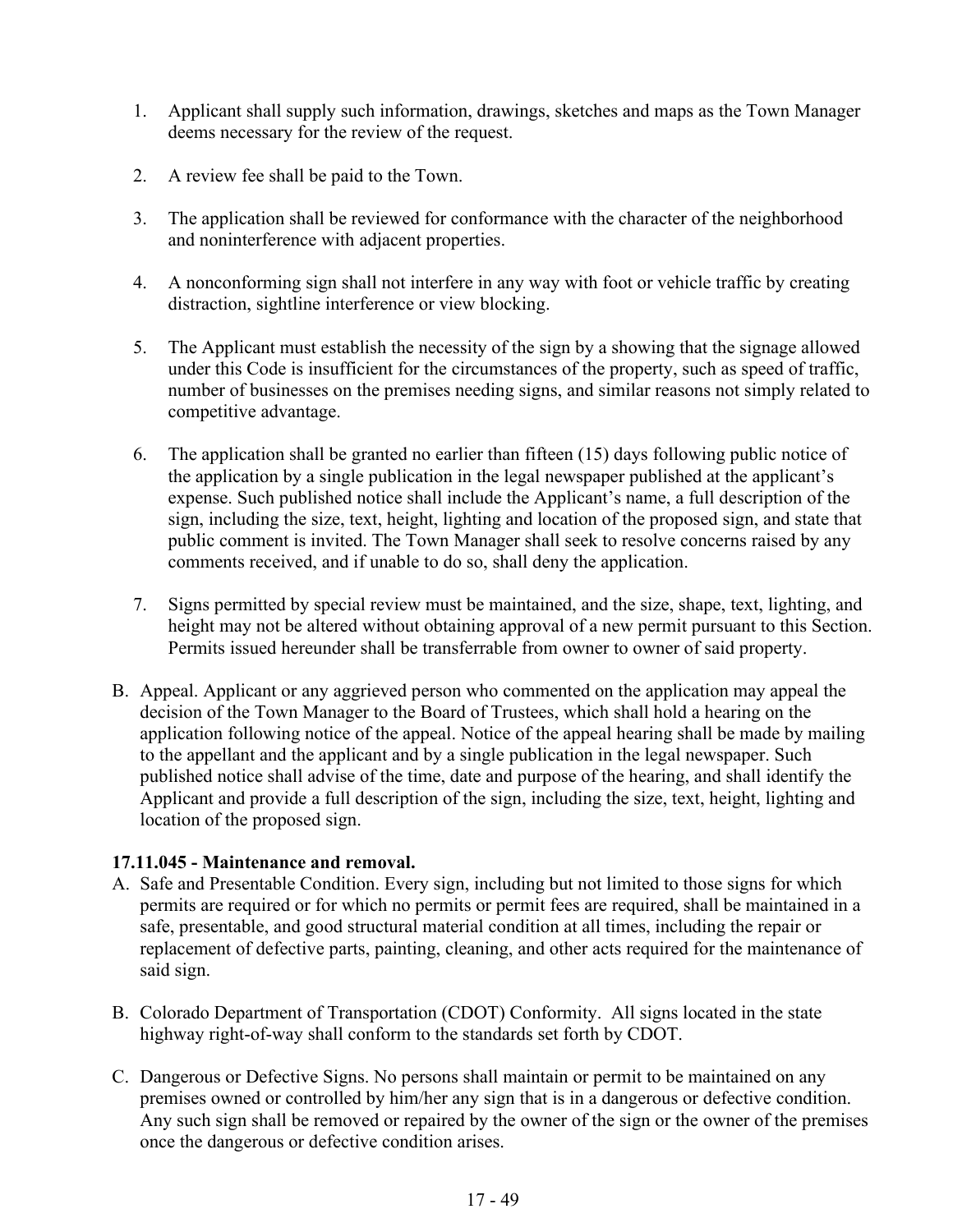1. Applicant shall supply such information, drawings, sketches and maps as the Town Manager deems necessary for the review of the request.

2. A review fee shall be paid to the Town.

3. The application shall be reviewed for conformance with the character of the neighborhood and noninterference with adjacent properties.

4. A nonconforming sign shall not interfere in any way with foot or vehicle traffic by creating distraction, sightline interference or view blocking.

5. The Applicant must establish the necessity of the sign by a showing that the signage allowed under this Code is insufficient for the circumstances of the property, such as speed of traffic, number of businesses on the premises needing signs, and similar reasons not simply related to competitive advantage.

6. The application shall be granted no earlier than fifteen (15) days following public notice of the application by a single publication in the legal newspaper published at the applicant's expense. Such published notice shall include the Applicant's name, a full description of the sign, including the size, text, height, lighting and location of the proposed sign, and state that public comment is invited. The Town Manager shall seek to resolve concerns raised by any comments received, and if unable to do so, shall deny the application.

7. Signs permitted by special review must be maintained, and the size, shape, text, lighting, and height may not be altered without obtaining approval of a new permit pursuant to this Section. Permits issued hereunder shall be transferrable from owner to owner of said property.

B. Appeal. Applicant or any aggrieved person who commented on the application may appeal the decision of the Town Manager to the Board of Trustees, which shall hold a hearing on the application following notice of the appeal. Notice of the appeal hearing shall be made by mailing to the appellant and the applicant and by a single publication in the legal newspaper. Such published notice shall advise of the time, date and purpose of the hearing, and shall identify the Applicant and provide a full description of the sign, including the size, text, height, lighting and location of the proposed sign.

**17.11.045 - Maintenance and removal.**

A. Safe and Presentable Condition. Every sign, including but not limited to those signs for which permits are required or for which no permits or permit fees are required, shall be maintained in a safe, presentable, and good structural material condition at all times, including the repair or replacement of defective parts, painting, cleaning, and other acts required for the maintenance of said sign.

B. Colorado Department of Transportation (CDOT) Conformity. All signs located in the state highway right-of-way shall conform to the standards set forth by CDOT.

C. Dangerous or Defective Signs. No persons shall maintain or permit to be maintained on any premises owned or controlled by him/her any sign that is in a dangerous or defective condition. Any such sign shall be removed or repaired by the owner of the sign or the owner of the premises once the dangerous or defective condition arises.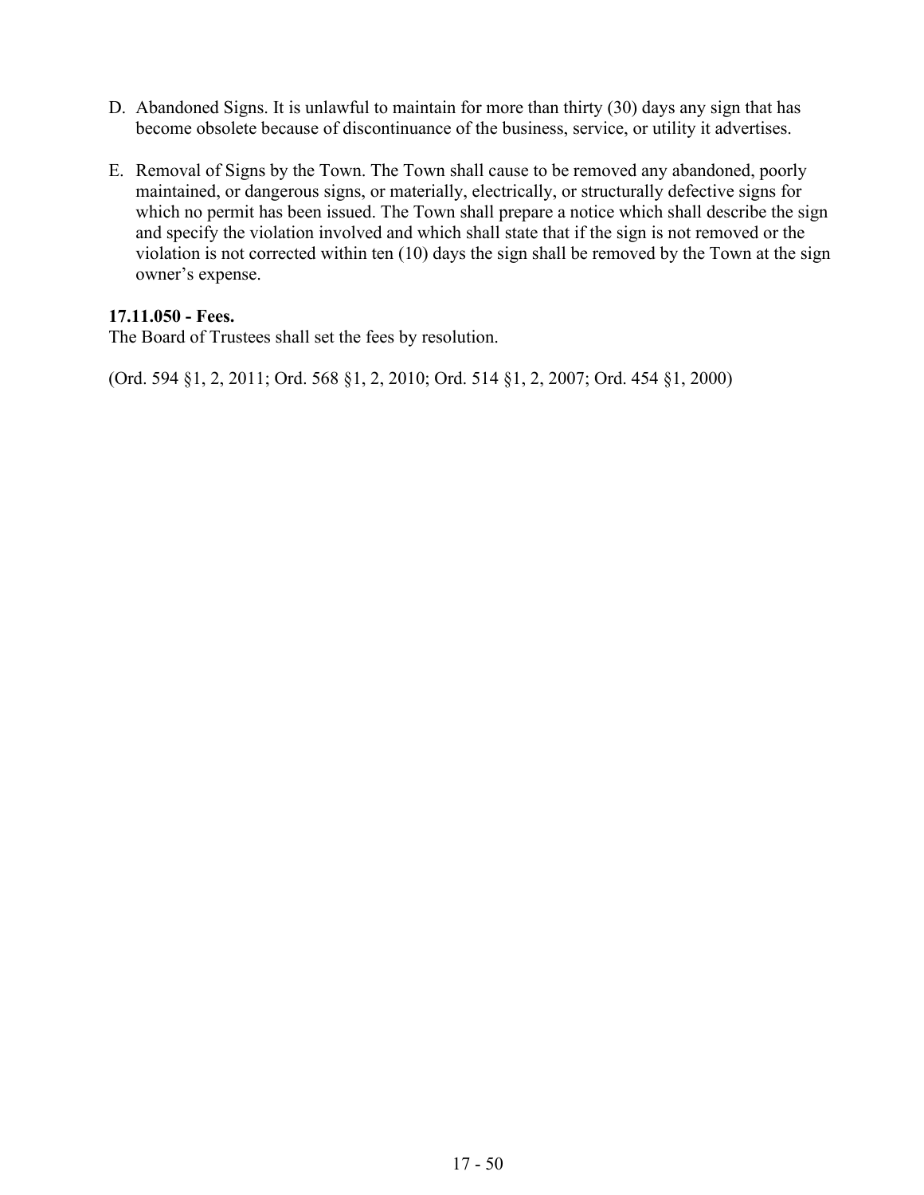D. Abandoned Signs. It is unlawful to maintain for more than thirty (30) days any sign that has become obsolete because of discontinuance of the business, service, or utility it advertises.

E. Removal of Signs by the Town. The Town shall cause to be removed any abandoned, poorly maintained, or dangerous signs, or materially, electrically, or structurally defective signs for which no permit has been issued. The Town shall prepare a notice which shall describe the sign and specify the violation involved and which shall state that if the sign is not removed or the violation is not corrected within ten (10) days the sign shall be removed by the Town at the sign owner's expense.

**17.11.050 - Fees.**
The Board of Trustees shall set the fees by resolution.

(Ord. 594 §1, 2, 2011; Ord. 568 §1, 2, 2010; Ord. 514 §1, 2, 2007; Ord. 454 §1, 2000)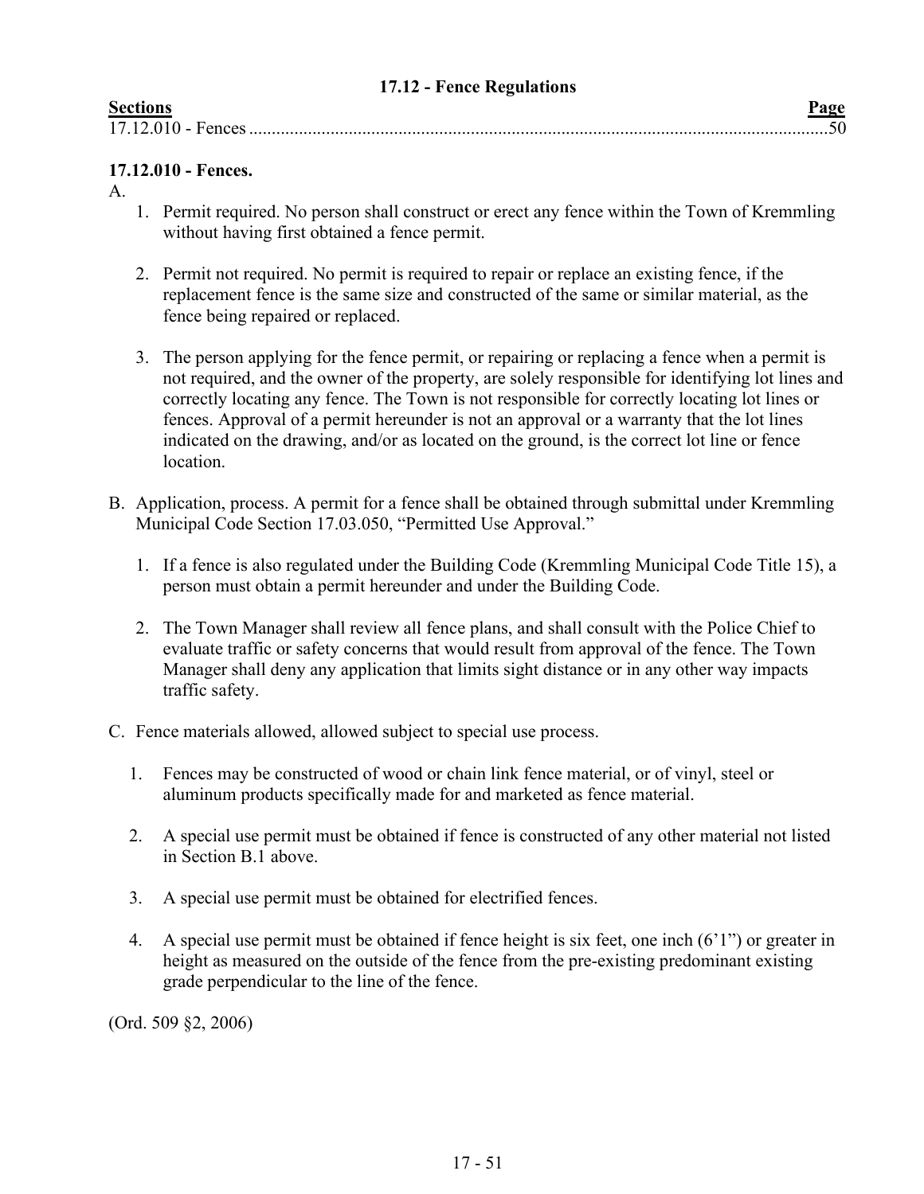### 17.12 - Fence Regulations

| Sections | Page |
|---|---|
| 17.12.010 - Fences | 50 |

**17.12.010 - Fences.**

A.

1. Permit required. No person shall construct or erect any fence within the Town of Kremmling without having first obtained a fence permit.

2. Permit not required. No permit is required to repair or replace an existing fence, if the replacement fence is the same size and constructed of the same or similar material, as the fence being repaired or replaced.

3. The person applying for the fence permit, or repairing or replacing a fence when a permit is not required, and the owner of the property, are solely responsible for identifying lot lines and correctly locating any fence. The Town is not responsible for correctly locating lot lines or fences. Approval of a permit hereunder is not an approval or a warranty that the lot lines indicated on the drawing, and/or as located on the ground, is the correct lot line or fence location.

B. Application, process. A permit for a fence shall be obtained through submittal under Kremmling Municipal Code Section 17.03.050, "Permitted Use Approval."

1. If a fence is also regulated under the Building Code (Kremmling Municipal Code Title 15), a person must obtain a permit hereunder and under the Building Code.

2. The Town Manager shall review all fence plans, and shall consult with the Police Chief to evaluate traffic or safety concerns that would result from approval of the fence. The Town Manager shall deny any application that limits sight distance or in any other way impacts traffic safety.

C. Fence materials allowed, allowed subject to special use process.

1. Fences may be constructed of wood or chain link fence material, or of vinyl, steel or aluminum products specifically made for and marketed as fence material.

2. A special use permit must be obtained if fence is constructed of any other material not listed in Section B.1 above.

3. A special use permit must be obtained for electrified fences.

4. A special use permit must be obtained if fence height is six feet, one inch (6'1") or greater in height as measured on the outside of the fence from the pre-existing predominant existing grade perpendicular to the line of the fence.

(Ord. 509 §2, 2006)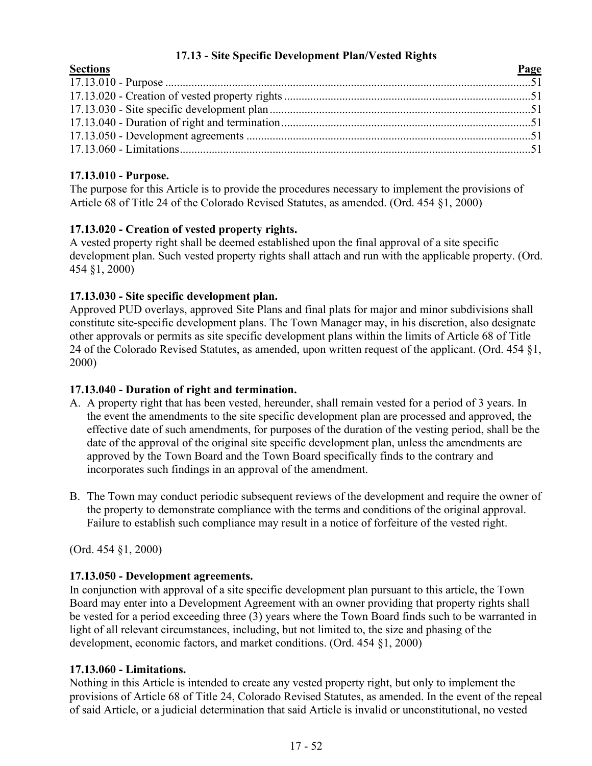### 17.13 - Site Specific Development Plan/Vested Rights

| Sections | Page |
|---|---|
| 17.13.010 - Purpose | 51 |
| 17.13.020 - Creation of vested property rights | 51 |
| 17.13.030 - Site specific development plan | 51 |
| 17.13.040 - Duration of right and termination | 51 |
| 17.13.050 - Development agreements | 51 |
| 17.13.060 - Limitations | 51 |

**17.13.010 - Purpose.**
The purpose for this Article is to provide the procedures necessary to implement the provisions of Article 68 of Title 24 of the Colorado Revised Statutes, as amended. (Ord. 454 §1, 2000)

**17.13.020 - Creation of vested property rights.**
A vested property right shall be deemed established upon the final approval of a site specific development plan. Such vested property rights shall attach and run with the applicable property. (Ord. 454 §1, 2000)

**17.13.030 - Site specific development plan.**
Approved PUD overlays, approved Site Plans and final plats for major and minor subdivisions shall constitute site-specific development plans. The Town Manager may, in his discretion, also designate other approvals or permits as site specific development plans within the limits of Article 68 of Title 24 of the Colorado Revised Statutes, as amended, upon written request of the applicant. (Ord. 454 §1, 2000)

**17.13.040 - Duration of right and termination.**

A. A property right that has been vested, hereunder, shall remain vested for a period of 3 years. In the event the amendments to the site specific development plan are processed and approved, the effective date of such amendments, for purposes of the duration of the vesting period, shall be the date of the approval of the original site specific development plan, unless the amendments are approved by the Town Board and the Town Board specifically finds to the contrary and incorporates such findings in an approval of the amendment.

B. The Town may conduct periodic subsequent reviews of the development and require the owner of the property to demonstrate compliance with the terms and conditions of the original approval. Failure to establish such compliance may result in a notice of forfeiture of the vested right.

(Ord. 454 §1, 2000)

**17.13.050 - Development agreements.**
In conjunction with approval of a site specific development plan pursuant to this article, the Town Board may enter into a Development Agreement with an owner providing that property rights shall be vested for a period exceeding three (3) years where the Town Board finds such to be warranted in light of all relevant circumstances, including, but not limited to, the size and phasing of the development, economic factors, and market conditions. (Ord. 454 §1, 2000)

**17.13.060 - Limitations.**
Nothing in this Article is intended to create any vested property right, but only to implement the provisions of Article 68 of Title 24, Colorado Revised Statutes, as amended. In the event of the repeal of said Article, or a judicial determination that said Article is invalid or unconstitutional, no vested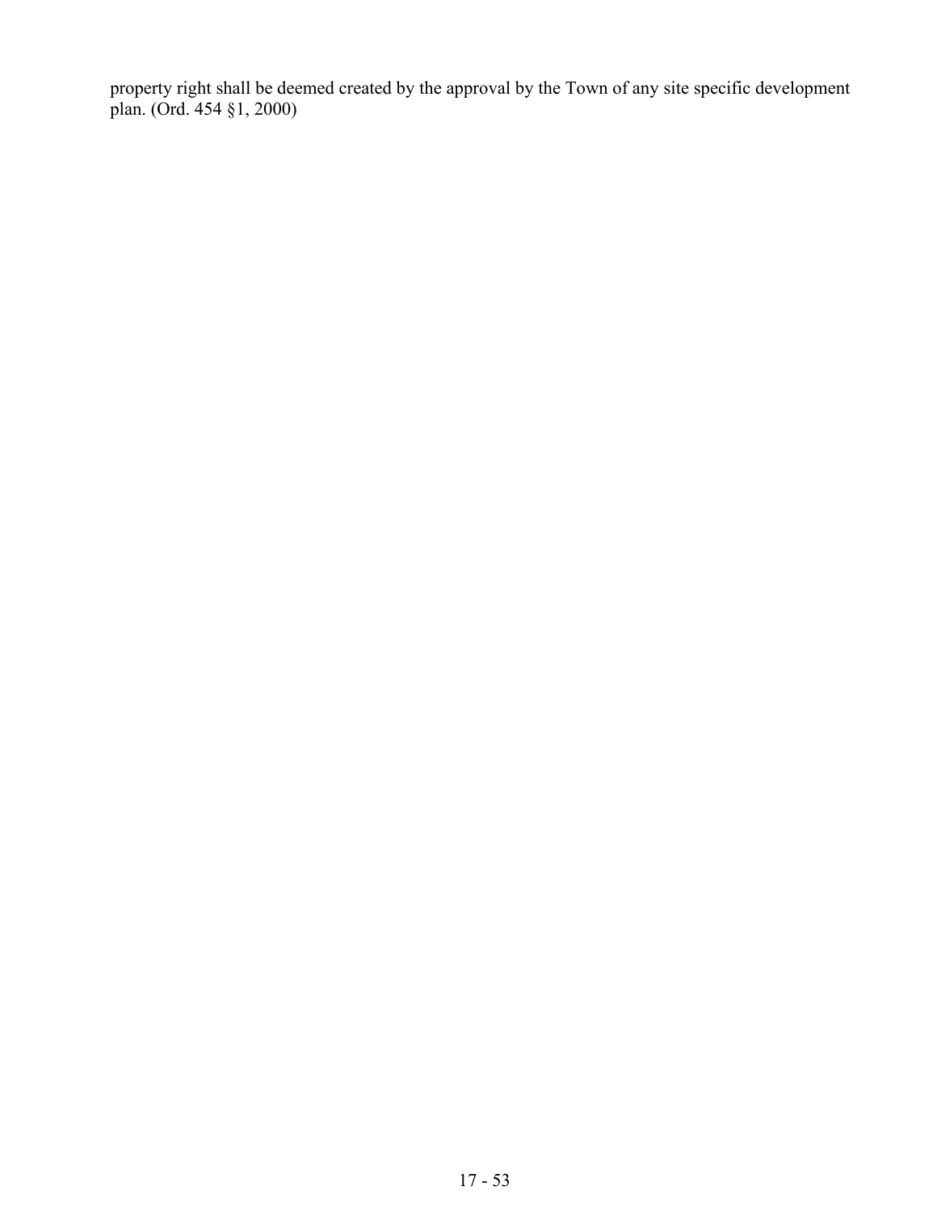property right shall be deemed created by the approval by the Town of any site specific development plan. (Ord. 454 §1, 2000)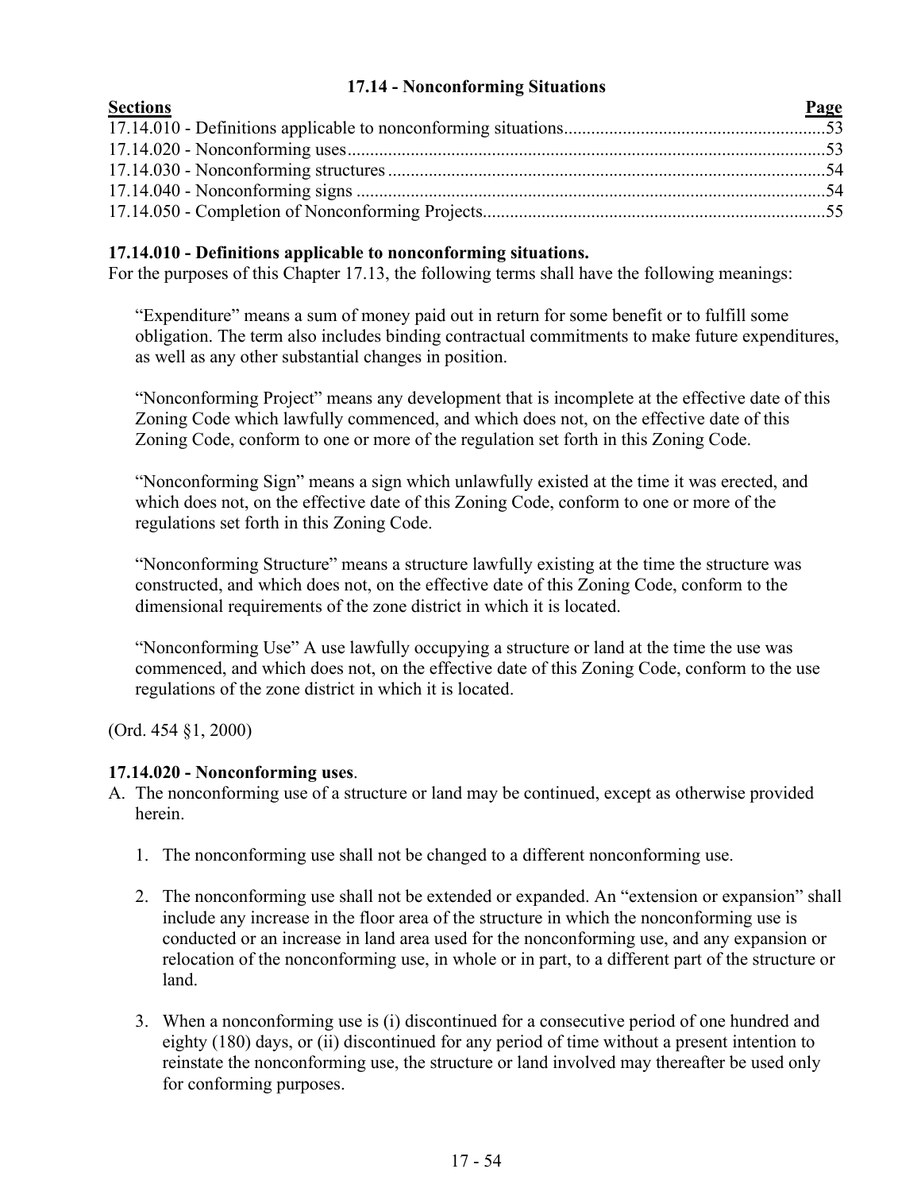### 17.14 - Nonconforming Situations

| Sections | Page |
|---|---|
| 17.14.010 - Definitions applicable to nonconforming situations | 53 |
| 17.14.020 - Nonconforming uses | 53 |
| 17.14.030 - Nonconforming structures | 54 |
| 17.14.040 - Nonconforming signs | 54 |
| 17.14.050 - Completion of Nonconforming Projects | 55 |

**17.14.010 - Definitions applicable to nonconforming situations.**
For the purposes of this Chapter 17.13, the following terms shall have the following meanings:

"Expenditure" means a sum of money paid out in return for some benefit or to fulfill some obligation. The term also includes binding contractual commitments to make future expenditures, as well as any other substantial changes in position.

"Nonconforming Project" means any development that is incomplete at the effective date of this Zoning Code which lawfully commenced, and which does not, on the effective date of this Zoning Code, conform to one or more of the regulation set forth in this Zoning Code.

"Nonconforming Sign" means a sign which unlawfully existed at the time it was erected, and which does not, on the effective date of this Zoning Code, conform to one or more of the regulations set forth in this Zoning Code.

"Nonconforming Structure" means a structure lawfully existing at the time the structure was constructed, and which does not, on the effective date of this Zoning Code, conform to the dimensional requirements of the zone district in which it is located.

"Nonconforming Use" A use lawfully occupying a structure or land at the time the use was commenced, and which does not, on the effective date of this Zoning Code, conform to the use regulations of the zone district in which it is located.

(Ord. 454 §1, 2000)

**17.14.020 - Nonconforming uses**.

A. The nonconforming use of a structure or land may be continued, except as otherwise provided herein.

   1. The nonconforming use shall not be changed to a different nonconforming use.

   2. The nonconforming use shall not be extended or expanded. An "extension or expansion" shall include any increase in the floor area of the structure in which the nonconforming use is conducted or an increase in land area used for the nonconforming use, and any expansion or relocation of the nonconforming use, in whole or in part, to a different part of the structure or land.

   3. When a nonconforming use is (i) discontinued for a consecutive period of one hundred and eighty (180) days, or (ii) discontinued for any period of time without a present intention to reinstate the nonconforming use, the structure or land involved may thereafter be used only for conforming purposes.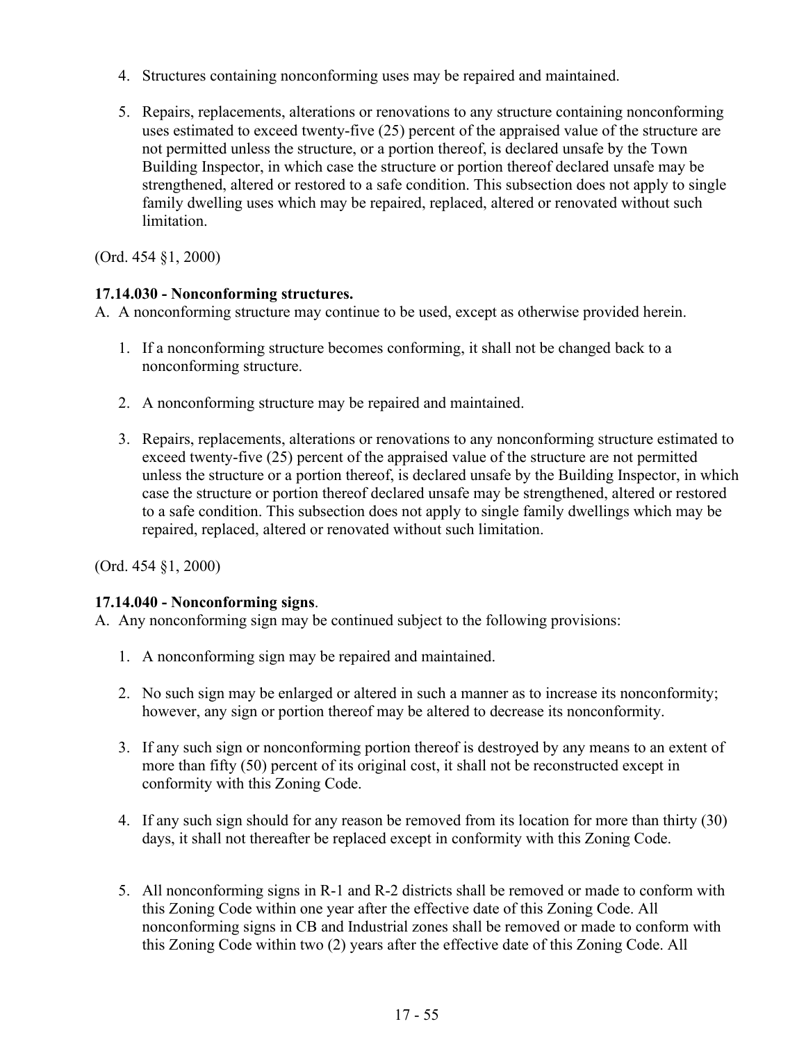4. Structures containing nonconforming uses may be repaired and maintained.

5. Repairs, replacements, alterations or renovations to any structure containing nonconforming uses estimated to exceed twenty-five (25) percent of the appraised value of the structure are not permitted unless the structure, or a portion thereof, is declared unsafe by the Town Building Inspector, in which case the structure or portion thereof declared unsafe may be strengthened, altered or restored to a safe condition. This subsection does not apply to single family dwelling uses which may be repaired, replaced, altered or renovated without such limitation.

(Ord. 454 §1, 2000)

**17.14.030 - Nonconforming structures.**

A. A nonconforming structure may continue to be used, except as otherwise provided herein.

1. If a nonconforming structure becomes conforming, it shall not be changed back to a nonconforming structure.

2. A nonconforming structure may be repaired and maintained.

3. Repairs, replacements, alterations or renovations to any nonconforming structure estimated to exceed twenty-five (25) percent of the appraised value of the structure are not permitted unless the structure or a portion thereof, is declared unsafe by the Building Inspector, in which case the structure or portion thereof declared unsafe may be strengthened, altered or restored to a safe condition. This subsection does not apply to single family dwellings which may be repaired, replaced, altered or renovated without such limitation.

(Ord. 454 §1, 2000)

**17.14.040 - Nonconforming signs**.

A. Any nonconforming sign may be continued subject to the following provisions:

1. A nonconforming sign may be repaired and maintained.

2. No such sign may be enlarged or altered in such a manner as to increase its nonconformity; however, any sign or portion thereof may be altered to decrease its nonconformity.

3. If any such sign or nonconforming portion thereof is destroyed by any means to an extent of more than fifty (50) percent of its original cost, it shall not be reconstructed except in conformity with this Zoning Code.

4. If any such sign should for any reason be removed from its location for more than thirty (30) days, it shall not thereafter be replaced except in conformity with this Zoning Code.

5. All nonconforming signs in R-1 and R-2 districts shall be removed or made to conform with this Zoning Code within one year after the effective date of this Zoning Code. All nonconforming signs in CB and Industrial zones shall be removed or made to conform with this Zoning Code within two (2) years after the effective date of this Zoning Code. All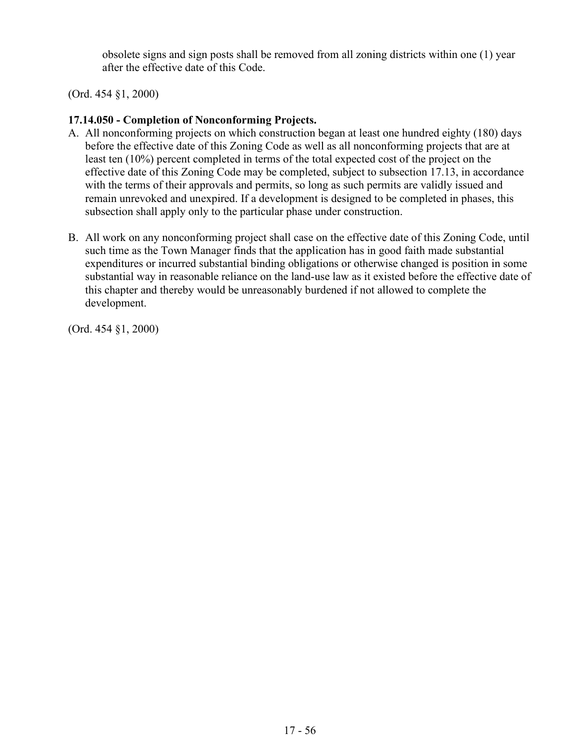obsolete signs and sign posts shall be removed from all zoning districts within one (1) year after the effective date of this Code.

(Ord. 454 §1, 2000)

**17.14.050 - Completion of Nonconforming Projects.**

A. All nonconforming projects on which construction began at least one hundred eighty (180) days before the effective date of this Zoning Code as well as all nonconforming projects that are at least ten (10%) percent completed in terms of the total expected cost of the project on the effective date of this Zoning Code may be completed, subject to subsection 17.13, in accordance with the terms of their approvals and permits, so long as such permits are validly issued and remain unrevoked and unexpired. If a development is designed to be completed in phases, this subsection shall apply only to the particular phase under construction.

B. All work on any nonconforming project shall case on the effective date of this Zoning Code, until such time as the Town Manager finds that the application has in good faith made substantial expenditures or incurred substantial binding obligations or otherwise changed is position in some substantial way in reasonable reliance on the land-use law as it existed before the effective date of this chapter and thereby would be unreasonably burdened if not allowed to complete the development.

(Ord. 454 §1, 2000)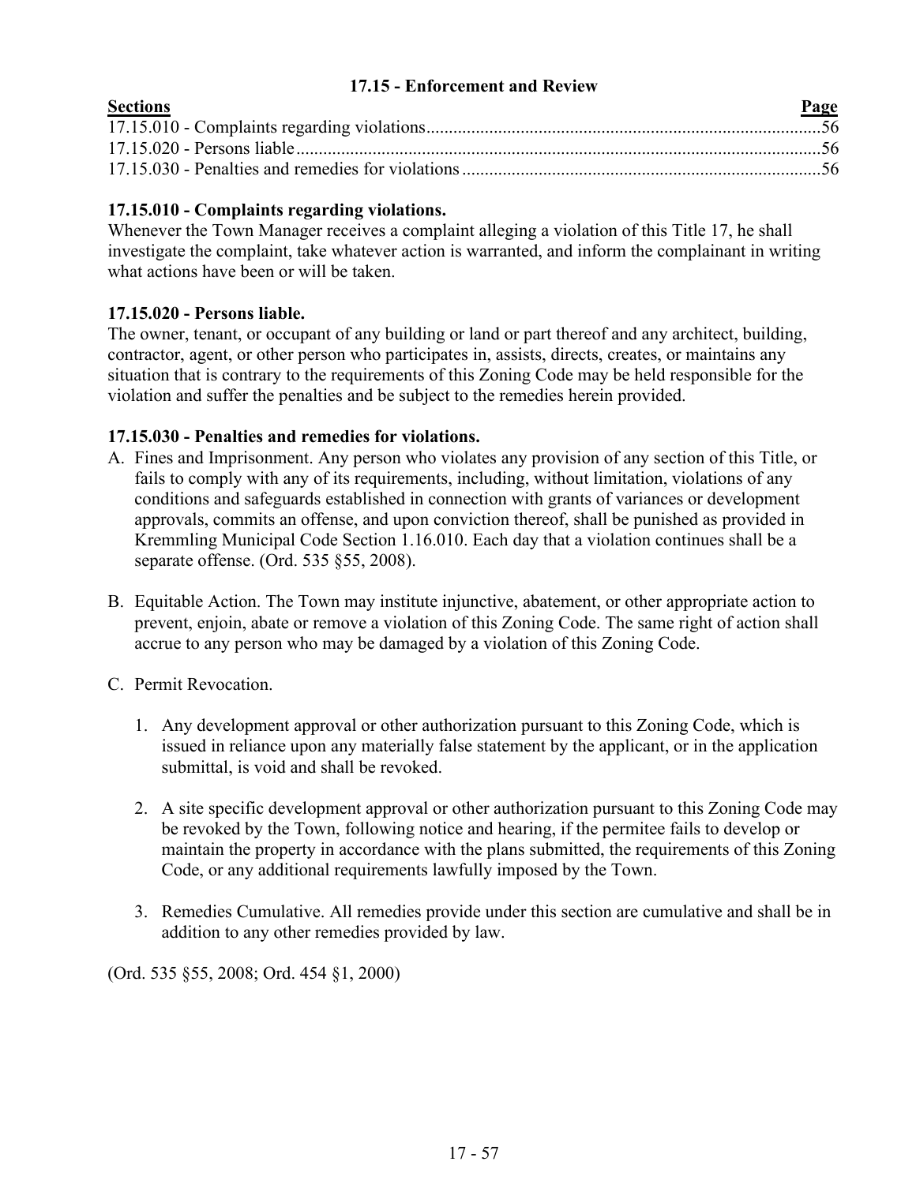## 17.15 - Enforcement and Review

| Sections | Page |
| --- | --- |
| 17.15.010 - Complaints regarding violations | 56 |
| 17.15.020 - Persons liable | 56 |
| 17.15.030 - Penalties and remedies for violations | 56 |

### 17.15.010 - Complaints regarding violations.

Whenever the Town Manager receives a complaint alleging a violation of this Title 17, he shall investigate the complaint, take whatever action is warranted, and inform the complainant in writing what actions have been or will be taken.

### 17.15.020 - Persons liable.

The owner, tenant, or occupant of any building or land or part thereof and any architect, building, contractor, agent, or other person who participates in, assists, directs, creates, or maintains any situation that is contrary to the requirements of this Zoning Code may be held responsible for the violation and suffer the penalties and be subject to the remedies herein provided.

### 17.15.030 - Penalties and remedies for violations.

A. Fines and Imprisonment. Any person who violates any provision of any section of this Title, or fails to comply with any of its requirements, including, without limitation, violations of any conditions and safeguards established in connection with grants of variances or development approvals, commits an offense, and upon conviction thereof, shall be punished as provided in Kremmling Municipal Code Section 1.16.010. Each day that a violation continues shall be a separate offense. (Ord. 535 §55, 2008).

B. Equitable Action. The Town may institute injunctive, abatement, or other appropriate action to prevent, enjoin, abate or remove a violation of this Zoning Code. The same right of action shall accrue to any person who may be damaged by a violation of this Zoning Code.

C. Permit Revocation.

1. Any development approval or other authorization pursuant to this Zoning Code, which is issued in reliance upon any materially false statement by the applicant, or in the application submittal, is void and shall be revoked.

2. A site specific development approval or other authorization pursuant to this Zoning Code may be revoked by the Town, following notice and hearing, if the permitee fails to develop or maintain the property in accordance with the plans submitted, the requirements of this Zoning Code, or any additional requirements lawfully imposed by the Town.

3. Remedies Cumulative. All remedies provide under this section are cumulative and shall be in addition to any other remedies provided by law.

(Ord. 535 §55, 2008; Ord. 454 §1, 2000)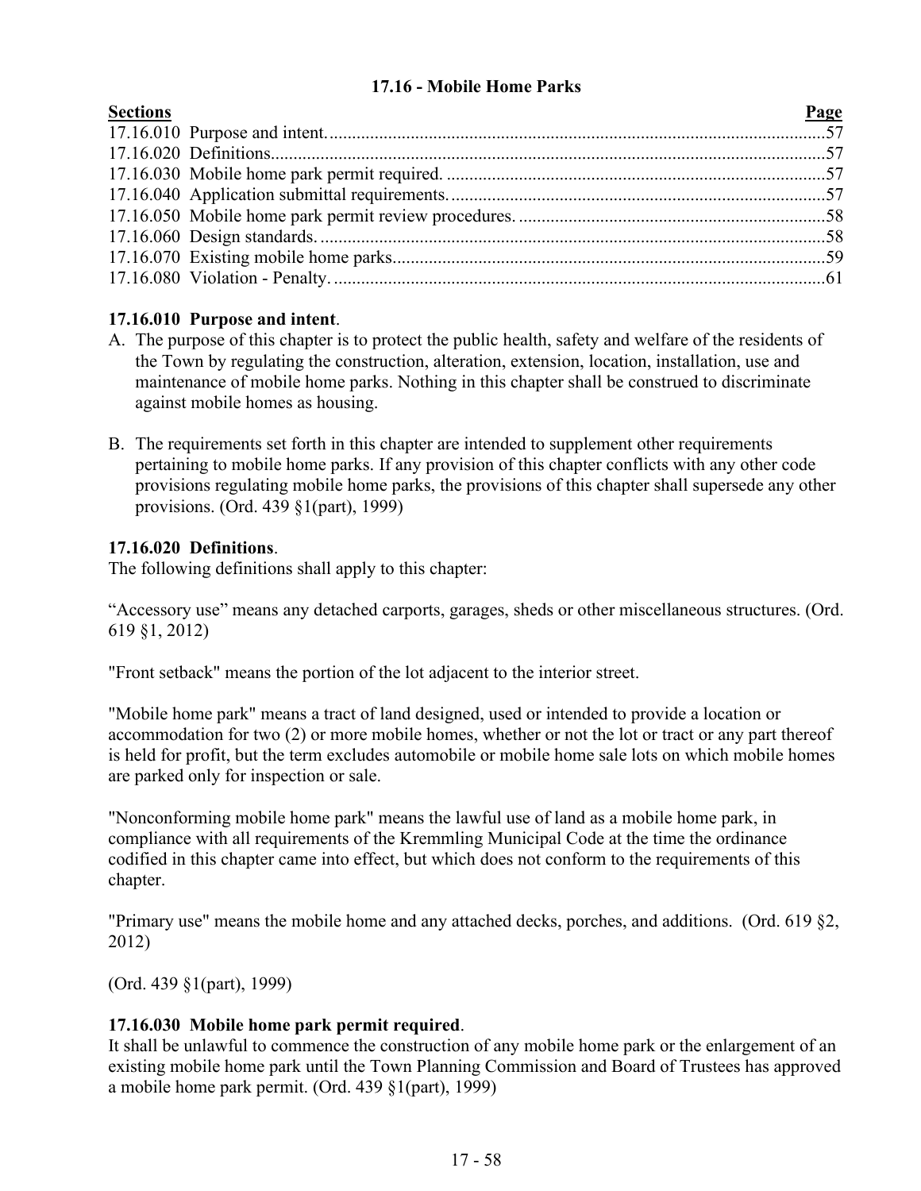# 17.16 - Mobile Home Parks

| Sections | Page |
|---|---|
| 17.16.010 Purpose and intent. | 57 |
| 17.16.020 Definitions. | 57 |
| 17.16.030 Mobile home park permit required. | 57 |
| 17.16.040 Application submittal requirements. | 57 |
| 17.16.050 Mobile home park permit review procedures. | 58 |
| 17.16.060 Design standards. | 58 |
| 17.16.070 Existing mobile home parks. | 59 |
| 17.16.080 Violation - Penalty. | 61 |

### 17.16.010 Purpose and intent.

A. The purpose of this chapter is to protect the public health, safety and welfare of the residents of the Town by regulating the construction, alteration, extension, location, installation, use and maintenance of mobile home parks. Nothing in this chapter shall be construed to discriminate against mobile homes as housing.

B. The requirements set forth in this chapter are intended to supplement other requirements pertaining to mobile home parks. If any provision of this chapter conflicts with any other code provisions regulating mobile home parks, the provisions of this chapter shall supersede any other provisions. (Ord. 439 §1(part), 1999)

### 17.16.020 Definitions.

The following definitions shall apply to this chapter:

"Accessory use" means any detached carports, garages, sheds or other miscellaneous structures. (Ord. 619 §1, 2012)

"Front setback" means the portion of the lot adjacent to the interior street.

"Mobile home park" means a tract of land designed, used or intended to provide a location or accommodation for two (2) or more mobile homes, whether or not the lot or tract or any part thereof is held for profit, but the term excludes automobile or mobile home sale lots on which mobile homes are parked only for inspection or sale.

"Nonconforming mobile home park" means the lawful use of land as a mobile home park, in compliance with all requirements of the Kremmling Municipal Code at the time the ordinance codified in this chapter came into effect, but which does not conform to the requirements of this chapter.

"Primary use" means the mobile home and any attached decks, porches, and additions. (Ord. 619 §2, 2012)

(Ord. 439 §1(part), 1999)

### 17.16.030 Mobile home park permit required.

It shall be unlawful to commence the construction of any mobile home park or the enlargement of an existing mobile home park until the Town Planning Commission and Board of Trustees has approved a mobile home park permit. (Ord. 439 §1(part), 1999)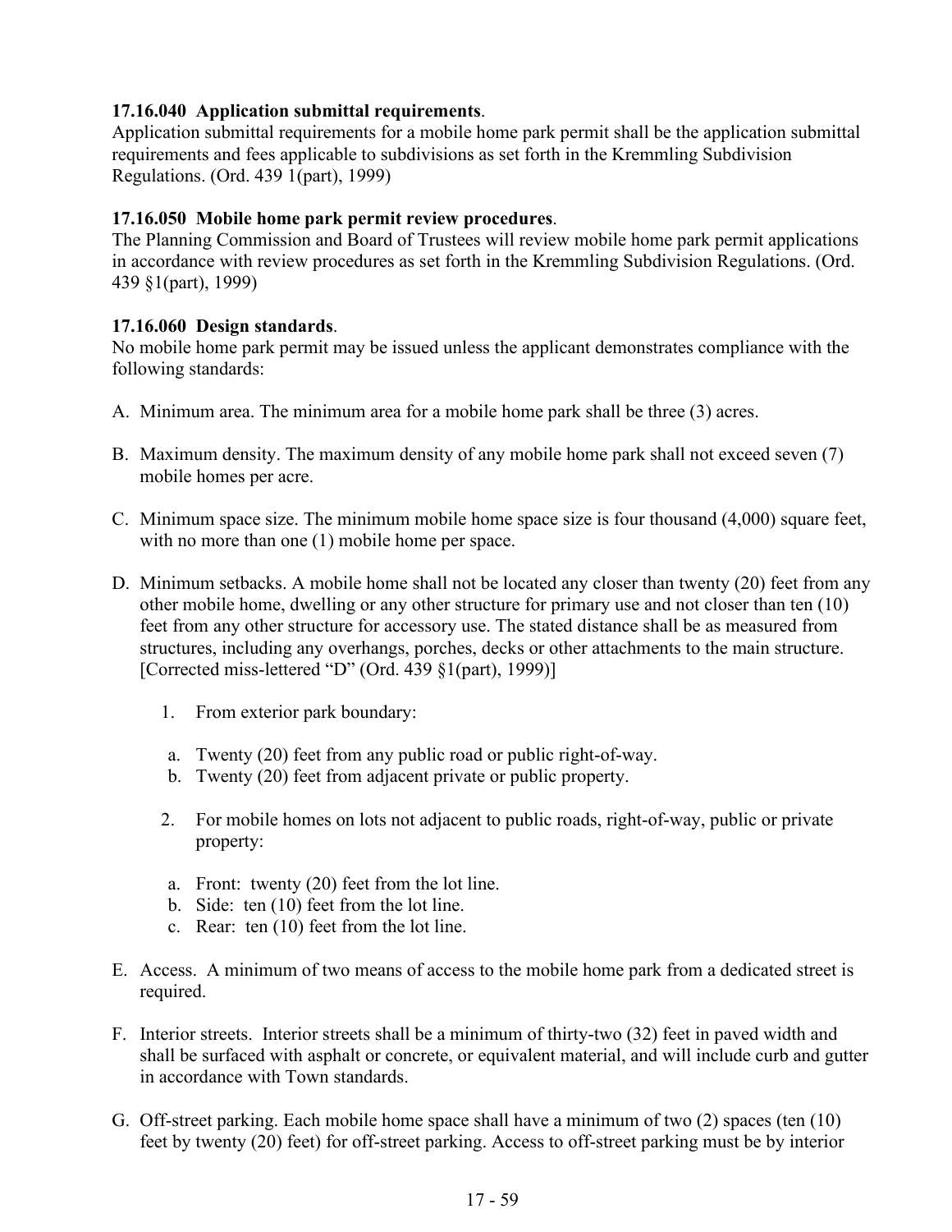**17.16.040 Application submittal requirements**.
Application submittal requirements for a mobile home park permit shall be the application submittal requirements and fees applicable to subdivisions as set forth in the Kremmling Subdivision Regulations. (Ord. 439 1(part), 1999)

**17.16.050 Mobile home park permit review procedures**.
The Planning Commission and Board of Trustees will review mobile home park permit applications in accordance with review procedures as set forth in the Kremmling Subdivision Regulations. (Ord. 439 §1(part), 1999)

**17.16.060 Design standards**.
No mobile home park permit may be issued unless the applicant demonstrates compliance with the following standards:

A. Minimum area. The minimum area for a mobile home park shall be three (3) acres.

B. Maximum density. The maximum density of any mobile home park shall not exceed seven (7) mobile homes per acre.

C. Minimum space size. The minimum mobile home space size is four thousand (4,000) square feet, with no more than one (1) mobile home per space.

D. Minimum setbacks. A mobile home shall not be located any closer than twenty (20) feet from any other mobile home, dwelling or any other structure for primary use and not closer than ten (10) feet from any other structure for accessory use. The stated distance shall be as measured from structures, including any overhangs, porches, decks or other attachments to the main structure. [Corrected miss-lettered "D" (Ord. 439 §1(part), 1999)]

   1. From exterior park boundary:

      a. Twenty (20) feet from any public road or public right-of-way.
      b. Twenty (20) feet from adjacent private or public property.

   2. For mobile homes on lots not adjacent to public roads, right-of-way, public or private property:

      a. Front: twenty (20) feet from the lot line.
      b. Side: ten (10) feet from the lot line.
      c. Rear: ten (10) feet from the lot line.

E. Access. A minimum of two means of access to the mobile home park from a dedicated street is required.

F. Interior streets. Interior streets shall be a minimum of thirty-two (32) feet in paved width and shall be surfaced with asphalt or concrete, or equivalent material, and will include curb and gutter in accordance with Town standards.

G. Off-street parking. Each mobile home space shall have a minimum of two (2) spaces (ten (10) feet by twenty (20) feet) for off-street parking. Access to off-street parking must be by interior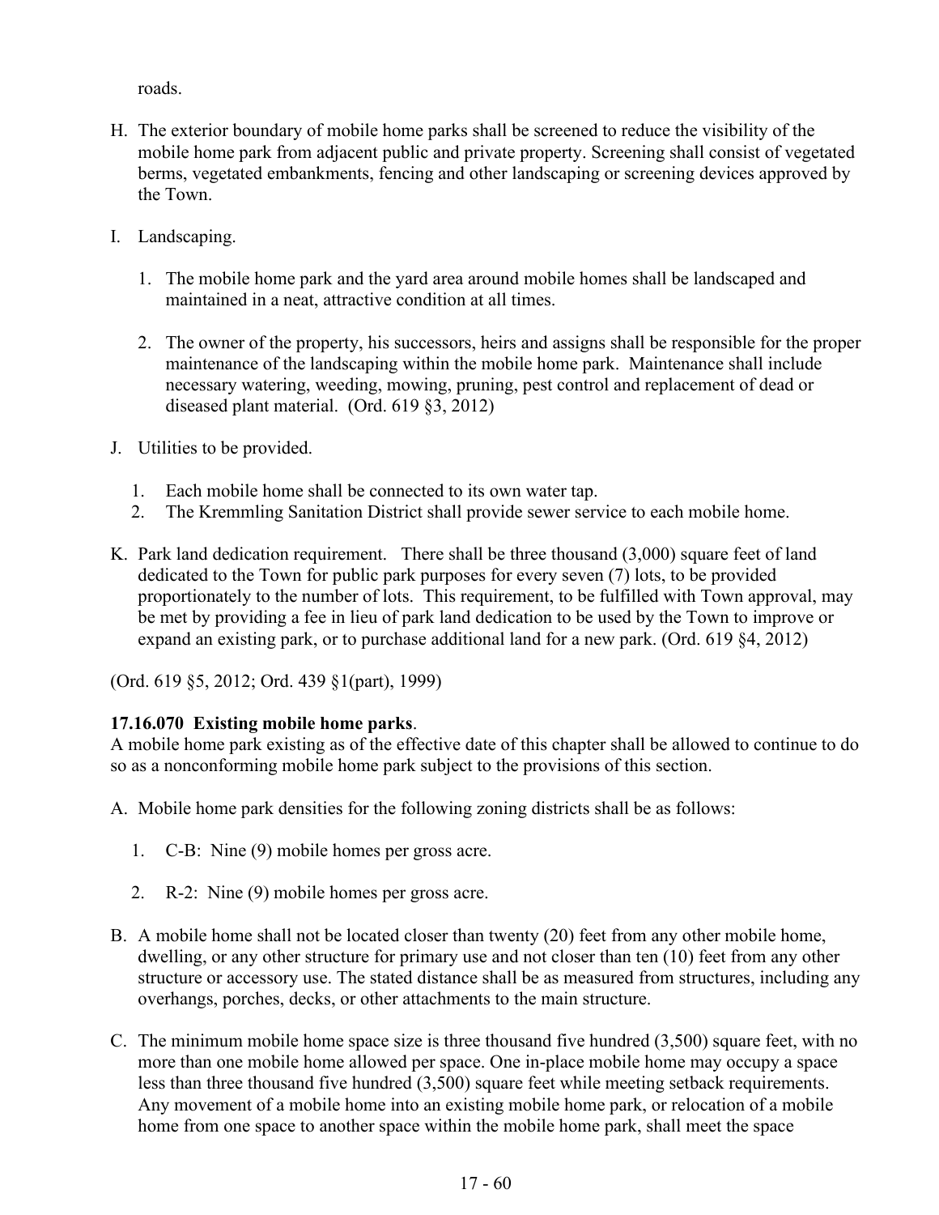roads.

H. The exterior boundary of mobile home parks shall be screened to reduce the visibility of the mobile home park from adjacent public and private property. Screening shall consist of vegetated berms, vegetated embankments, fencing and other landscaping or screening devices approved by the Town.

I. Landscaping.

   1. The mobile home park and the yard area around mobile homes shall be landscaped and maintained in a neat, attractive condition at all times.

   2. The owner of the property, his successors, heirs and assigns shall be responsible for the proper maintenance of the landscaping within the mobile home park. Maintenance shall include necessary watering, weeding, mowing, pruning, pest control and replacement of dead or diseased plant material. (Ord. 619 §3, 2012)

J. Utilities to be provided.

   1. Each mobile home shall be connected to its own water tap.
   2. The Kremmling Sanitation District shall provide sewer service to each mobile home.

K. Park land dedication requirement. There shall be three thousand (3,000) square feet of land dedicated to the Town for public park purposes for every seven (7) lots, to be provided proportionately to the number of lots. This requirement, to be fulfilled with Town approval, may be met by providing a fee in lieu of park land dedication to be used by the Town to improve or expand an existing park, or to purchase additional land for a new park. (Ord. 619 §4, 2012)

(Ord. 619 §5, 2012; Ord. 439 §1(part), 1999)

**17.16.070 Existing mobile home parks**.
A mobile home park existing as of the effective date of this chapter shall be allowed to continue to do so as a nonconforming mobile home park subject to the provisions of this section.

A. Mobile home park densities for the following zoning districts shall be as follows:

   1. C-B: Nine (9) mobile homes per gross acre.

   2. R-2: Nine (9) mobile homes per gross acre.

B. A mobile home shall not be located closer than twenty (20) feet from any other mobile home, dwelling, or any other structure for primary use and not closer than ten (10) feet from any other structure or accessory use. The stated distance shall be as measured from structures, including any overhangs, porches, decks, or other attachments to the main structure.

C. The minimum mobile home space size is three thousand five hundred (3,500) square feet, with no more than one mobile home allowed per space. One in-place mobile home may occupy a space less than three thousand five hundred (3,500) square feet while meeting setback requirements. Any movement of a mobile home into an existing mobile home park, or relocation of a mobile home from one space to another space within the mobile home park, shall meet the space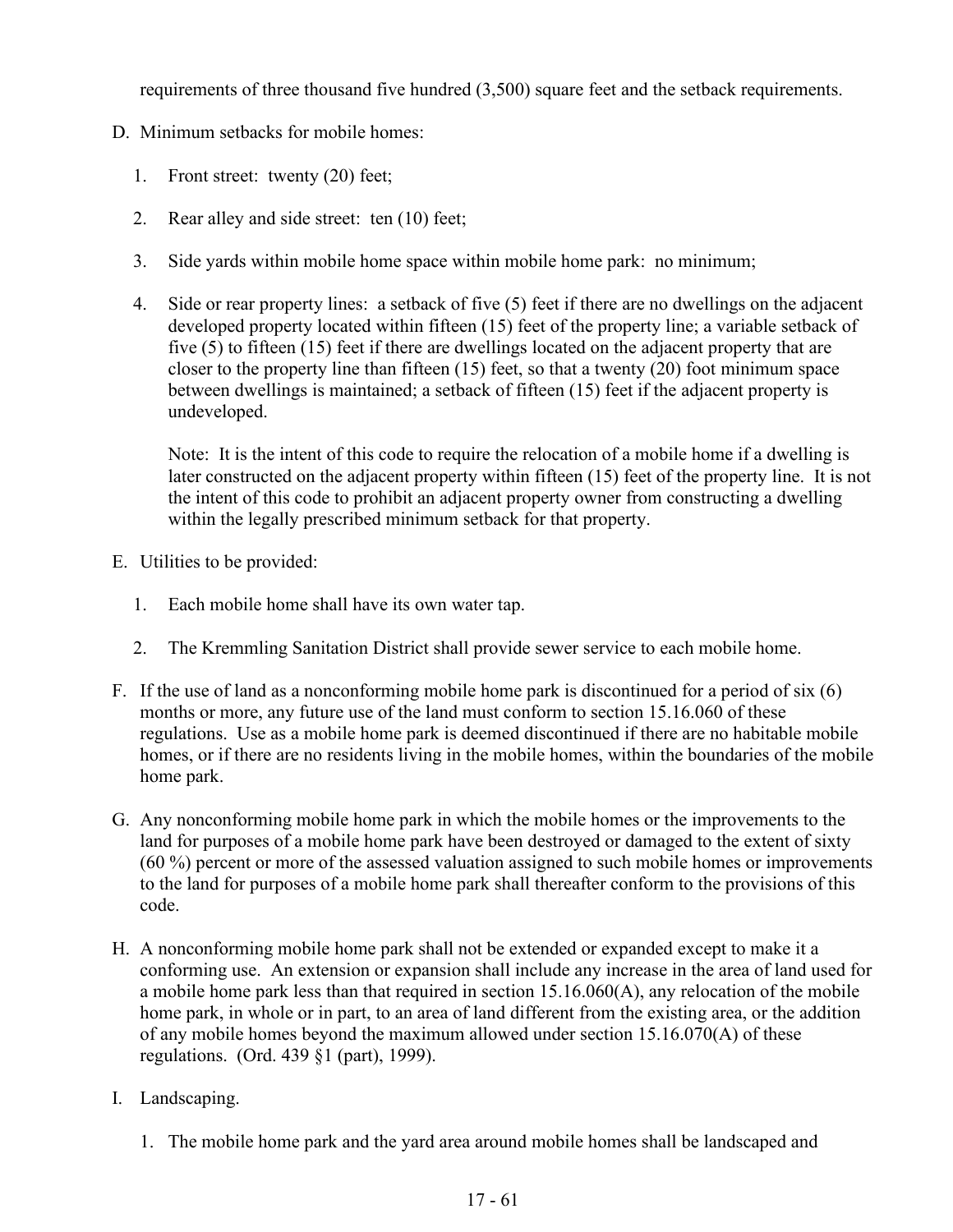requirements of three thousand five hundred (3,500) square feet and the setback requirements.

D. Minimum setbacks for mobile homes:

   1. Front street: twenty (20) feet;

   2. Rear alley and side street: ten (10) feet;

   3. Side yards within mobile home space within mobile home park: no minimum;

   4. Side or rear property lines: a setback of five (5) feet if there are no dwellings on the adjacent developed property located within fifteen (15) feet of the property line; a variable setback of five (5) to fifteen (15) feet if there are dwellings located on the adjacent property that are closer to the property line than fifteen (15) feet, so that a twenty (20) foot minimum space between dwellings is maintained; a setback of fifteen (15) feet if the adjacent property is undeveloped.

      Note: It is the intent of this code to require the relocation of a mobile home if a dwelling is later constructed on the adjacent property within fifteen (15) feet of the property line. It is not the intent of this code to prohibit an adjacent property owner from constructing a dwelling within the legally prescribed minimum setback for that property.

E. Utilities to be provided:

   1. Each mobile home shall have its own water tap.

   2. The Kremmling Sanitation District shall provide sewer service to each mobile home.

F. If the use of land as a nonconforming mobile home park is discontinued for a period of six (6) months or more, any future use of the land must conform to section 15.16.060 of these regulations. Use as a mobile home park is deemed discontinued if there are no habitable mobile homes, or if there are no residents living in the mobile homes, within the boundaries of the mobile home park.

G. Any nonconforming mobile home park in which the mobile homes or the improvements to the land for purposes of a mobile home park have been destroyed or damaged to the extent of sixty (60 %) percent or more of the assessed valuation assigned to such mobile homes or improvements to the land for purposes of a mobile home park shall thereafter conform to the provisions of this code.

H. A nonconforming mobile home park shall not be extended or expanded except to make it a conforming use. An extension or expansion shall include any increase in the area of land used for a mobile home park less than that required in section 15.16.060(A), any relocation of the mobile home park, in whole or in part, to an area of land different from the existing area, or the addition of any mobile homes beyond the maximum allowed under section 15.16.070(A) of these regulations. (Ord. 439 §1 (part), 1999).

I. Landscaping.

   1. The mobile home park and the yard area around mobile homes shall be landscaped and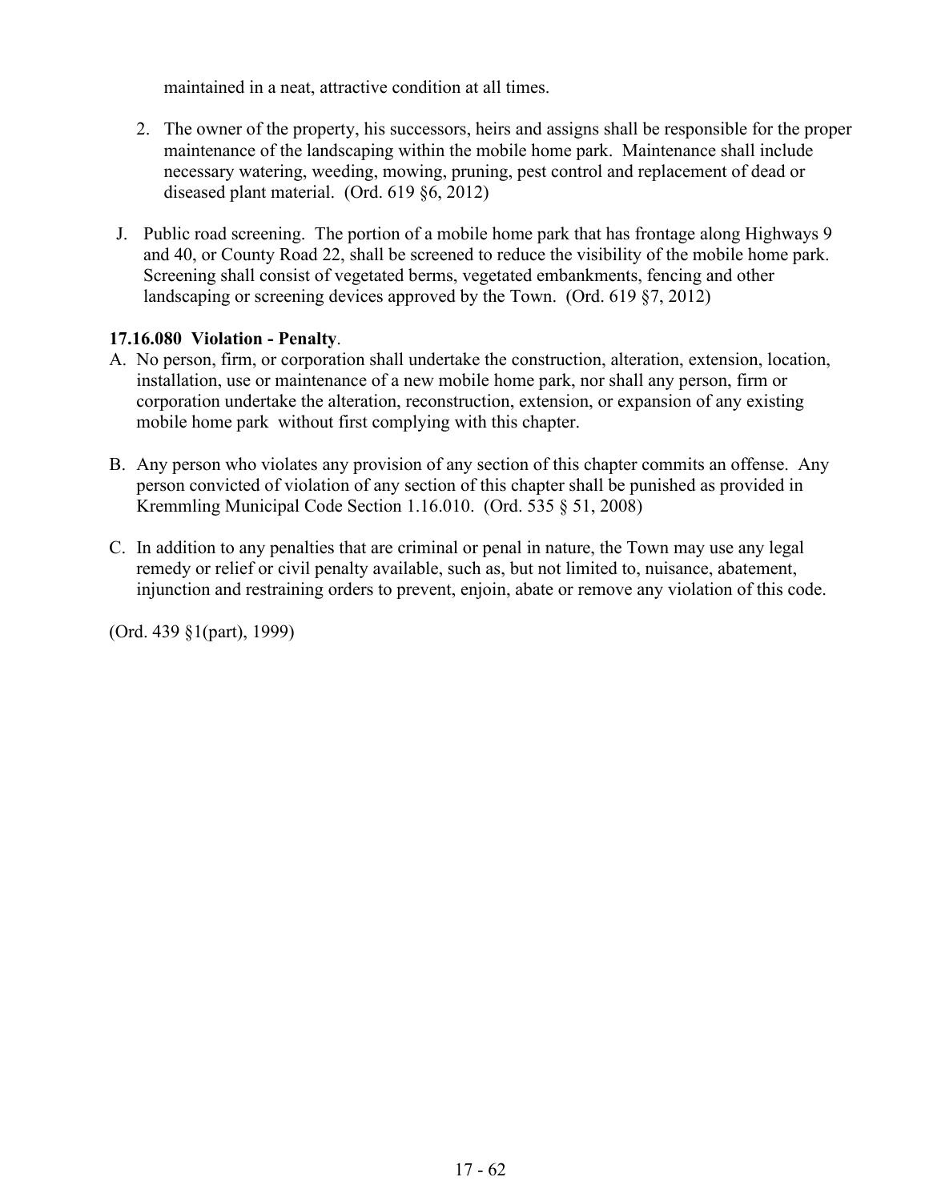maintained in a neat, attractive condition at all times.

2. The owner of the property, his successors, heirs and assigns shall be responsible for the proper maintenance of the landscaping within the mobile home park. Maintenance shall include necessary watering, weeding, mowing, pruning, pest control and replacement of dead or diseased plant material. (Ord. 619 §6, 2012)

J. Public road screening. The portion of a mobile home park that has frontage along Highways 9 and 40, or County Road 22, shall be screened to reduce the visibility of the mobile home park. Screening shall consist of vegetated berms, vegetated embankments, fencing and other landscaping or screening devices approved by the Town. (Ord. 619 §7, 2012)

**17.16.080 Violation - Penalty**.

A. No person, firm, or corporation shall undertake the construction, alteration, extension, location, installation, use or maintenance of a new mobile home park, nor shall any person, firm or corporation undertake the alteration, reconstruction, extension, or expansion of any existing mobile home park without first complying with this chapter.

B. Any person who violates any provision of any section of this chapter commits an offense. Any person convicted of violation of any section of this chapter shall be punished as provided in Kremmling Municipal Code Section 1.16.010. (Ord. 535 § 51, 2008)

C. In addition to any penalties that are criminal or penal in nature, the Town may use any legal remedy or relief or civil penalty available, such as, but not limited to, nuisance, abatement, injunction and restraining orders to prevent, enjoin, abate or remove any violation of this code.

(Ord. 439 §1(part), 1999)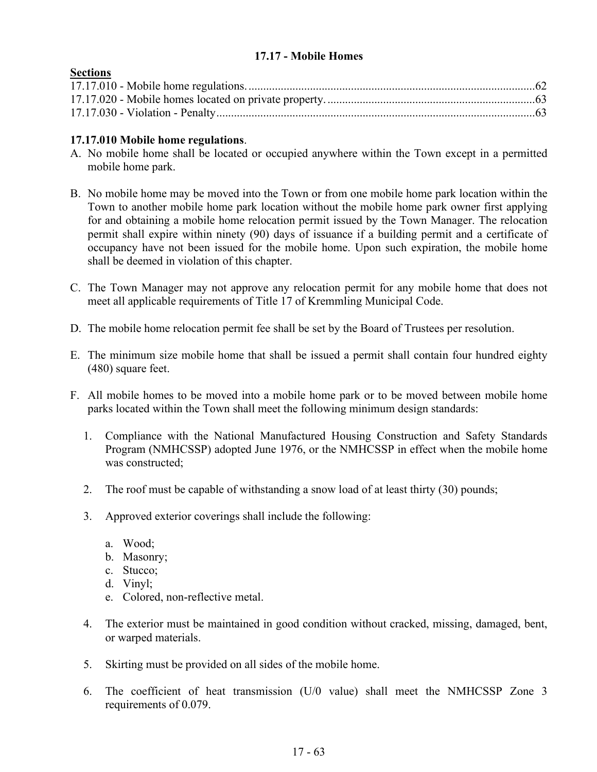## 17.17 - Mobile Homes

**Sections**

17.17.010 - Mobile home regulations. ..................................................................................................62
17.17.020 - Mobile homes located on private property. ......................................................................63
17.17.030 - Violation - Penalty............................................................................................................63

**17.17.010 Mobile home regulations**.

A. No mobile home shall be located or occupied anywhere within the Town except in a permitted mobile home park.

B. No mobile home may be moved into the Town or from one mobile home park location within the Town to another mobile home park location without the mobile home park owner first applying for and obtaining a mobile home relocation permit issued by the Town Manager. The relocation permit shall expire within ninety (90) days of issuance if a building permit and a certificate of occupancy have not been issued for the mobile home. Upon such expiration, the mobile home shall be deemed in violation of this chapter.

C. The Town Manager may not approve any relocation permit for any mobile home that does not meet all applicable requirements of Title 17 of Kremmling Municipal Code.

D. The mobile home relocation permit fee shall be set by the Board of Trustees per resolution.

E. The minimum size mobile home that shall be issued a permit shall contain four hundred eighty (480) square feet.

F. All mobile homes to be moved into a mobile home park or to be moved between mobile home parks located within the Town shall meet the following minimum design standards:

   1. Compliance with the National Manufactured Housing Construction and Safety Standards Program (NMHCSSP) adopted June 1976, or the NMHCSSP in effect when the mobile home was constructed;

   2. The roof must be capable of withstanding a snow load of at least thirty (30) pounds;

   3. Approved exterior coverings shall include the following:

      a. Wood;
      b. Masonry;
      c. Stucco;
      d. Vinyl;
      e. Colored, non-reflective metal.

   4. The exterior must be maintained in good condition without cracked, missing, damaged, bent, or warped materials.

   5. Skirting must be provided on all sides of the mobile home.

   6. The coefficient of heat transmission (U/0 value) shall meet the NMHCSSP Zone 3 requirements of 0.079.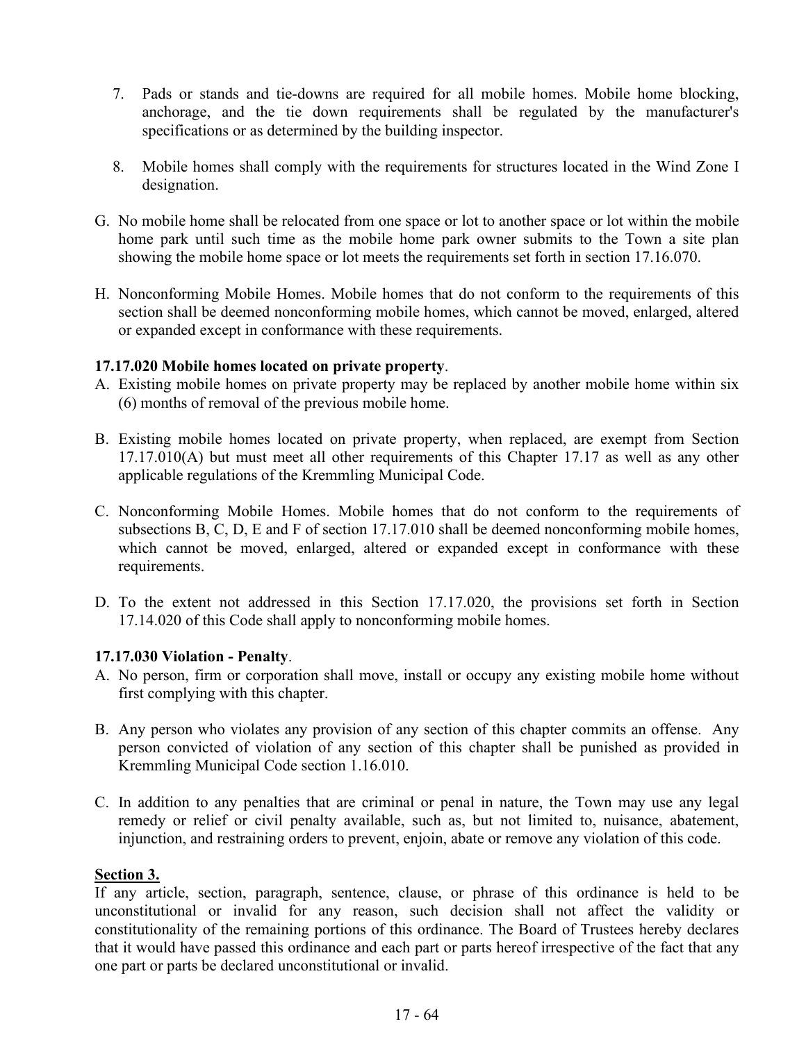7. Pads or stands and tie-downs are required for all mobile homes. Mobile home blocking, anchorage, and the tie down requirements shall be regulated by the manufacturer's specifications or as determined by the building inspector.

8. Mobile homes shall comply with the requirements for structures located in the Wind Zone I designation.

G. No mobile home shall be relocated from one space or lot to another space or lot within the mobile home park until such time as the mobile home park owner submits to the Town a site plan showing the mobile home space or lot meets the requirements set forth in section 17.16.070.

H. Nonconforming Mobile Homes. Mobile homes that do not conform to the requirements of this section shall be deemed nonconforming mobile homes, which cannot be moved, enlarged, altered or expanded except in conformance with these requirements.

**17.17.020 Mobile homes located on private property**.

A. Existing mobile homes on private property may be replaced by another mobile home within six (6) months of removal of the previous mobile home.

B. Existing mobile homes located on private property, when replaced, are exempt from Section 17.17.010(A) but must meet all other requirements of this Chapter 17.17 as well as any other applicable regulations of the Kremmling Municipal Code.

C. Nonconforming Mobile Homes. Mobile homes that do not conform to the requirements of subsections B, C, D, E and F of section 17.17.010 shall be deemed nonconforming mobile homes, which cannot be moved, enlarged, altered or expanded except in conformance with these requirements.

D. To the extent not addressed in this Section 17.17.020, the provisions set forth in Section 17.14.020 of this Code shall apply to nonconforming mobile homes.

**17.17.030 Violation - Penalty**.

A. No person, firm or corporation shall move, install or occupy any existing mobile home without first complying with this chapter.

B. Any person who violates any provision of any section of this chapter commits an offense. Any person convicted of violation of any section of this chapter shall be punished as provided in Kremmling Municipal Code section 1.16.010.

C. In addition to any penalties that are criminal or penal in nature, the Town may use any legal remedy or relief or civil penalty available, such as, but not limited to, nuisance, abatement, injunction, and restraining orders to prevent, enjoin, abate or remove any violation of this code.

**<u>Section 3.</u>**

If any article, section, paragraph, sentence, clause, or phrase of this ordinance is held to be unconstitutional or invalid for any reason, such decision shall not affect the validity or constitutionality of the remaining portions of this ordinance. The Board of Trustees hereby declares that it would have passed this ordinance and each part or parts hereof irrespective of the fact that any one part or parts be declared unconstitutional or invalid.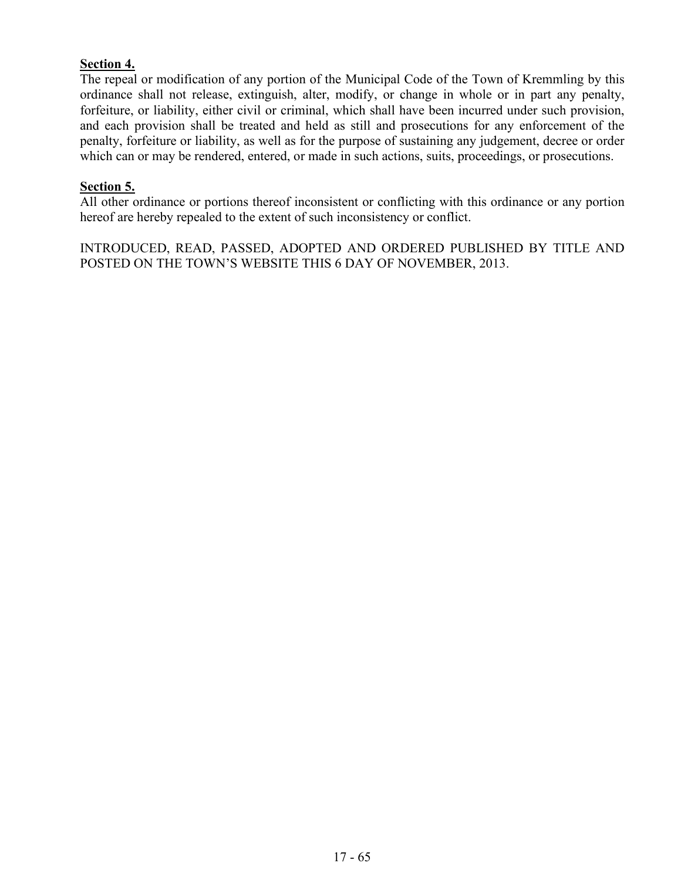**Section 4.**

The repeal or modification of any portion of the Municipal Code of the Town of Kremmling by this ordinance shall not release, extinguish, alter, modify, or change in whole or in part any penalty, forfeiture, or liability, either civil or criminal, which shall have been incurred under such provision, and each provision shall be treated and held as still and prosecutions for any enforcement of the penalty, forfeiture or liability, as well as for the purpose of sustaining any judgement, decree or order which can or may be rendered, entered, or made in such actions, suits, proceedings, or prosecutions.

**Section 5.**

All other ordinance or portions thereof inconsistent or conflicting with this ordinance or any portion hereof are hereby repealed to the extent of such inconsistency or conflict.

INTRODUCED, READ, PASSED, ADOPTED AND ORDERED PUBLISHED BY TITLE AND POSTED ON THE TOWN'S WEBSITE THIS 6 DAY OF NOVEMBER, 2013.